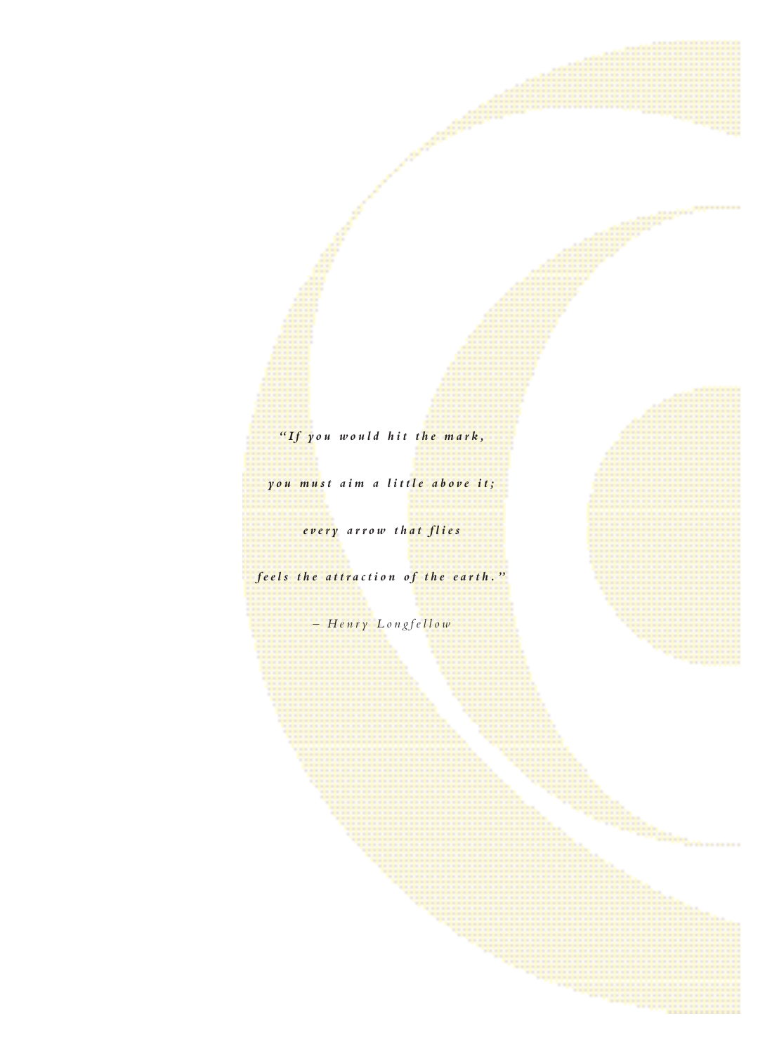*"If you would hit the mark,*

*you must aim a little above it;*

*every arrow that flies*

*feels the attraction of the earth."*

*– Henry Longfellow*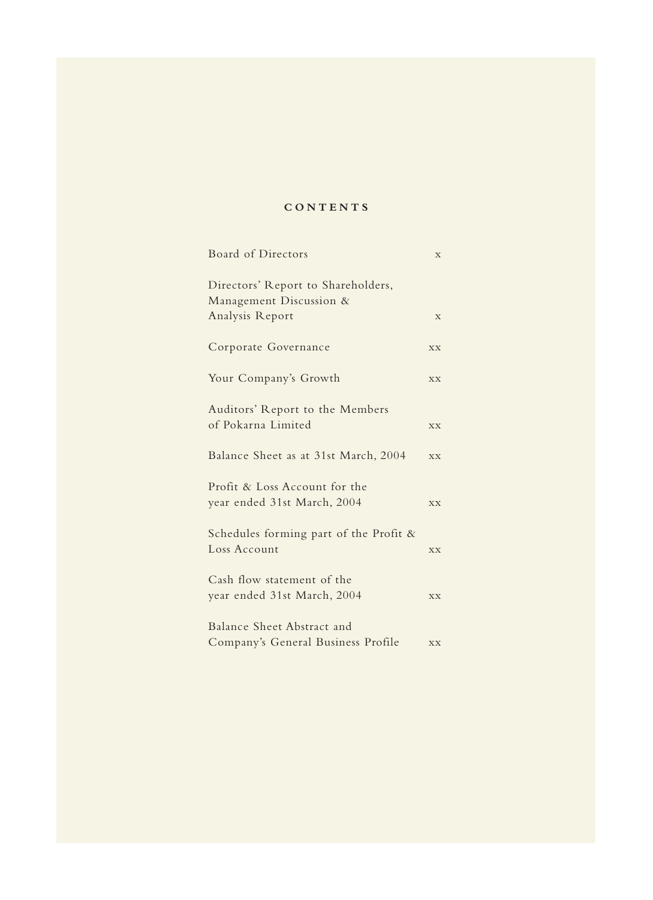# CONTENTS

| | |
|---|---|
| Board of Directors | x |
| Directors' Report to Shareholders, Management Discussion & Analysis Report | x |
| Corporate Governance | xx |
| Your Company's Growth | xx |
| Auditors' Report to the Members of Pokarna Limited | xx |
| Balance Sheet as at 31st March, 2004 | xx |
| Profit & Loss Account for the year ended 31st March, 2004 | xx |
| Schedules forming part of the Profit & Loss Account | xx |
| Cash flow statement of the year ended 31st March, 2004 | xx |
| Balance Sheet Abstract and Company's General Business Profile | xx |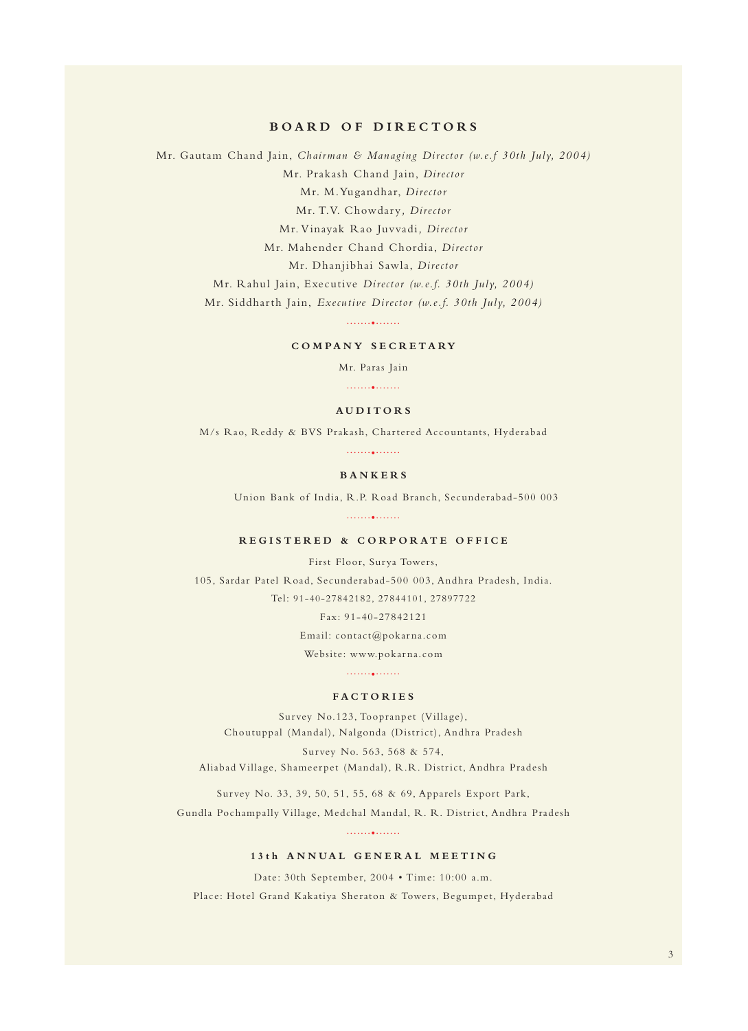## BOARD OF DIRECTORS

Mr. Gautam Chand Jain, *Chairman & Managing Director (w.e.f 30th July, 2004)*

Mr. Prakash Chand Jain, *Director*

Mr. M.Yugandhar, *Director*

Mr. T.V. Chowdary, *Director*

Mr. Vinayak Rao Juvvadi, *Director*

Mr. Mahender Chand Chordia, *Director*

Mr. Dhanjibhai Sawla, *Director*

Mr. Rahul Jain, Executive *Director (w.e.f. 30th July, 2004)*

Mr. Siddharth Jain, *Executive Director (w.e.f. 30th July, 2004)*

## COMPANY SECRETARY

Mr. Paras Jain

## AUDITORS

M/s Rao, Reddy & BVS Prakash, Chartered Accountants, Hyderabad

## BANKERS

Union Bank of India, R.P. Road Branch, Secunderabad-500 003

## REGISTERED & CORPORATE OFFICE

First Floor, Surya Towers,

105, Sardar Patel Road, Secunderabad-500 003, Andhra Pradesh, India.

Tel: 91-40-27842182, 27844101, 27897722

Fax: 91-40-27842121

Email: contact@pokarna.com

Website: www.pokarna.com

## FACTORIES

Survey No.123, Toopranpet (Village),
Choutuppal (Mandal), Nalgonda (District), Andhra Pradesh

Survey No. 563, 568 & 574,
Aliabad Village, Shameerpet (Mandal), R.R. District, Andhra Pradesh

Survey No. 33, 39, 50, 51, 55, 68 & 69, Apparels Export Park,
Gundla Pochampally Village, Medchal Mandal, R. R. District, Andhra Pradesh

## 13th ANNUAL GENERAL MEETING

Date: 30th September, 2004 • Time: 10:00 a.m.

Place: Hotel Grand Kakatiya Sheraton & Towers, Begumpet, Hyderabad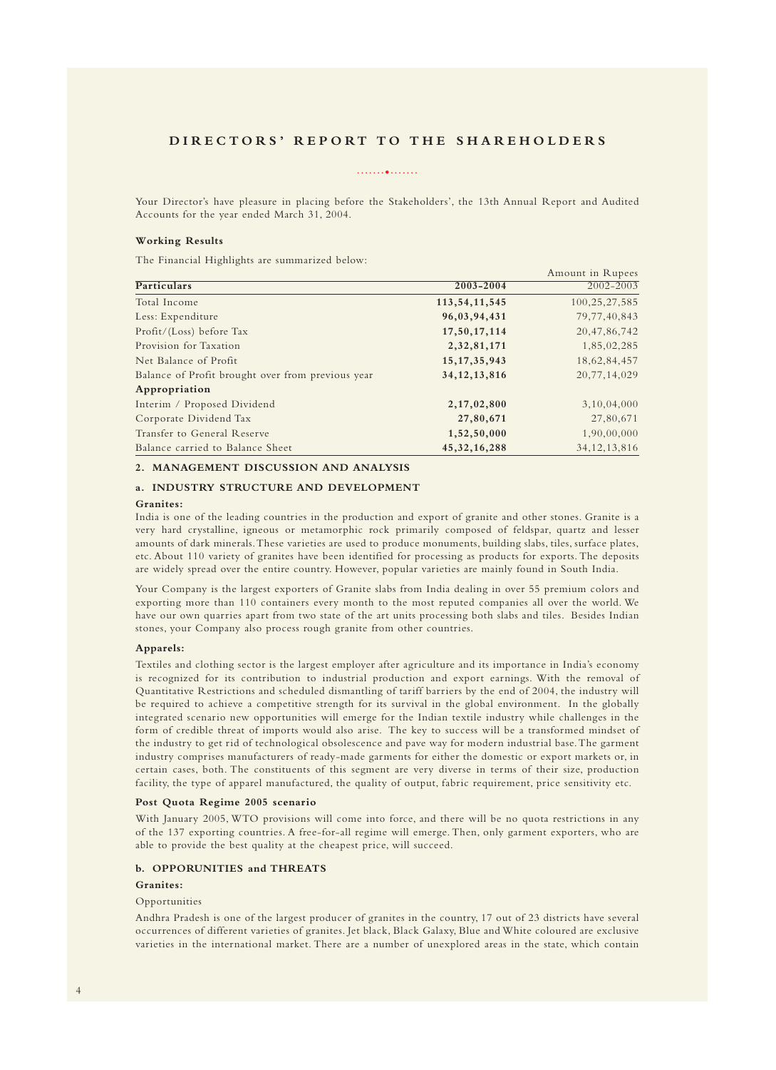# DIRECTORS' REPORT TO THE SHAREHOLDERS

Your Director's have pleasure in placing before the Stakeholders', the 13th Annual Report and Audited Accounts for the year ended March 31, 2004.

**Working Results**

The Financial Highlights are summarized below:

Amount in Rupees

| Particulars | 2003-2004 | 2002-2003 |
|---|---|---|
| Total Income | **113,54,11,545** | 100,25,27,585 |
| Less: Expenditure | **96,03,94,431** | 79,77,40,843 |
| Profit/(Loss) before Tax | **17,50,17,114** | 20,47,86,742 |
| Provision for Taxation | **2,32,81,171** | 1,85,02,285 |
| Net Balance of Profit | **15,17,35,943** | 18,62,84,457 |
| Balance of Profit brought over from previous year | **34,12,13,816** | 20,77,14,029 |
| **Appropriation** | | |
| Interim / Proposed Dividend | **2,17,02,800** | 3,10,04,000 |
| Corporate Dividend Tax | **27,80,671** | 27,80,671 |
| Transfer to General Reserve | **1,52,50,000** | 1,90,00,000 |
| Balance carried to Balance Sheet | **45,32,16,288** | 34,12,13,816 |

## 2. MANAGEMENT DISCUSSION AND ANALYSIS

### a. INDUSTRY STRUCTURE AND DEVELOPMENT

**Granites:**

India is one of the leading countries in the production and export of granite and other stones. Granite is a very hard crystalline, igneous or metamorphic rock primarily composed of feldspar, quartz and lesser amounts of dark minerals. These varieties are used to produce monuments, building slabs, tiles, surface plates, etc. About 110 variety of granites have been identified for processing as products for exports. The deposits are widely spread over the entire country. However, popular varieties are mainly found in South India.

Your Company is the largest exporters of Granite slabs from India dealing in over 55 premium colors and exporting more than 110 containers every month to the most reputed companies all over the world. We have our own quarries apart from two state of the art units processing both slabs and tiles. Besides Indian stones, your Company also process rough granite from other countries.

**Apparels:**

Textiles and clothing sector is the largest employer after agriculture and its importance in India's economy is recognized for its contribution to industrial production and export earnings. With the removal of Quantitative Restrictions and scheduled dismantling of tariff barriers by the end of 2004, the industry will be required to achieve a competitive strength for its survival in the global environment. In the globally integrated scenario new opportunities will emerge for the Indian textile industry while challenges in the form of credible threat of imports would also arise. The key to success will be a transformed mindset of the industry to get rid of technological obsolescence and pave way for modern industrial base. The garment industry comprises manufacturers of ready-made garments for either the domestic or export markets or, in certain cases, both. The constituents of this segment are very diverse in terms of their size, production facility, the type of apparel manufactured, the quality of output, fabric requirement, price sensitivity etc.

**Post Quota Regime 2005 scenario**

With January 2005, WTO provisions will come into force, and there will be no quota restrictions in any of the 137 exporting countries. A free-for-all regime will emerge. Then, only garment exporters, who are able to provide the best quality at the cheapest price, will succeed.

### b. OPPORUNITIES and THREATS

**Granites:**

Opportunities

Andhra Pradesh is one of the largest producer of granites in the country, 17 out of 23 districts have several occurrences of different varieties of granites. Jet black, Black Galaxy, Blue and White coloured are exclusive varieties in the international market. There are a number of unexplored areas in the state, which contain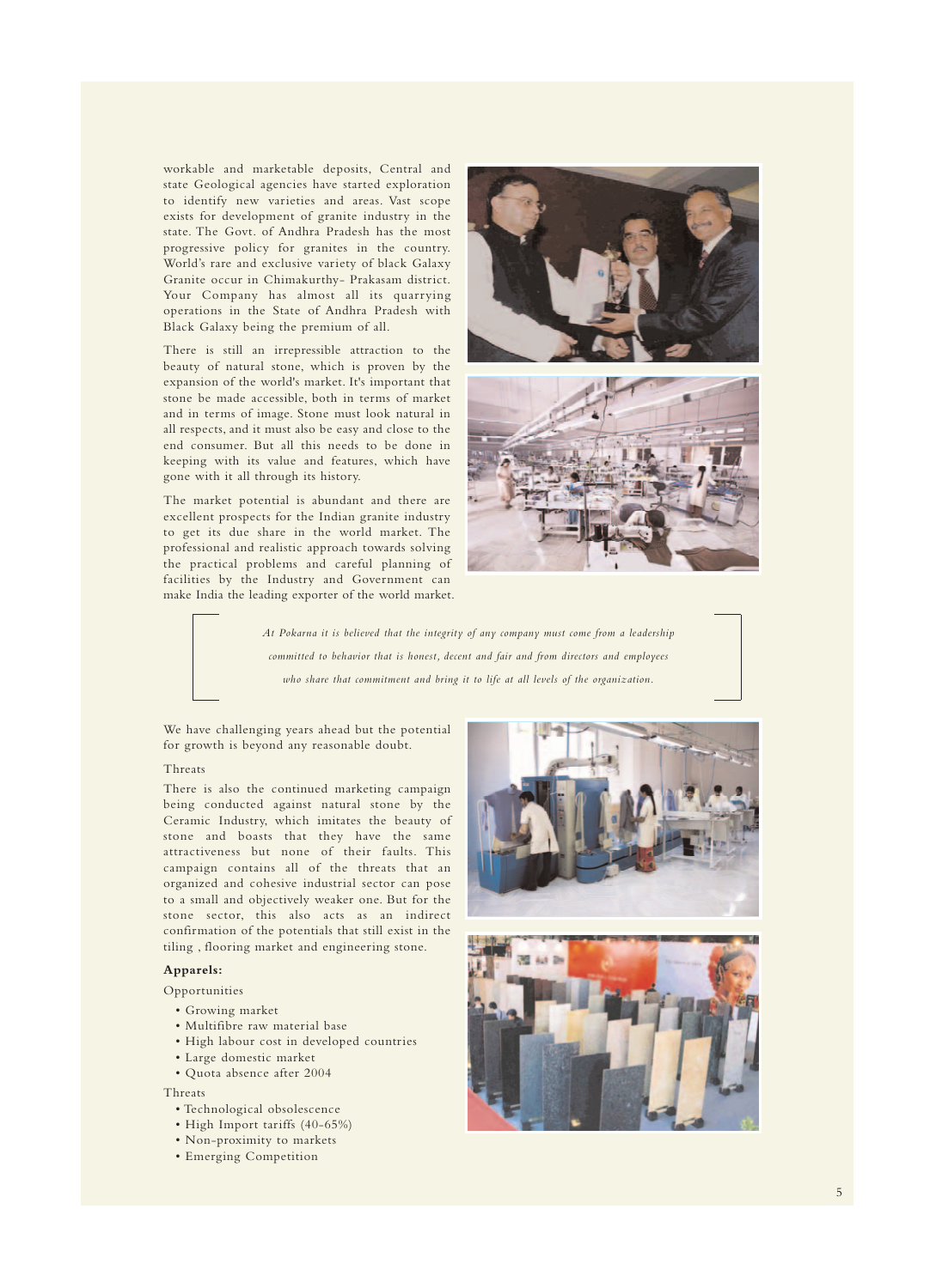workable and marketable deposits, Central and state Geological agencies have started exploration to identify new varieties and areas. Vast scope exists for development of granite industry in the state. The Govt. of Andhra Pradesh has the most progressive policy for granites in the country. World's rare and exclusive variety of black Galaxy Granite occur in Chimakurthy- Prakasam district. Your Company has almost all its quarrying operations in the State of Andhra Pradesh with Black Galaxy being the premium of all.

There is still an irrepressible attraction to the beauty of natural stone, which is proven by the expansion of the world's market. It's important that stone be made accessible, both in terms of market and in terms of image. Stone must look natural in all respects, and it must also be easy and close to the end consumer. But all this needs to be done in keeping with its value and features, which have gone with it all through its history.

The market potential is abundant and there are excellent prospects for the Indian granite industry to get its due share in the world market. The professional and realistic approach towards solving the practical problems and careful planning of facilities by the Industry and Government can make India the leading exporter of the world market.

*At Pokarna it is believed that the integrity of any company must come from a leadership committed to behavior that is honest, decent and fair and from directors and employees who share that commitment and bring it to life at all levels of the organization.*

We have challenging years ahead but the potential for growth is beyond any reasonable doubt.

Threats

There is also the continued marketing campaign being conducted against natural stone by the Ceramic Industry, which imitates the beauty of stone and boasts that they have the same attractiveness but none of their faults. This campaign contains all of the threats that an organized and cohesive industrial sector can pose to a small and objectively weaker one. But for the stone sector, this also acts as an indirect confirmation of the potentials that still exist in the tiling , flooring market and engineering stone.

**Apparels:**

Opportunities

- Growing market
- Multifibre raw material base
- High labour cost in developed countries
- Large domestic market
- Quota absence after 2004

Threats

- Technological obsolescence
- High Import tariffs (40-65%)
- Non-proximity to markets
- Emerging Competition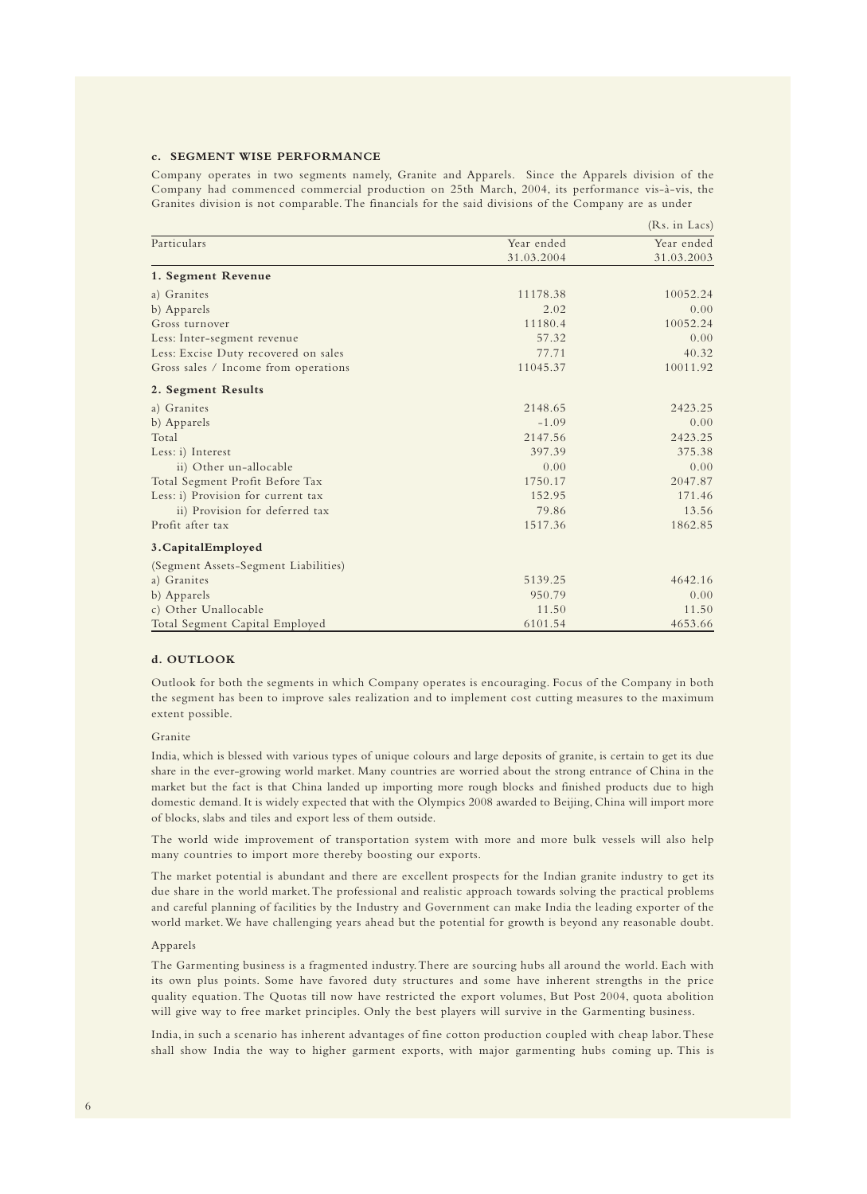**c. SEGMENT WISE PERFORMANCE**

Company operates in two segments namely, Granite and Apparels. Since the Apparels division of the Company had commenced commercial production on 25th March, 2004, its performance vis-à-vis, the Granites division is not comparable. The financials for the said divisions of the Company are as under

(Rs. in Lacs)

| Particulars | Year ended 31.03.2004 | Year ended 31.03.2003 |
|---|---|---|
| **1. Segment Revenue** | | |
| a) Granites | 11178.38 | 10052.24 |
| b) Apparels | 2.02 | 0.00 |
| Gross turnover | 11180.4 | 10052.24 |
| Less: Inter-segment revenue | 57.32 | 0.00 |
| Less: Excise Duty recovered on sales | 77.71 | 40.32 |
| Gross sales / Income from operations | 11045.37 | 10011.92 |
| **2. Segment Results** | | |
| a) Granites | 2148.65 | 2423.25 |
| b) Apparels | -1.09 | 0.00 |
| Total | 2147.56 | 2423.25 |
| Less: i) Interest | 397.39 | 375.38 |
| ii) Other un-allocable | 0.00 | 0.00 |
| Total Segment Profit Before Tax | 1750.17 | 2047.87 |
| Less: i) Provision for current tax | 152.95 | 171.46 |
| ii) Provision for deferred tax | 79.86 | 13.56 |
| Profit after tax | 1517.36 | 1862.85 |
| **3.CapitalEmployed** | | |
| (Segment Assets-Segment Liabilities) | | |
| a) Granites | 5139.25 | 4642.16 |
| b) Apparels | 950.79 | 0.00 |
| c) Other Unallocable | 11.50 | 11.50 |
| Total Segment Capital Employed | 6101.54 | 4653.66 |

**d. OUTLOOK**

Outlook for both the segments in which Company operates is encouraging. Focus of the Company in both the segment has been to improve sales realization and to implement cost cutting measures to the maximum extent possible.

Granite

India, which is blessed with various types of unique colours and large deposits of granite, is certain to get its due share in the ever-growing world market. Many countries are worried about the strong entrance of China in the market but the fact is that China landed up importing more rough blocks and finished products due to high domestic demand. It is widely expected that with the Olympics 2008 awarded to Beijing, China will import more of blocks, slabs and tiles and export less of them outside.

The world wide improvement of transportation system with more and more bulk vessels will also help many countries to import more thereby boosting our exports.

The market potential is abundant and there are excellent prospects for the Indian granite industry to get its due share in the world market. The professional and realistic approach towards solving the practical problems and careful planning of facilities by the Industry and Government can make India the leading exporter of the world market. We have challenging years ahead but the potential for growth is beyond any reasonable doubt.

Apparels

The Garmenting business is a fragmented industry. There are sourcing hubs all around the world. Each with its own plus points. Some have favored duty structures and some have inherent strengths in the price quality equation. The Quotas till now have restricted the export volumes, But Post 2004, quota abolition will give way to free market principles. Only the best players will survive in the Garmenting business.

India, in such a scenario has inherent advantages of fine cotton production coupled with cheap labor. These shall show India the way to higher garment exports, with major garmenting hubs coming up. This is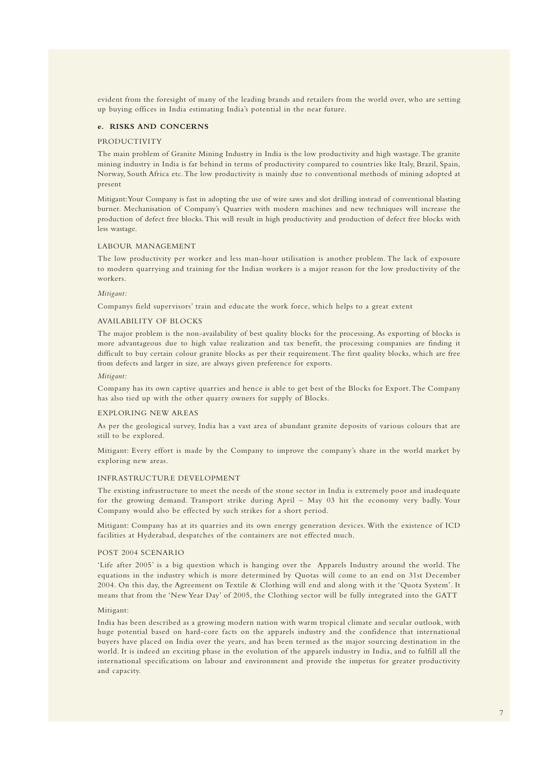evident from the foresight of many of the leading brands and retailers from the world over, who are setting up buying offices in India estimating India's potential in the near future.

### e. RISKS AND CONCERNS

#### PRODUCTIVITY

The main problem of Granite Mining Industry in India is the low productivity and high wastage. The granite mining industry in India is far behind in terms of productivity compared to countries like Italy, Brazil, Spain, Norway, South Africa etc. The low productivity is mainly due to conventional methods of mining adopted at present

Mitigant: Your Company is fast in adopting the use of wire saws and slot drilling instead of conventional blasting burner. Mechanisation of Company's Quarries with modern machines and new techniques will increase the production of defect free blocks. This will result in high productivity and production of defect free blocks with less wastage.

#### LABOUR MANAGEMENT

The low productivity per worker and less man-hour utilisation is another problem. The lack of exposure to modern quarrying and training for the Indian workers is a major reason for the low productivity of the workers.

*Mitigant:*

Companys field supervisors' train and educate the work force, which helps to a great extent

#### AVAILABILITY OF BLOCKS

The major problem is the non-availability of best quality blocks for the processing. As exporting of blocks is more advantageous due to high value realization and tax benefit, the processing companies are finding it difficult to buy certain colour granite blocks as per their requirement. The first quality blocks, which are free from defects and larger in size, are always given preference for exports.

*Mitigant:*

Company has its own captive quarries and hence is able to get best of the Blocks for Export. The Company has also tied up with the other quarry owners for supply of Blocks.

#### EXPLORING NEW AREAS

As per the geological survey, India has a vast area of abundant granite deposits of various colours that are still to be explored.

Mitigant: Every effort is made by the Company to improve the company's share in the world market by exploring new areas.

#### INFRASTRUCTURE DEVELOPMENT

The existing infrastructure to meet the needs of the stone sector in India is extremely poor and inadequate for the growing demand. Transport strike during April – May 03 hit the economy very badly. Your Company would also be effected by such strikes for a short period.

Mitigant: Company has at its quarries and its own energy generation devices. With the existence of ICD facilities at Hyderabad, despatches of the containers are not effected much.

#### POST 2004 SCENARIO

'Life after 2005' is a big question which is hanging over the Apparels Industry around the world. The equations in the industry which is more determined by Quotas will come to an end on 31st December 2004. On this day, the Agreement on Textile & Clothing will end and along with it the 'Quota System'. It means that from the 'New Year Day' of 2005, the Clothing sector will be fully integrated into the GATT

Mitigant:

India has been described as a growing modern nation with warm tropical climate and secular outlook, with huge potential based on hard-core facts on the apparels industry and the confidence that international buyers have placed on India over the years, and has been termed as the major sourcing destination in the world. It is indeed an exciting phase in the evolution of the apparels industry in India, and to fulfill all the international specifications on labour and environment and provide the impetus for greater productivity and capacity.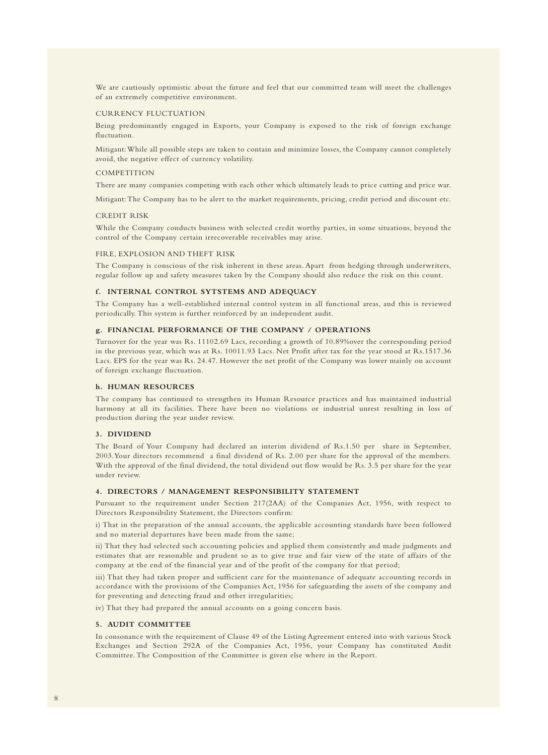We are cautiously optimistic about the future and feel that our committed team will meet the challenges of an extremely competitive environment.

CURRENCY FLUCTUATION

Being predominantly engaged in Exports, your Company is exposed to the risk of foreign exchange fluctuation.

Mitigant: While all possible steps are taken to contain and minimize losses, the Company cannot completely avoid, the negative effect of currency volatility.

COMPETITION

There are many companies competing with each other which ultimately leads to price cutting and price war.

Mitigant: The Company has to be alert to the market requirements, pricing, credit period and discount etc.

CREDIT RISK

While the Company conducts business with selected credit worthy parties, in some situations, beyond the control of the Company certain irrecoverable receivables may arise.

FIRE, EXPLOSION AND THEFT RISK

The Company is conscious of the risk inherent in these areas. Apart from hedging through underwriters, regular follow up and safety measures taken by the Company should also reduce the risk on this count.

**f. INTERNAL CONTROL SYTSTEMS AND ADEQUACY**

The Company has a well-established internal control system in all functional areas, and this is reviewed periodically. This system is further reinforced by an independent audit.

**g. FINANCIAL PERFORMANCE OF THE COMPANY / OPERATIONS**

Turnover for the year was Rs. 11102.69 Lacs, recording a growth of 10.89%over the corresponding period in the previous year, which was at Rs. 10011.93 Lacs. Net Profit after tax for the year stood at Rs.1517.36 Lacs. EPS for the year was Rs. 24.47. However the net profit of the Company was lower mainly on account of foreign exchange fluctuation.

**h. HUMAN RESOURCES**

The company has continued to strengthen its Human Resource practices and has maintained industrial harmony at all its facilities. There have been no violations or industrial unrest resulting in loss of production during the year under review.

## 3. DIVIDEND

The Board of Your Company had declared an interim dividend of Rs.1.50 per share in September, 2003.Your directors recommend a final dividend of Rs. 2.00 per share for the approval of the members. With the approval of the final dividend, the total dividend out flow would be Rs. 3.5 per share for the year under review.

## 4. DIRECTORS / MANAGEMENT RESPONSIBILITY STATEMENT

Pursuant to the requirement under Section 217(2AA) of the Companies Act, 1956, with respect to Directors Responsibility Statement, the Directors confirm:

i) That in the preparation of the annual accounts, the applicable accounting standards have been followed and no material departures have been made from the same;

ii) That they had selected such accounting policies and applied them consistently and made judgments and estimates that are reasonable and prudent so as to give true and fair view of the state of affairs of the company at the end of the financial year and of the profit of the company for that period;

iii) That they had taken proper and sufficient care for the maintenance of adequate accounting records in accordance with the provisions of the Companies Act, 1956 for safeguarding the assets of the company and for preventing and detecting fraud and other irregularities;

iv) That they had prepared the annual accounts on a going concern basis.

## 5. AUDIT COMMITTEE

In consonance with the requirement of Clause 49 of the Listing Agreement entered into with various Stock Exchanges and Section 292A of the Companies Act, 1956, your Company has constituted Audit Committee. The Composition of the Committee is given else where in the Report.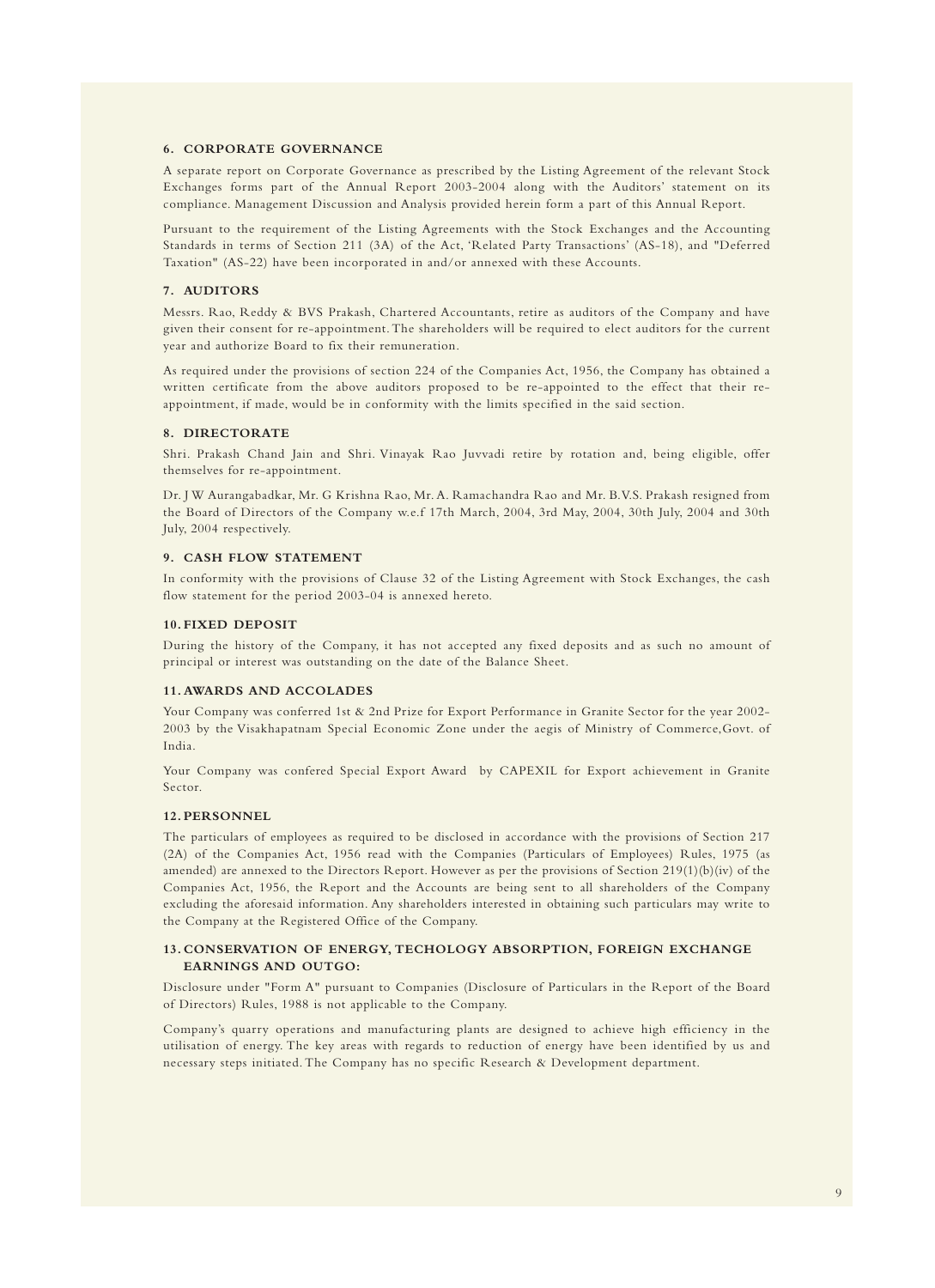### 6. CORPORATE GOVERNANCE

A separate report on Corporate Governance as prescribed by the Listing Agreement of the relevant Stock Exchanges forms part of the Annual Report 2003-2004 along with the Auditors' statement on its compliance. Management Discussion and Analysis provided herein form a part of this Annual Report.

Pursuant to the requirement of the Listing Agreements with the Stock Exchanges and the Accounting Standards in terms of Section 211 (3A) of the Act, 'Related Party Transactions' (AS-18), and "Deferred Taxation" (AS-22) have been incorporated in and/or annexed with these Accounts.

### 7. AUDITORS

Messrs. Rao, Reddy & BVS Prakash, Chartered Accountants, retire as auditors of the Company and have given their consent for re-appointment. The shareholders will be required to elect auditors for the current year and authorize Board to fix their remuneration.

As required under the provisions of section 224 of the Companies Act, 1956, the Company has obtained a written certificate from the above auditors proposed to be re-appointed to the effect that their re-appointment, if made, would be in conformity with the limits specified in the said section.

### 8. DIRECTORATE

Shri. Prakash Chand Jain and Shri. Vinayak Rao Juvvadi retire by rotation and, being eligible, offer themselves for re-appointment.

Dr. J W Aurangabadkar, Mr. G Krishna Rao, Mr. A. Ramachandra Rao and Mr. B.V.S. Prakash resigned from the Board of Directors of the Company w.e.f 17th March, 2004, 3rd May, 2004, 30th July, 2004 and 30th July, 2004 respectively.

### 9. CASH FLOW STATEMENT

In conformity with the provisions of Clause 32 of the Listing Agreement with Stock Exchanges, the cash flow statement for the period 2003-04 is annexed hereto.

### 10. FIXED DEPOSIT

During the history of the Company, it has not accepted any fixed deposits and as such no amount of principal or interest was outstanding on the date of the Balance Sheet.

### 11. AWARDS AND ACCOLADES

Your Company was conferred 1st & 2nd Prize for Export Performance in Granite Sector for the year 2002-2003 by the Visakhapatnam Special Economic Zone under the aegis of Ministry of Commerce,Govt. of India.

Your Company was confered Special Export Award by CAPEXIL for Export achievement in Granite Sector.

### 12. PERSONNEL

The particulars of employees as required to be disclosed in accordance with the provisions of Section 217 (2A) of the Companies Act, 1956 read with the Companies (Particulars of Employees) Rules, 1975 (as amended) are annexed to the Directors Report. However as per the provisions of Section 219(1)(b)(iv) of the Companies Act, 1956, the Report and the Accounts are being sent to all shareholders of the Company excluding the aforesaid information. Any shareholders interested in obtaining such particulars may write to the Company at the Registered Office of the Company.

### 13. CONSERVATION OF ENERGY, TECHOLOGY ABSORPTION, FOREIGN EXCHANGE EARNINGS AND OUTGO:

Disclosure under "Form A" pursuant to Companies (Disclosure of Particulars in the Report of the Board of Directors) Rules, 1988 is not applicable to the Company.

Company's quarry operations and manufacturing plants are designed to achieve high efficiency in the utilisation of energy. The key areas with regards to reduction of energy have been identified by us and necessary steps initiated. The Company has no specific Research & Development department.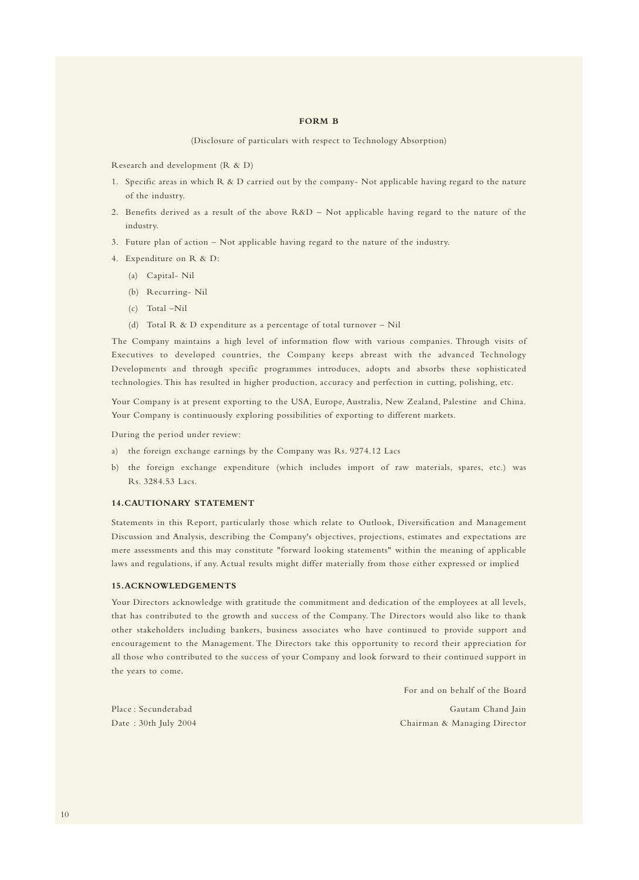## FORM B

(Disclosure of particulars with respect to Technology Absorption)

Research and development (R & D)

1. Specific areas in which R & D carried out by the company- Not applicable having regard to the nature of the industry.
2. Benefits derived as a result of the above R&D – Not applicable having regard to the nature of the industry.
3. Future plan of action – Not applicable having regard to the nature of the industry.
4. Expenditure on R & D:
   - (a) Capital- Nil
   - (b) Recurring- Nil
   - (c) Total –Nil
   - (d) Total R & D expenditure as a percentage of total turnover – Nil

The Company maintains a high level of information flow with various companies. Through visits of Executives to developed countries, the Company keeps abreast with the advanced Technology Developments and through specific programmes introduces, adopts and absorbs these sophisticated technologies. This has resulted in higher production, accuracy and perfection in cutting, polishing, etc.

Your Company is at present exporting to the USA, Europe, Australia, New Zealand, Palestine and China. Your Company is continuously exploring possibilities of exporting to different markets.

During the period under review:

a) the foreign exchange earnings by the Company was Rs. 9274.12 Lacs

b) the foreign exchange expenditure (which includes import of raw materials, spares, etc.) was Rs. 3284.53 Lacs.

### 14. CAUTIONARY STATEMENT

Statements in this Report, particularly those which relate to Outlook, Diversification and Management Discussion and Analysis, describing the Company's objectives, projections, estimates and expectations are mere assessments and this may constitute "forward looking statements" within the meaning of applicable laws and regulations, if any. Actual results might differ materially from those either expressed or implied

### 15. ACKNOWLEDGEMENTS

Your Directors acknowledge with gratitude the commitment and dedication of the employees at all levels, that has contributed to the growth and success of the Company. The Directors would also like to thank other stakeholders including bankers, business associates who have continued to provide support and encouragement to the Management. The Directors take this opportunity to record their appreciation for all those who contributed to the success of your Company and look forward to their continued support in the years to come.

For and on behalf of the Board

Place : Secunderabad

Date : 30th July 2004

Gautam Chand Jain

Chairman & Managing Director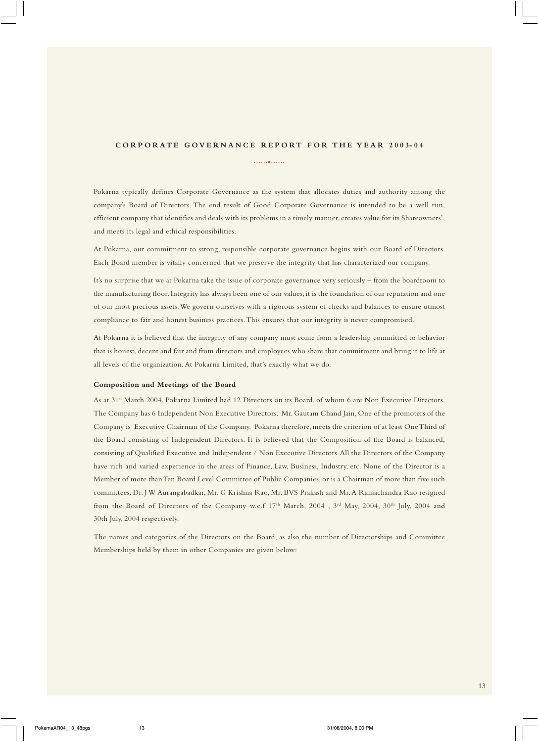## CORPORATE GOVERNANCE REPORT FOR THE YEAR 2003-04

Pokarna typically defines Corporate Governance as the system that allocates duties and authority among the company's Board of Directors. The end result of Good Corporate Governance is intended to be a well run, efficient company that identifies and deals with its problems in a timely manner, creates value for its Shareowners', and meets its legal and ethical responsibilities.

At Pokarna, our commitment to strong, responsible corporate governance begins with our Board of Directors. Each Board member is vitally concerned that we preserve the integrity that has characterized our company.

It's no surprise that we at Pokarna take the issue of corporate governance very seriously – from the boardroom to the manufacturing floor. Integrity has always been one of our values; it is the foundation of our reputation and one of our most precious assets. We govern ourselves with a rigorous system of checks and balances to ensure utmost compliance to fair and honest business practices. This ensures that our integrity is never compromised.

At Pokarna it is believed that the integrity of any company must come from a leadership committed to behavior that is honest, decent and fair and from directors and employees who share that commitment and bring it to life at all levels of the organization. At Pokarna Limited, that's exactly what we do.

**Composition and Meetings of the Board**

As at 31st March 2004, Pokarna Limited had 12 Directors on its Board, of whom 6 are Non Executive Directors. The Company has 6 Independent Non Executive Directors. Mr. Gautam Chand Jain, One of the promoters of the Company is Executive Chairman of the Company. Pokarna therefore, meets the criterion of at least One Third of the Board consisting of Independent Directors. It is believed that the Composition of the Board is balanced, consisting of Qualified Executive and Independent / Non Executive Directors. All the Directors of the Company have rich and varied experience in the areas of Finance, Law, Business, Industry, etc. None of the Director is a Member of more than Ten Board Level Committee of Public Companies, or is a Chairman of more than five such committees. Dr. J W Aurangabadkar, Mr. G Krishna Rao, Mr. BVS Prakash and Mr. A Ramachandra Rao resigned from the Board of Directors of the Company w.e.f 17th March, 2004 , 3rd May, 2004, 30th July, 2004 and 30th July, 2004 respectively.

The names and categories of the Directors on the Board, as also the number of Directorships and Committee Memberships held by them in other Companies are given below: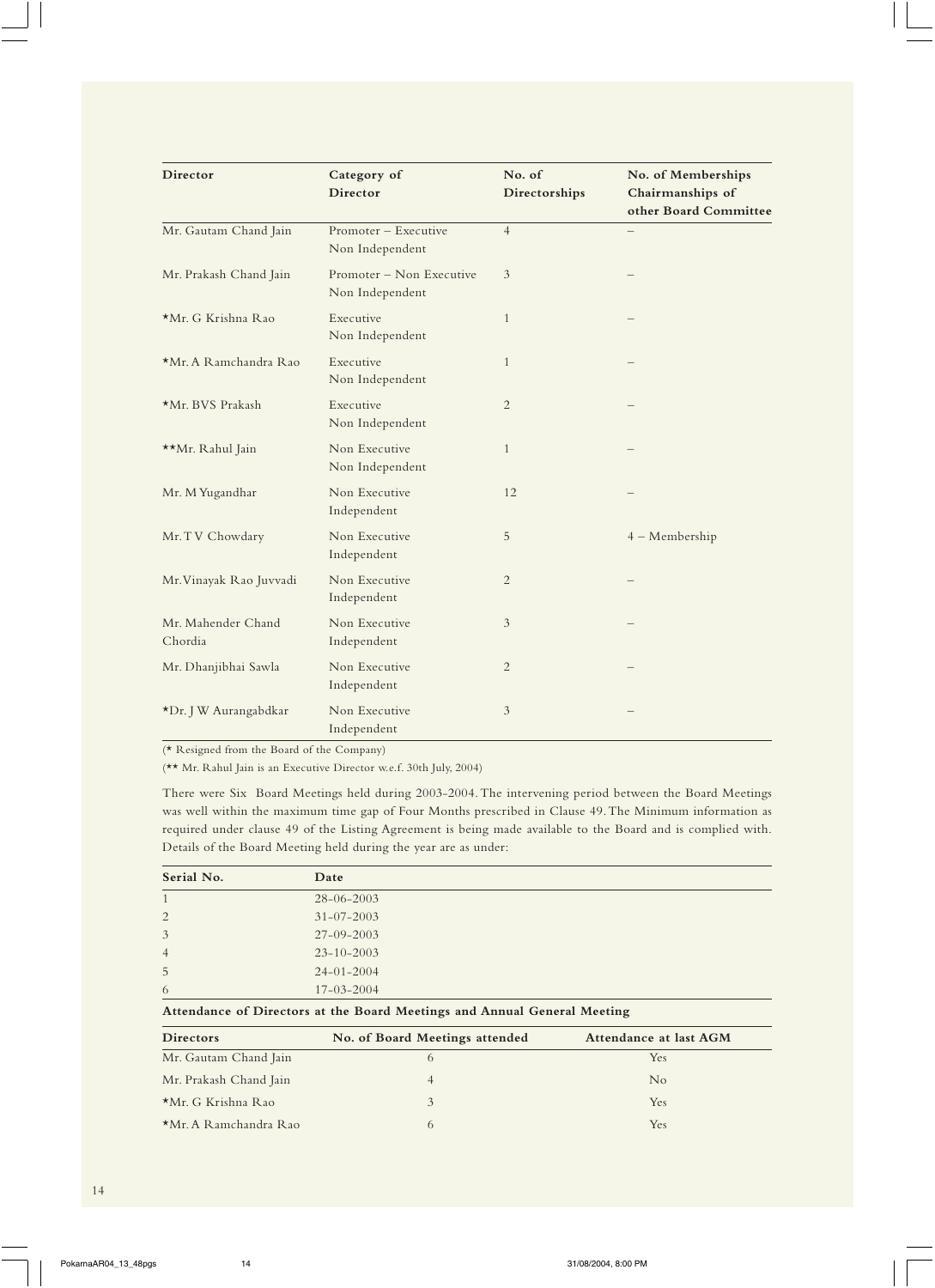| Director | Category of Director | No. of Directorships | No. of Memberships Chairmanships of other Board Committee |
|---|---|---|---|
| Mr. Gautam Chand Jain | Promoter – Executive Non Independent | 4 | – |
| Mr. Prakash Chand Jain | Promoter – Non Executive Non Independent | 3 | – |
| *Mr. G Krishna Rao | Executive Non Independent | 1 | – |
| *Mr. A Ramchandra Rao | Executive Non Independent | 1 | – |
| *Mr. BVS Prakash | Executive Non Independent | 2 | – |
| **Mr. Rahul Jain | Non Executive Non Independent | 1 | – |
| Mr. M Yugandhar | Non Executive Independent | 12 | – |
| Mr. T V Chowdary | Non Executive Independent | 5 | 4 – Membership |
| Mr. Vinayak Rao Juvvadi | Non Executive Independent | 2 | – |
| Mr. Mahender Chand Chordia | Non Executive Independent | 3 | – |
| Mr. Dhanjibhai Sawla | Non Executive Independent | 2 | – |
| *Dr. J W Aurangabdkar | Non Executive Independent | 3 | – |

(* Resigned from the Board of the Company)

(** Mr. Rahul Jain is an Executive Director w.e.f. 30th July, 2004)

There were Six Board Meetings held during 2003-2004. The intervening period between the Board Meetings was well within the maximum time gap of Four Months prescribed in Clause 49. The Minimum information as required under clause 49 of the Listing Agreement is being made available to the Board and is complied with. Details of the Board Meeting held during the year are as under:

| Serial No. | Date |
|---|---|
| 1 | 28-06-2003 |
| 2 | 31-07-2003 |
| 3 | 27-09-2003 |
| 4 | 23-10-2003 |
| 5 | 24-01-2004 |
| 6 | 17-03-2004 |

**Attendance of Directors at the Board Meetings and Annual General Meeting**

| Directors | No. of Board Meetings attended | Attendance at last AGM |
|---|---|---|
| Mr. Gautam Chand Jain | 6 | Yes |
| Mr. Prakash Chand Jain | 4 | No |
| *Mr. G Krishna Rao | 3 | Yes |
| *Mr. A Ramchandra Rao | 6 | Yes |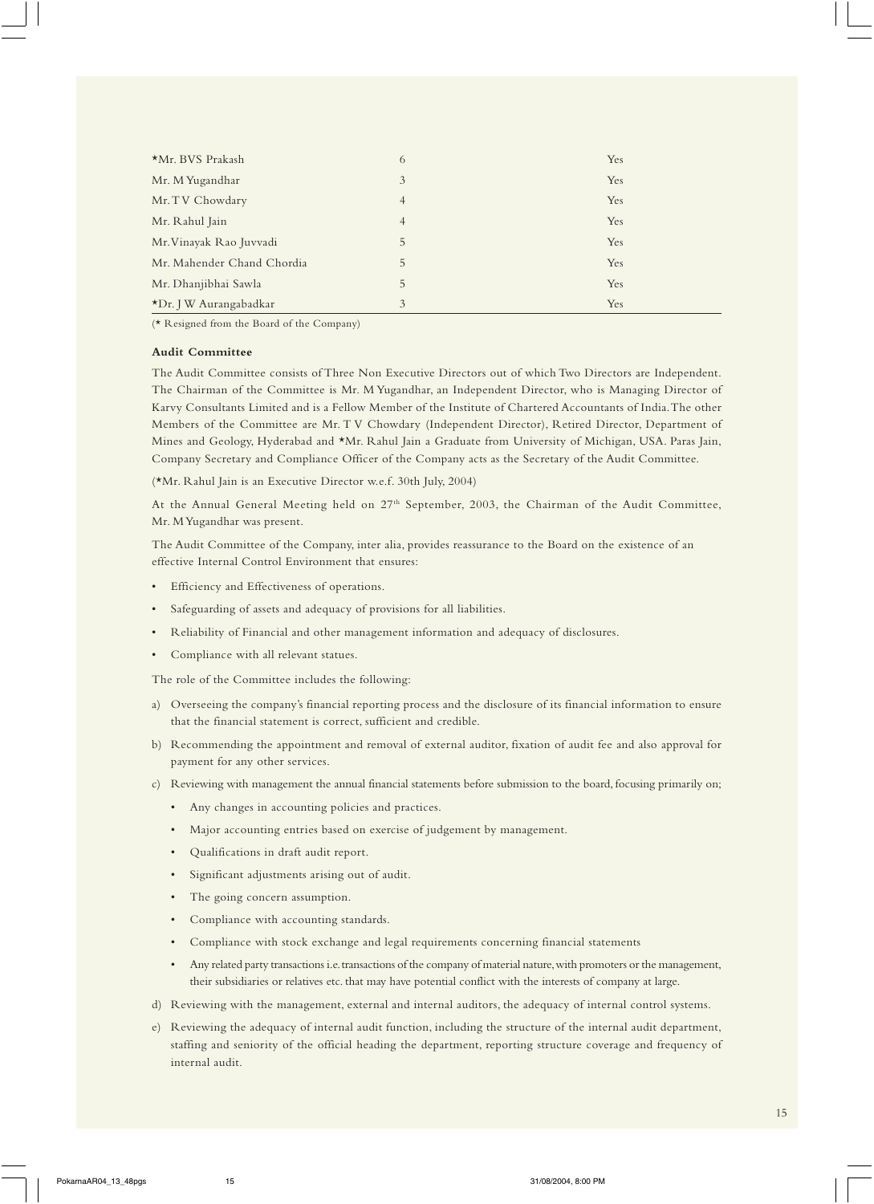| | | |
|---|---|---|
| *Mr. BVS Prakash | 6 | Yes |
| Mr. M Yugandhar | 3 | Yes |
| Mr. T V Chowdary | 4 | Yes |
| Mr. Rahul Jain | 4 | Yes |
| Mr. Vinayak Rao Juvvadi | 5 | Yes |
| Mr. Mahender Chand Chordia | 5 | Yes |
| Mr. Dhanjibhai Sawla | 5 | Yes |
| *Dr. J W Aurangabadkar | 3 | Yes |

(* Resigned from the Board of the Company)

**Audit Committee**

The Audit Committee consists of Three Non Executive Directors out of which Two Directors are Independent. The Chairman of the Committee is Mr. M Yugandhar, an Independent Director, who is Managing Director of Karvy Consultants Limited and is a Fellow Member of the Institute of Chartered Accountants of India. The other Members of the Committee are Mr. T V Chowdary (Independent Director), Retired Director, Department of Mines and Geology, Hyderabad and *Mr. Rahul Jain a Graduate from University of Michigan, USA. Paras Jain, Company Secretary and Compliance Officer of the Company acts as the Secretary of the Audit Committee.

(*Mr. Rahul Jain is an Executive Director w.e.f. 30th July, 2004)

At the Annual General Meeting held on 27th September, 2003, the Chairman of the Audit Committee, Mr. M Yugandhar was present.

The Audit Committee of the Company, inter alia, provides reassurance to the Board on the existence of an effective Internal Control Environment that ensures:

- Efficiency and Effectiveness of operations.
- Safeguarding of assets and adequacy of provisions for all liabilities.
- Reliability of Financial and other management information and adequacy of disclosures.
- Compliance with all relevant statues.

The role of the Committee includes the following:

a) Overseeing the company's financial reporting process and the disclosure of its financial information to ensure that the financial statement is correct, sufficient and credible.

b) Recommending the appointment and removal of external auditor, fixation of audit fee and also approval for payment for any other services.

c) Reviewing with management the annual financial statements before submission to the board, focusing primarily on;
   - Any changes in accounting policies and practices.
   - Major accounting entries based on exercise of judgement by management.
   - Qualifications in draft audit report.
   - Significant adjustments arising out of audit.
   - The going concern assumption.
   - Compliance with accounting standards.
   - Compliance with stock exchange and legal requirements concerning financial statements
   - Any related party transactions i.e. transactions of the company of material nature, with promoters or the management, their subsidiaries or relatives etc. that may have potential conflict with the interests of company at large.

d) Reviewing with the management, external and internal auditors, the adequacy of internal control systems.

e) Reviewing the adequacy of internal audit function, including the structure of the internal audit department, staffing and seniority of the official heading the department, reporting structure coverage and frequency of internal audit.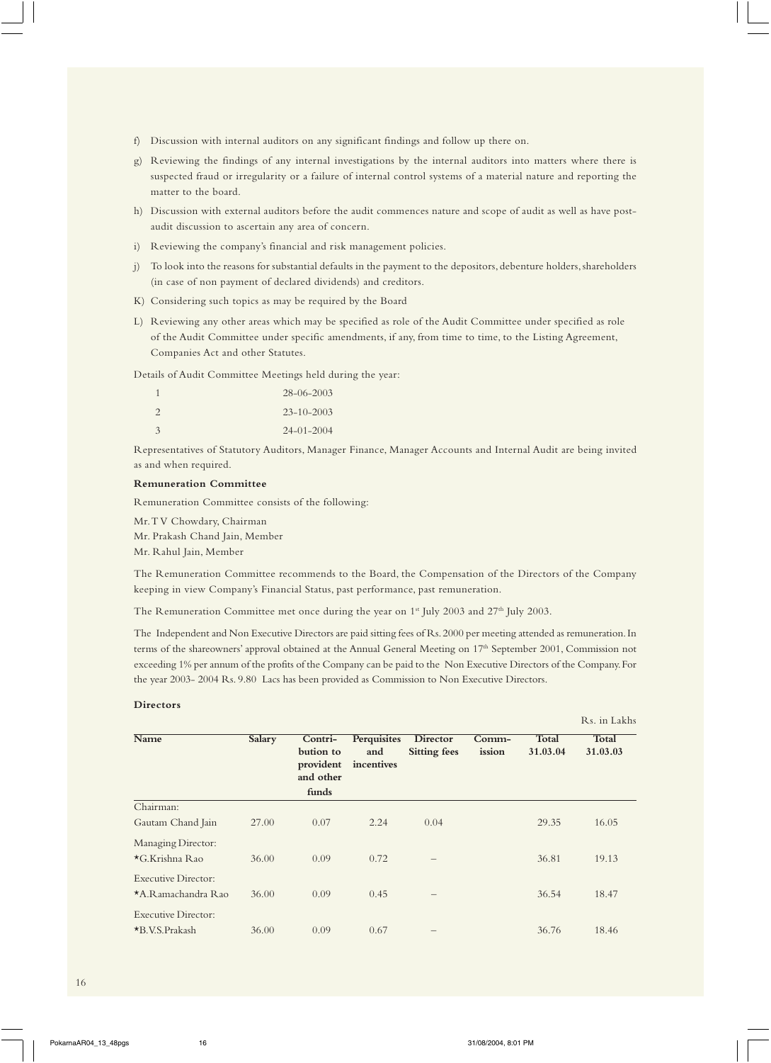f) Discussion with internal auditors on any significant findings and follow up there on.

g) Reviewing the findings of any internal investigations by the internal auditors into matters where there is suspected fraud or irregularity or a failure of internal control systems of a material nature and reporting the matter to the board.

h) Discussion with external auditors before the audit commences nature and scope of audit as well as have post-audit discussion to ascertain any area of concern.

i) Reviewing the company's financial and risk management policies.

j) To look into the reasons for substantial defaults in the payment to the depositors, debenture holders, shareholders (in case of non payment of declared dividends) and creditors.

K) Considering such topics as may be required by the Board

L) Reviewing any other areas which may be specified as role of the Audit Committee under specified as role of the Audit Committee under specific amendments, if any, from time to time, to the Listing Agreement, Companies Act and other Statutes.

Details of Audit Committee Meetings held during the year:

| | |
|---|---|
| 1 | 28-06-2003 |
| 2 | 23-10-2003 |
| 3 | 24-01-2004 |

Representatives of Statutory Auditors, Manager Finance, Manager Accounts and Internal Audit are being invited as and when required.

**Remuneration Committee**

Remuneration Committee consists of the following:

Mr. T V Chowdary, Chairman
Mr. Prakash Chand Jain, Member
Mr. Rahul Jain, Member

The Remuneration Committee recommends to the Board, the Compensation of the Directors of the Company keeping in view Company's Financial Status, past performance, past remuneration.

The Remuneration Committee met once during the year on 1st July 2003 and 27th July 2003.

The Independent and Non Executive Directors are paid sitting fees of Rs. 2000 per meeting attended as remuneration. In terms of the shareowners' approval obtained at the Annual General Meeting on 17th September 2001, Commission not exceeding 1% per annum of the profits of the Company can be paid to the Non Executive Directors of the Company. For the year 2003- 2004 Rs. 9.80 Lacs has been provided as Commission to Non Executive Directors.

**Directors**

Rs. in Lakhs

| Name | Salary | Contri-bution to provident and other funds | Perquisites and incentives | Director Sitting fees | Comm-ission | Total 31.03.04 | Total 31.03.03 |
|---|---|---|---|---|---|---|---|
| Chairman: | | | | | | | |
| Gautam Chand Jain | 27.00 | 0.07 | 2.24 | 0.04 | | 29.35 | 16.05 |
| Managing Director: | | | | | | | |
| *G.Krishna Rao | 36.00 | 0.09 | 0.72 | – | | 36.81 | 19.13 |
| Executive Director: | | | | | | | |
| *A.Ramachandra Rao | 36.00 | 0.09 | 0.45 | – | | 36.54 | 18.47 |
| Executive Director: | | | | | | | |
| *B.V.S.Prakash | 36.00 | 0.09 | 0.67 | – | | 36.76 | 18.46 |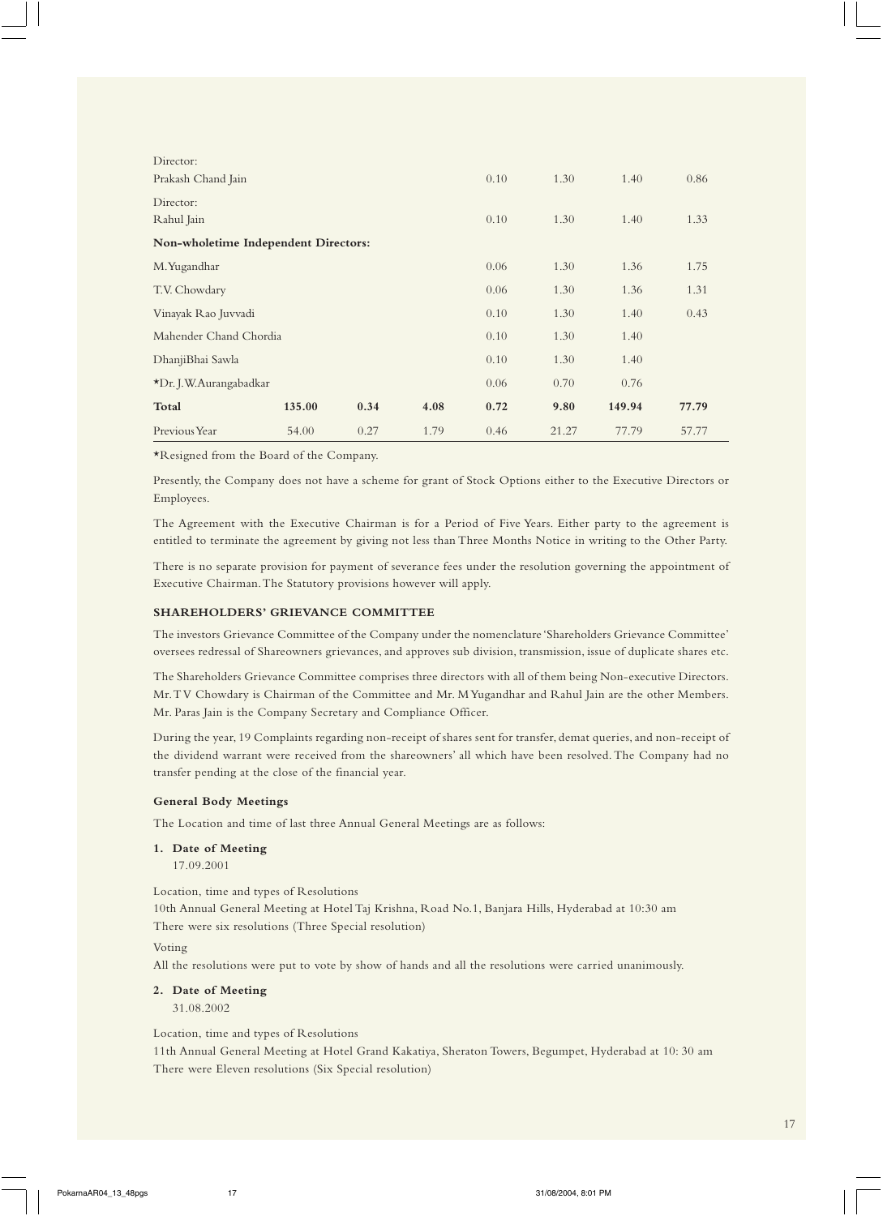| | | | | | | | |
|---|---|---|---|---|---|---|---|
| Director: | | | | | | | |
| Prakash Chand Jain | | | | 0.10 | 1.30 | 1.40 | 0.86 |
| Director: | | | | | | | |
| Rahul Jain | | | | 0.10 | 1.30 | 1.40 | 1.33 |
| **Non-wholetime Independent Directors:** | | | | | | | |
| M.Yugandhar | | | | 0.06 | 1.30 | 1.36 | 1.75 |
| T.V. Chowdary | | | | 0.06 | 1.30 | 1.36 | 1.31 |
| Vinayak Rao Juvvadi | | | | 0.10 | 1.30 | 1.40 | 0.43 |
| Mahender Chand Chordia | | | | 0.10 | 1.30 | 1.40 | |
| DhanjiBhai Sawla | | | | 0.10 | 1.30 | 1.40 | |
| *Dr. J.W.Aurangabadkar | | | | 0.06 | 0.70 | 0.76 | |
| **Total** | **135.00** | **0.34** | **4.08** | **0.72** | **9.80** | **149.94** | **77.79** |
| Previous Year | 54.00 | 0.27 | 1.79 | 0.46 | 21.27 | 77.79 | 57.77 |

*Resigned from the Board of the Company.

Presently, the Company does not have a scheme for grant of Stock Options either to the Executive Directors or Employees.

The Agreement with the Executive Chairman is for a Period of Five Years. Either party to the agreement is entitled to terminate the agreement by giving not less than Three Months Notice in writing to the Other Party.

There is no separate provision for payment of severance fees under the resolution governing the appointment of Executive Chairman. The Statutory provisions however will apply.

### SHAREHOLDERS' GRIEVANCE COMMITTEE

The investors Grievance Committee of the Company under the nomenclature 'Shareholders Grievance Committee' oversees redressal of Shareowners grievances, and approves sub division, transmission, issue of duplicate shares etc.

The Shareholders Grievance Committee comprises three directors with all of them being Non-executive Directors. Mr. T V Chowdary is Chairman of the Committee and Mr. M Yugandhar and Rahul Jain are the other Members. Mr. Paras Jain is the Company Secretary and Compliance Officer.

During the year, 19 Complaints regarding non-receipt of shares sent for transfer, demat queries, and non-receipt of the dividend warrant were received from the shareowners' all which have been resolved. The Company had no transfer pending at the close of the financial year.

### General Body Meetings

The Location and time of last three Annual General Meetings are as follows:

1. **Date of Meeting**
   17.09.2001

Location, time and types of Resolutions
10th Annual General Meeting at Hotel Taj Krishna, Road No.1, Banjara Hills, Hyderabad at 10:30 am
There were six resolutions (Three Special resolution)

Voting
All the resolutions were put to vote by show of hands and all the resolutions were carried unanimously.

2. **Date of Meeting**
   31.08.2002

Location, time and types of Resolutions
11th Annual General Meeting at Hotel Grand Kakatiya, Sheraton Towers, Begumpet, Hyderabad at 10: 30 am
There were Eleven resolutions (Six Special resolution)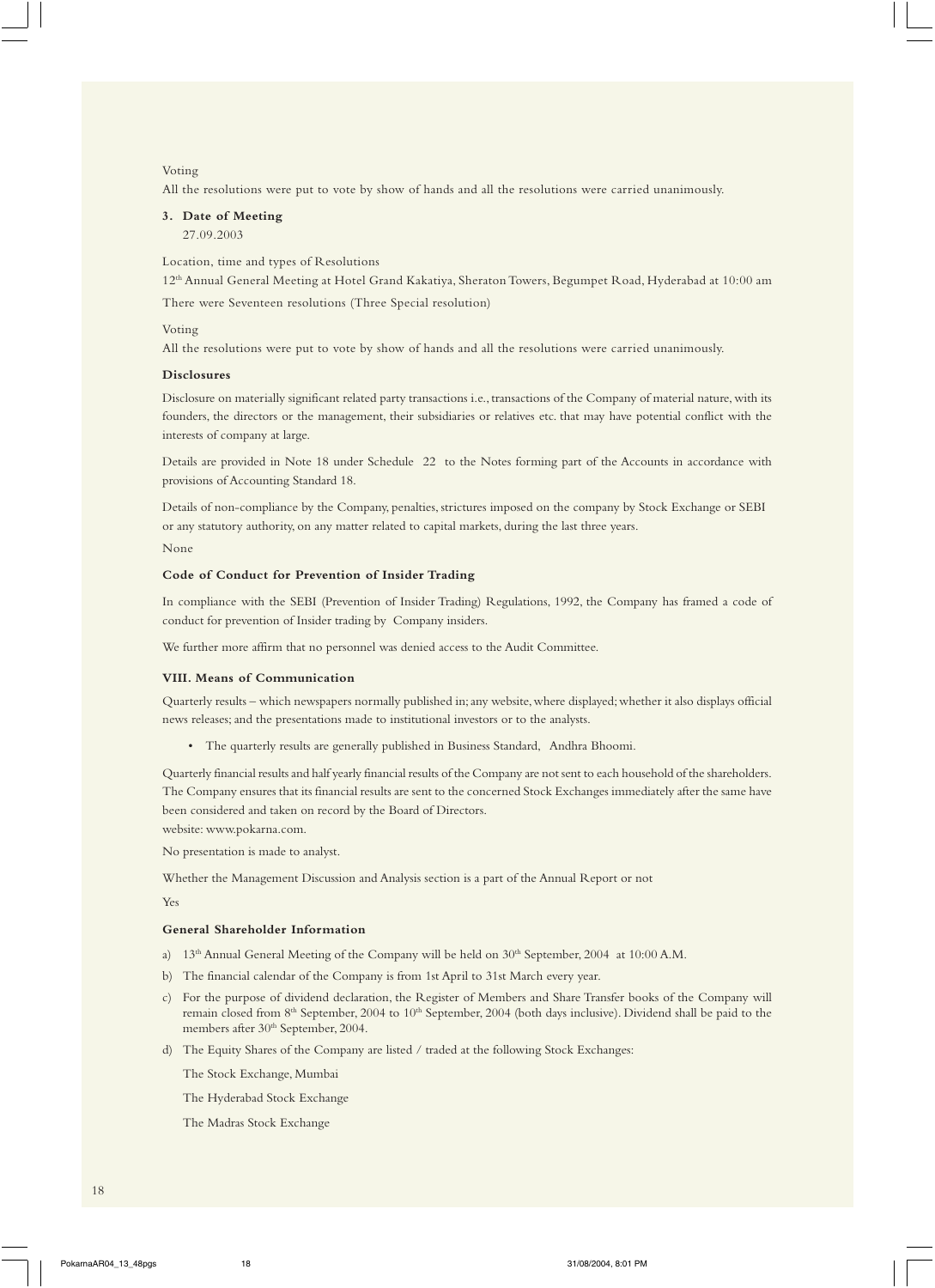Voting

All the resolutions were put to vote by show of hands and all the resolutions were carried unanimously.

**3. Date of Meeting**

27.09.2003

Location, time and types of Resolutions

12th Annual General Meeting at Hotel Grand Kakatiya, Sheraton Towers, Begumpet Road, Hyderabad at 10:00 am

There were Seventeen resolutions (Three Special resolution)

Voting

All the resolutions were put to vote by show of hands and all the resolutions were carried unanimously.

**Disclosures**

Disclosure on materially significant related party transactions i.e., transactions of the Company of material nature, with its founders, the directors or the management, their subsidiaries or relatives etc. that may have potential conflict with the interests of company at large.

Details are provided in Note 18 under Schedule 22 to the Notes forming part of the Accounts in accordance with provisions of Accounting Standard 18.

Details of non-compliance by the Company, penalties, strictures imposed on the company by Stock Exchange or SEBI or any statutory authority, on any matter related to capital markets, during the last three years.

None

**Code of Conduct for Prevention of Insider Trading**

In compliance with the SEBI (Prevention of Insider Trading) Regulations, 1992, the Company has framed a code of conduct for prevention of Insider trading by Company insiders.

We further more affirm that no personnel was denied access to the Audit Committee.

**VIII. Means of Communication**

Quarterly results – which newspapers normally published in; any website, where displayed; whether it also displays official news releases; and the presentations made to institutional investors or to the analysts.

- The quarterly results are generally published in Business Standard, Andhra Bhoomi.

Quarterly financial results and half yearly financial results of the Company are not sent to each household of the shareholders. The Company ensures that its financial results are sent to the concerned Stock Exchanges immediately after the same have been considered and taken on record by the Board of Directors.

website: www.pokarna.com.

No presentation is made to analyst.

Whether the Management Discussion and Analysis section is a part of the Annual Report or not

Yes

**General Shareholder Information**

a) 13th Annual General Meeting of the Company will be held on 30th September, 2004 at 10:00 A.M.

b) The financial calendar of the Company is from 1st April to 31st March every year.

c) For the purpose of dividend declaration, the Register of Members and Share Transfer books of the Company will remain closed from 8th September, 2004 to 10th September, 2004 (both days inclusive). Dividend shall be paid to the members after 30th September, 2004.

d) The Equity Shares of the Company are listed / traded at the following Stock Exchanges:

The Stock Exchange, Mumbai

The Hyderabad Stock Exchange

The Madras Stock Exchange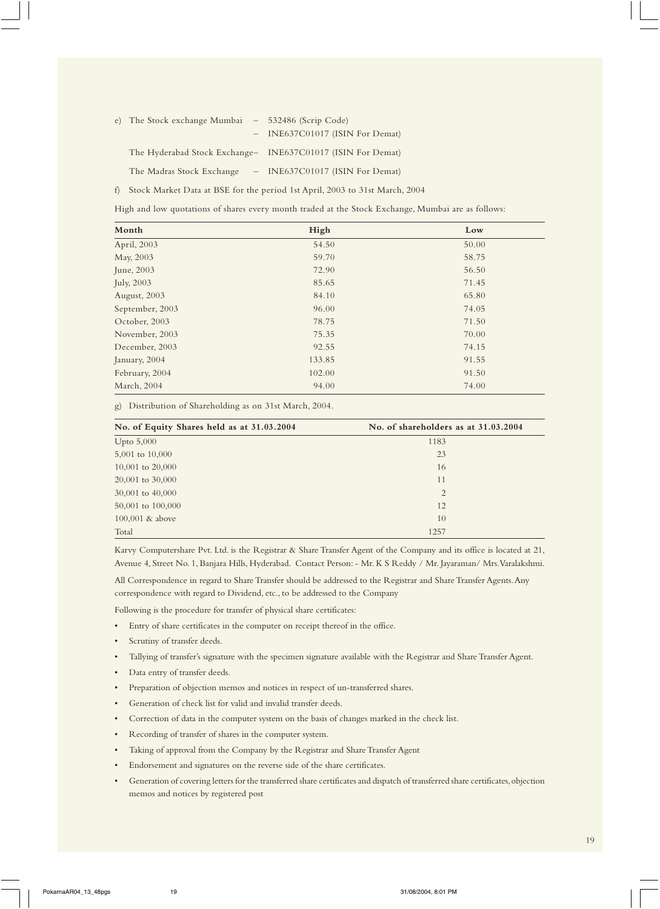e) The Stock exchange Mumbai – 532486 (Scrip Code)
– INE637C01017 (ISIN For Demat)

The Hyderabad Stock Exchange– INE637C01017 (ISIN For Demat)

The Madras Stock Exchange – INE637C01017 (ISIN For Demat)

f) Stock Market Data at BSE for the period 1st April, 2003 to 31st March, 2004

High and low quotations of shares every month traded at the Stock Exchange, Mumbai are as follows:

| Month | High | Low |
|---|---|---|
| April, 2003 | 54.50 | 50.00 |
| May, 2003 | 59.70 | 58.75 |
| June, 2003 | 72.90 | 56.50 |
| July, 2003 | 85.65 | 71.45 |
| August, 2003 | 84.10 | 65.80 |
| September, 2003 | 96.00 | 74.05 |
| October, 2003 | 78.75 | 71.50 |
| November, 2003 | 75.35 | 70.00 |
| December, 2003 | 92.55 | 74.15 |
| January, 2004 | 133.85 | 91.55 |
| February, 2004 | 102.00 | 91.50 |
| March, 2004 | 94.00 | 74.00 |

g) Distribution of Shareholding as on 31st March, 2004.

| No. of Equity Shares held as at 31.03.2004 | No. of shareholders as at 31.03.2004 |
|---|---|
| Upto 5,000 | 1183 |
| 5,001 to 10,000 | 23 |
| 10,001 to 20,000 | 16 |
| 20,001 to 30,000 | 11 |
| 30,001 to 40,000 | 2 |
| 50,001 to 100,000 | 12 |
| 100,001 & above | 10 |
| Total | 1257 |

Karvy Computershare Pvt. Ltd. is the Registrar & Share Transfer Agent of the Company and its office is located at 21, Avenue 4, Street No. 1, Banjara Hills, Hyderabad. Contact Person: - Mr. K S Reddy / Mr. Jayaraman/ Mrs. Varalakshmi.

All Correspondence in regard to Share Transfer should be addressed to the Registrar and Share Transfer Agents. Any correspondence with regard to Dividend, etc., to be addressed to the Company

Following is the procedure for transfer of physical share certificates:

- Entry of share certificates in the computer on receipt thereof in the office.
- Scrutiny of transfer deeds.
- Tallying of transfer's signature with the specimen signature available with the Registrar and Share Transfer Agent.
- Data entry of transfer deeds.
- Preparation of objection memos and notices in respect of un-transferred shares.
- Generation of check list for valid and invalid transfer deeds.
- Correction of data in the computer system on the basis of changes marked in the check list.
- Recording of transfer of shares in the computer system.
- Taking of approval from the Company by the Registrar and Share Transfer Agent
- Endorsement and signatures on the reverse side of the share certificates.
- Generation of covering letters for the transferred share certificates and dispatch of transferred share certificates, objection memos and notices by registered post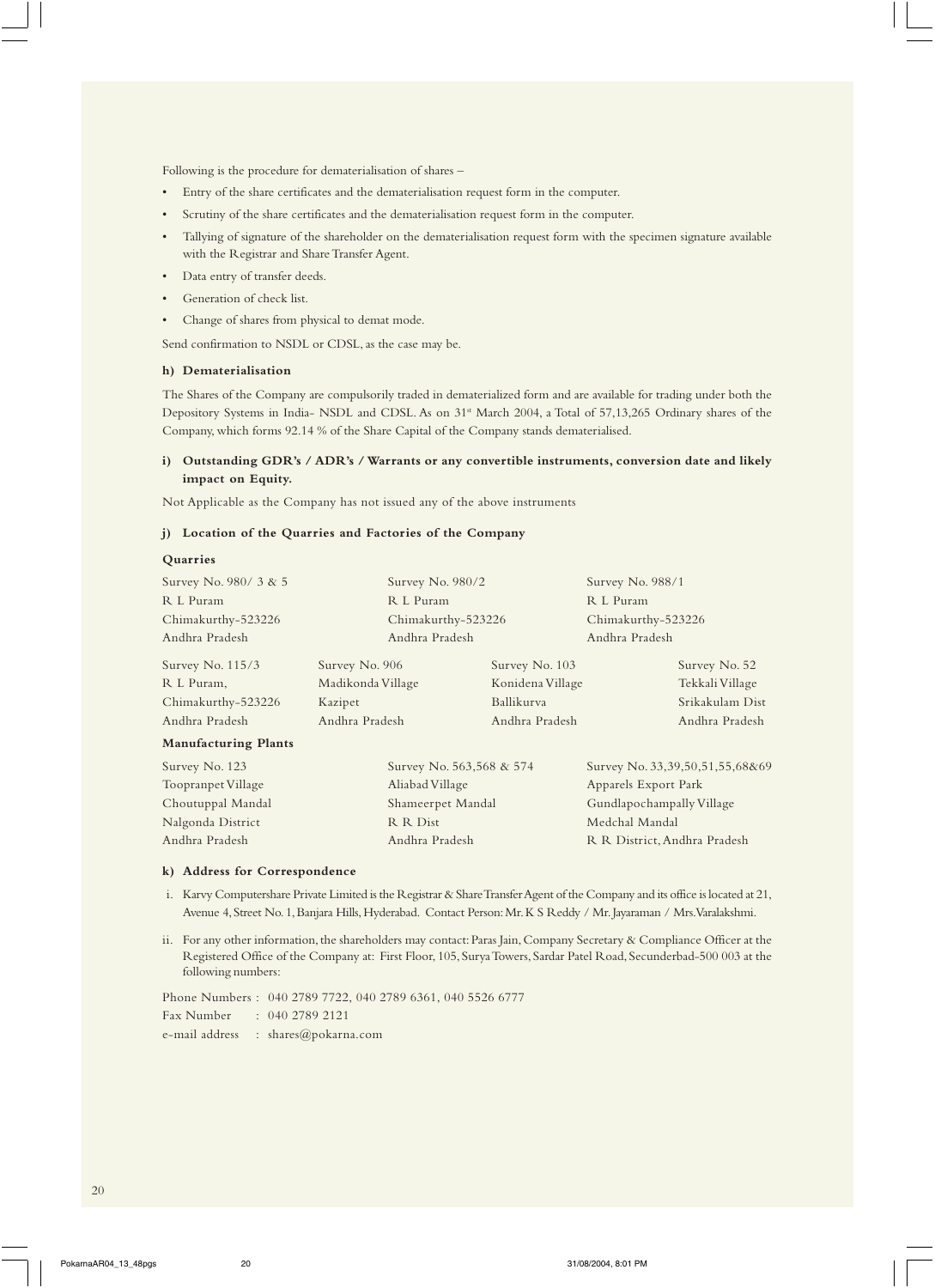Following is the procedure for dematerialisation of shares –

- Entry of the share certificates and the dematerialisation request form in the computer.
- Scrutiny of the share certificates and the dematerialisation request form in the computer.
- Tallying of signature of the shareholder on the dematerialisation request form with the specimen signature available with the Registrar and Share Transfer Agent.
- Data entry of transfer deeds.
- Generation of check list.
- Change of shares from physical to demat mode.

Send confirmation to NSDL or CDSL, as the case may be.

**h) Dematerialisation**

The Shares of the Company are compulsorily traded in dematerialized form and are available for trading under both the Depository Systems in India- NSDL and CDSL. As on 31st March 2004, a Total of 57,13,265 Ordinary shares of the Company, which forms 92.14 % of the Share Capital of the Company stands dematerialised.

**i) Outstanding GDR's / ADR's / Warrants or any convertible instruments, conversion date and likely impact on Equity.**

Not Applicable as the Company has not issued any of the above instruments

**j) Location of the Quarries and Factories of the Company**

**Quarries**

| | | |
|---|---|---|
| Survey No. 980/ 3 & 5<br>R L Puram<br>Chimakurthy-523226<br>Andhra Pradesh | Survey No. 980/2<br>R L Puram<br>Chimakurthy-523226<br>Andhra Pradesh | Survey No. 988/1<br>R L Puram<br>Chimakurthy-523226<br>Andhra Pradesh |

| | | | |
|---|---|---|---|
| Survey No. 115/3<br>R L Puram,<br>Chimakurthy-523226<br>Andhra Pradesh | Survey No. 906<br>Madikonda Village<br>Kazipet<br>Andhra Pradesh | Survey No. 103<br>Konidena Village<br>Ballikurva<br>Andhra Pradesh | Survey No. 52<br>Tekkali Village<br>Srikakulam Dist<br>Andhra Pradesh |

**Manufacturing Plants**

| | | |
|---|---|---|
| Survey No. 123<br>Toopranpet Village<br>Choutuppal Mandal<br>Nalgonda District<br>Andhra Pradesh | Survey No. 563,568 & 574<br>Aliabad Village<br>Shameerpet Mandal<br>R R Dist<br>Andhra Pradesh | Survey No. 33,39,50,51,55,68&69<br>Apparels Export Park<br>Gundlapochampally Village<br>Medchal Mandal<br>R R District, Andhra Pradesh |

**k) Address for Correspondence**

i. Karvy Computershare Private Limited is the Registrar & Share Transfer Agent of the Company and its office is located at 21, Avenue 4, Street No. 1, Banjara Hills, Hyderabad. Contact Person: Mr. K S Reddy / Mr. Jayaraman / Mrs. Varalakshmi.

ii. For any other information, the shareholders may contact: Paras Jain, Company Secretary & Compliance Officer at the Registered Office of the Company at: First Floor, 105, Surya Towers, Sardar Patel Road, Secunderbad-500 003 at the following numbers:

Phone Numbers : 040 2789 7722, 040 2789 6361, 040 5526 6777
Fax Number : 040 2789 2121
e-mail address : shares@pokarna.com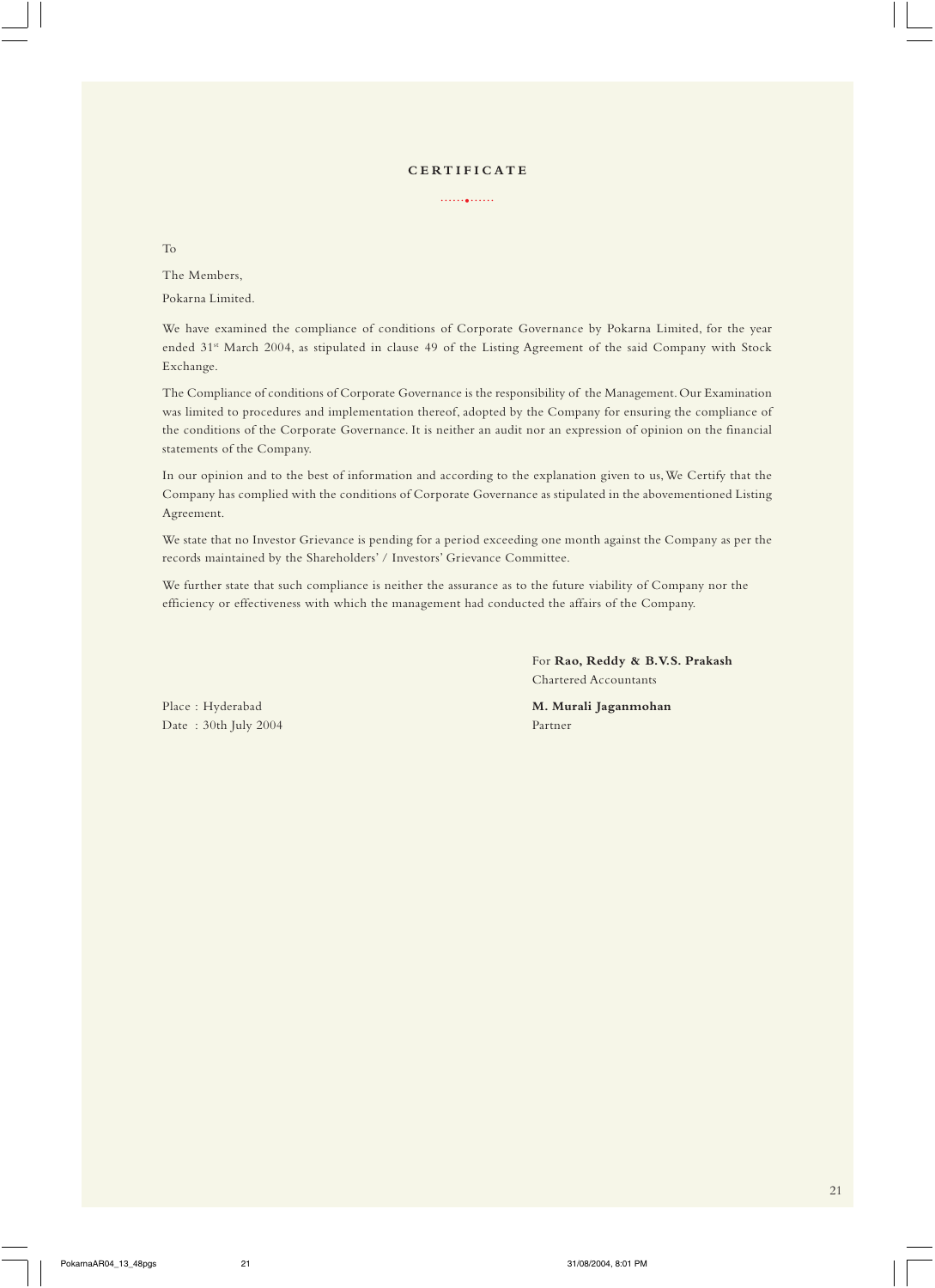# CERTIFICATE

To

The Members,

Pokarna Limited.

We have examined the compliance of conditions of Corporate Governance by Pokarna Limited, for the year ended 31[st] March 2004, as stipulated in clause 49 of the Listing Agreement of the said Company with Stock Exchange.

The Compliance of conditions of Corporate Governance is the responsibility of the Management. Our Examination was limited to procedures and implementation thereof, adopted by the Company for ensuring the compliance of the conditions of the Corporate Governance. It is neither an audit nor an expression of opinion on the financial statements of the Company.

In our opinion and to the best of information and according to the explanation given to us, We Certify that the Company has complied with the conditions of Corporate Governance as stipulated in the abovementioned Listing Agreement.

We state that no Investor Grievance is pending for a period exceeding one month against the Company as per the records maintained by the Shareholders' / Investors' Grievance Committee.

We further state that such compliance is neither the assurance as to the future viability of Company nor the efficiency or effectiveness with which the management had conducted the affairs of the Company.

For **Rao, Reddy & B.V.S. Prakash**
Chartered Accountants

Place : Hyderabad
Date : 30th July 2004

**M. Murali Jaganmohan**
Partner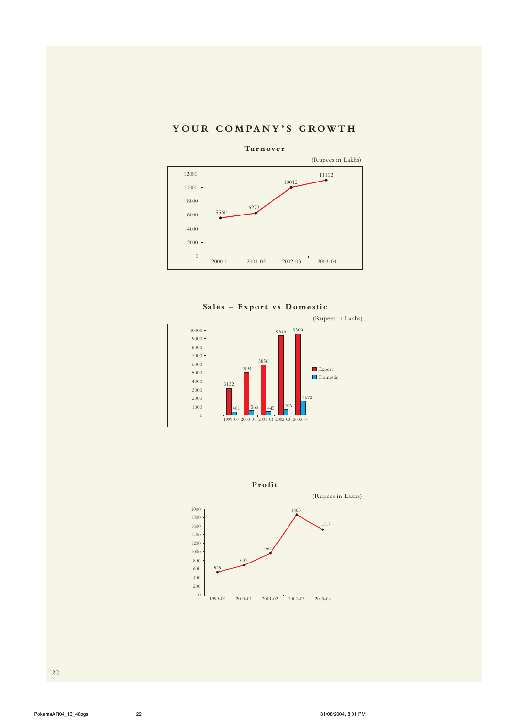# YOUR COMPANY'S GROWTH

## Turnover

(Rupees in Lakhs)

| Year | Turnover |
| --- | --- |
| 2000-01 | 5560 |
| 2001-02 | 6272 |
| 2002-03 | 10012 |
| 2003-04 | 11102 |

## Sales – Export vs Domestic

(Rupees in Lakhs)

| Year | Export | Domestic |
| --- | --- | --- |
| 1999-00 | 3132 | 401 |
| 2000-01 | 4994 | 566 |
| 2001-02 | 5856 | 445 |
| 2002-03 | 9346 | 706 |
| 2003-04 | 9509 | 1672 |

## Profit

(Rupees in Lakhs)

| Year | Profit |
| --- | --- |
| 1999-00 | 525 |
| 2000-01 | 687 |
| 2001-02 | 964 |
| 2002-03 | 1863 |
| 2003-04 | 1517 |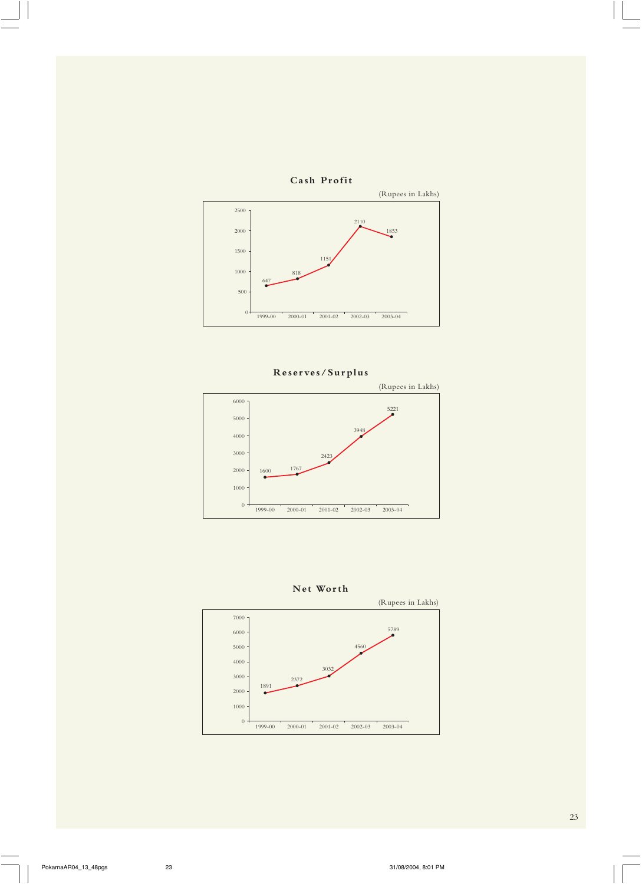## Cash Profit

(Rupees in Lakhs)

| Year | Cash Profit |
|---|---|
| 1999-00 | 647 |
| 2000-01 | 818 |
| 2001-02 | 1151 |
| 2002-03 | 2110 |
| 2003-04 | 1853 |

## Reserves/Surplus

(Rupees in Lakhs)

| Year | Reserves/Surplus |
|---|---|
| 1999-00 | 1600 |
| 2000-01 | 1767 |
| 2001-02 | 2423 |
| 2002-03 | 3948 |
| 2003-04 | 5221 |

## Net Worth

(Rupees in Lakhs)

| Year | Net Worth |
|---|---|
| 1999-00 | 1891 |
| 2000-01 | 2372 |
| 2001-02 | 3032 |
| 2002-03 | 4560 |
| 2003-04 | 5789 |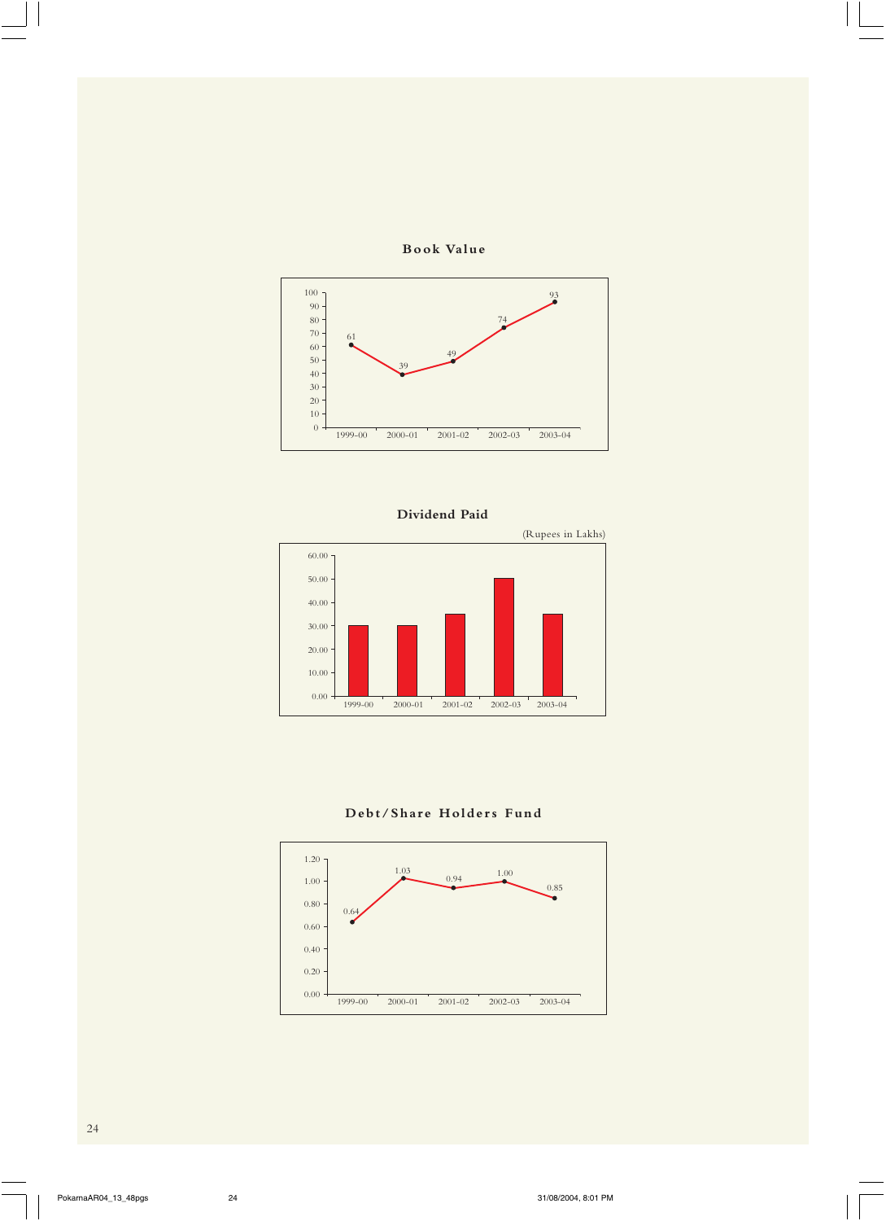## Book Value

| Year | Book Value |
|---|---|
| 1999-00 | 61 |
| 2000-01 | 39 |
| 2001-02 | 49 |
| 2002-03 | 74 |
| 2003-04 | 93 |

## Dividend Paid

(Rupees in Lakhs)

| Year | Dividend Paid |
|---|---|
| 1999-00 | 30.00 |
| 2000-01 | 30.00 |
| 2001-02 | 35.00 |
| 2002-03 | 50.00 |
| 2003-04 | 35.00 |

## Debt/Share Holders Fund

| Year | Debt/Share Holders Fund |
|---|---|
| 1999-00 | 0.64 |
| 2000-01 | 1.03 |
| 2001-02 | 0.94 |
| 2002-03 | 1.00 |
| 2003-04 | 0.85 |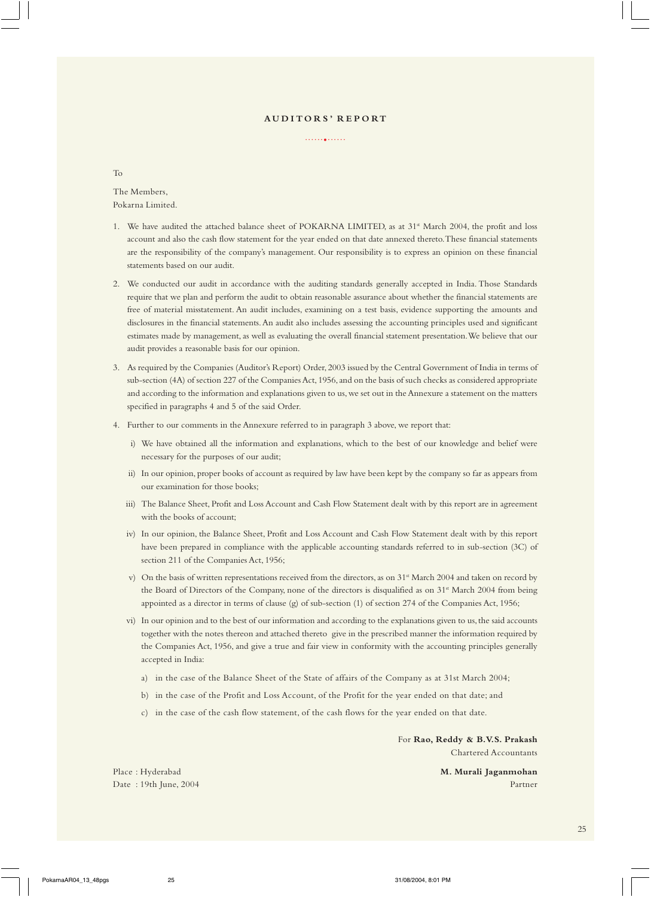# AUDITORS' REPORT

To

The Members,
Pokarna Limited.

1. We have audited the attached balance sheet of POKARNA LIMITED, as at 31st March 2004, the profit and loss account and also the cash flow statement for the year ended on that date annexed thereto. These financial statements are the responsibility of the company's management. Our responsibility is to express an opinion on these financial statements based on our audit.

2. We conducted our audit in accordance with the auditing standards generally accepted in India. Those Standards require that we plan and perform the audit to obtain reasonable assurance about whether the financial statements are free of material misstatement. An audit includes, examining on a test basis, evidence supporting the amounts and disclosures in the financial statements. An audit also includes assessing the accounting principles used and significant estimates made by management, as well as evaluating the overall financial statement presentation. We believe that our audit provides a reasonable basis for our opinion.

3. As required by the Companies (Auditor's Report) Order, 2003 issued by the Central Government of India in terms of sub-section (4A) of section 227 of the Companies Act, 1956, and on the basis of such checks as considered appropriate and according to the information and explanations given to us, we set out in the Annexure a statement on the matters specified in paragraphs 4 and 5 of the said Order.

4. Further to our comments in the Annexure referred to in paragraph 3 above, we report that:

   i) We have obtained all the information and explanations, which to the best of our knowledge and belief were necessary for the purposes of our audit;

   ii) In our opinion, proper books of account as required by law have been kept by the company so far as appears from our examination for those books;

   iii) The Balance Sheet, Profit and Loss Account and Cash Flow Statement dealt with by this report are in agreement with the books of account;

   iv) In our opinion, the Balance Sheet, Profit and Loss Account and Cash Flow Statement dealt with by this report have been prepared in compliance with the applicable accounting standards referred to in sub-section (3C) of section 211 of the Companies Act, 1956;

   v) On the basis of written representations received from the directors, as on 31st March 2004 and taken on record by the Board of Directors of the Company, none of the directors is disqualified as on 31st March 2004 from being appointed as a director in terms of clause (g) of sub-section (1) of section 274 of the Companies Act, 1956;

   vi) In our opinion and to the best of our information and according to the explanations given to us, the said accounts together with the notes thereon and attached thereto give in the prescribed manner the information required by the Companies Act, 1956, and give a true and fair view in conformity with the accounting principles generally accepted in India:

      a) in the case of the Balance Sheet of the State of affairs of the Company as at 31st March 2004;

      b) in the case of the Profit and Loss Account, of the Profit for the year ended on that date; and

      c) in the case of the cash flow statement, of the cash flows for the year ended on that date.

For **Rao, Reddy & B.V.S. Prakash**
Chartered Accountants

**M. Murali Jaganmohan**
Partner

Place : Hyderabad
Date : 19th June, 2004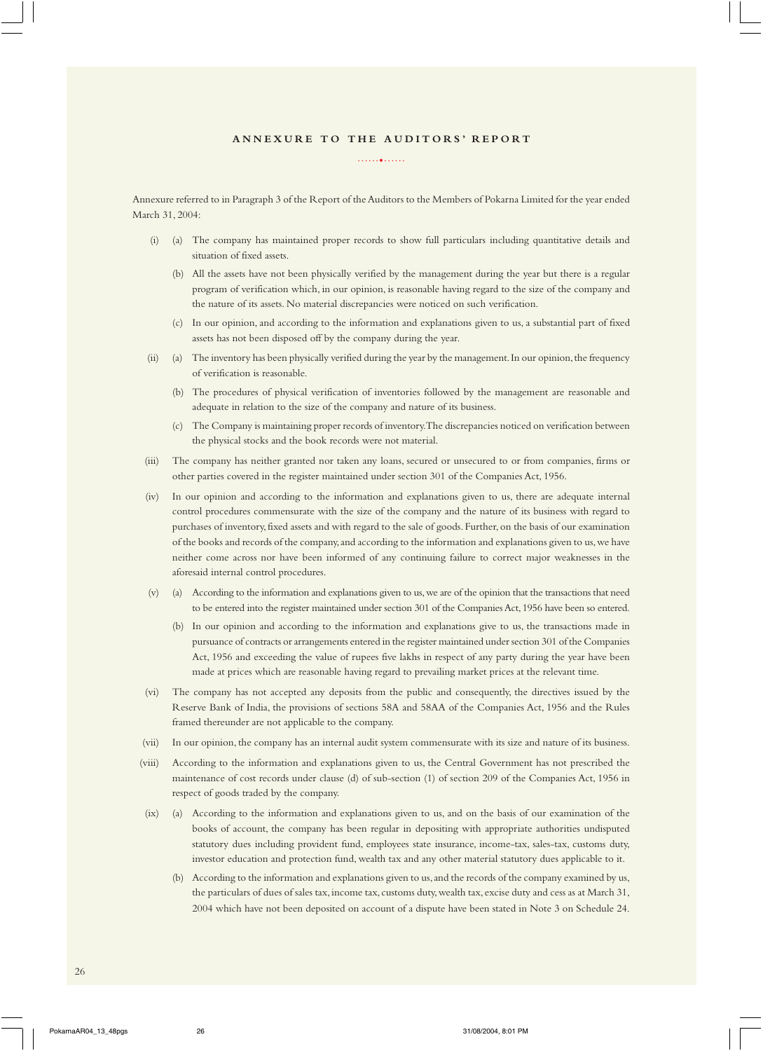## ANNEXURE TO THE AUDITORS' REPORT

Annexure referred to in Paragraph 3 of the Report of the Auditors to the Members of Pokarna Limited for the year ended March 31, 2004:

(i) (a) The company has maintained proper records to show full particulars including quantitative details and situation of fixed assets.

(b) All the assets have not been physically verified by the management during the year but there is a regular program of verification which, in our opinion, is reasonable having regard to the size of the company and the nature of its assets. No material discrepancies were noticed on such verification.

(c) In our opinion, and according to the information and explanations given to us, a substantial part of fixed assets has not been disposed off by the company during the year.

(ii) (a) The inventory has been physically verified during the year by the management. In our opinion, the frequency of verification is reasonable.

(b) The procedures of physical verification of inventories followed by the management are reasonable and adequate in relation to the size of the company and nature of its business.

(c) The Company is maintaining proper records of inventory. The discrepancies noticed on verification between the physical stocks and the book records were not material.

(iii) The company has neither granted nor taken any loans, secured or unsecured to or from companies, firms or other parties covered in the register maintained under section 301 of the Companies Act, 1956.

(iv) In our opinion and according to the information and explanations given to us, there are adequate internal control procedures commensurate with the size of the company and the nature of its business with regard to purchases of inventory, fixed assets and with regard to the sale of goods. Further, on the basis of our examination of the books and records of the company, and according to the information and explanations given to us, we have neither come across nor have been informed of any continuing failure to correct major weaknesses in the aforesaid internal control procedures.

(v) (a) According to the information and explanations given to us, we are of the opinion that the transactions that need to be entered into the register maintained under section 301 of the Companies Act, 1956 have been so entered.

(b) In our opinion and according to the information and explanations give to us, the transactions made in pursuance of contracts or arrangements entered in the register maintained under section 301 of the Companies Act, 1956 and exceeding the value of rupees five lakhs in respect of any party during the year have been made at prices which are reasonable having regard to prevailing market prices at the relevant time.

(vi) The company has not accepted any deposits from the public and consequently, the directives issued by the Reserve Bank of India, the provisions of sections 58A and 58AA of the Companies Act, 1956 and the Rules framed thereunder are not applicable to the company.

(vii) In our opinion, the company has an internal audit system commensurate with its size and nature of its business.

(viii) According to the information and explanations given to us, the Central Government has not prescribed the maintenance of cost records under clause (d) of sub-section (1) of section 209 of the Companies Act, 1956 in respect of goods traded by the company.

(ix) (a) According to the information and explanations given to us, and on the basis of our examination of the books of account, the company has been regular in depositing with appropriate authorities undisputed statutory dues including provident fund, employees state insurance, income-tax, sales-tax, customs duty, investor education and protection fund, wealth tax and any other material statutory dues applicable to it.

(b) According to the information and explanations given to us, and the records of the company examined by us, the particulars of dues of sales tax, income tax, customs duty, wealth tax, excise duty and cess as at March 31, 2004 which have not been deposited on account of a dispute have been stated in Note 3 on Schedule 24.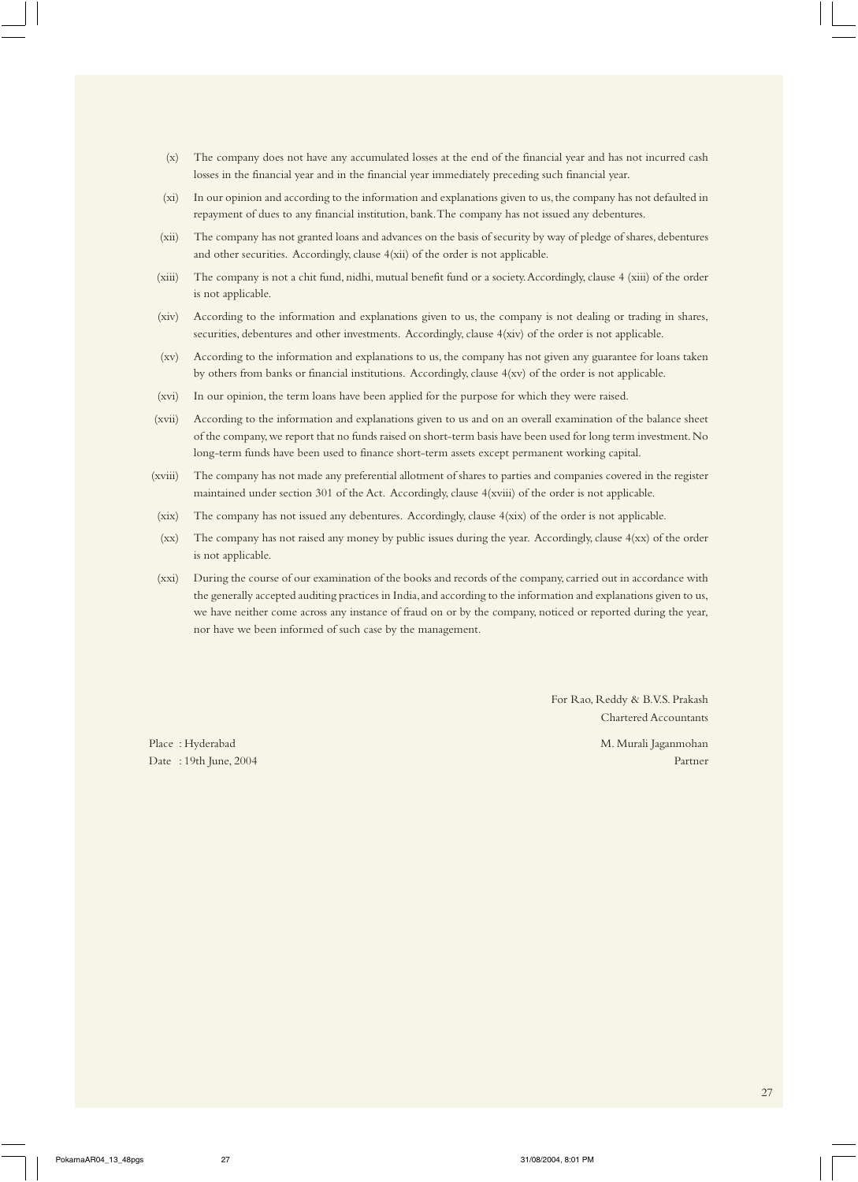(x) The company does not have any accumulated losses at the end of the financial year and has not incurred cash losses in the financial year and in the financial year immediately preceding such financial year.

(xi) In our opinion and according to the information and explanations given to us, the company has not defaulted in repayment of dues to any financial institution, bank. The company has not issued any debentures.

(xii) The company has not granted loans and advances on the basis of security by way of pledge of shares, debentures and other securities. Accordingly, clause 4(xii) of the order is not applicable.

(xiii) The company is not a chit fund, nidhi, mutual benefit fund or a society. Accordingly, clause 4 (xiii) of the order is not applicable.

(xiv) According to the information and explanations given to us, the company is not dealing or trading in shares, securities, debentures and other investments. Accordingly, clause 4(xiv) of the order is not applicable.

(xv) According to the information and explanations to us, the company has not given any guarantee for loans taken by others from banks or financial institutions. Accordingly, clause 4(xv) of the order is not applicable.

(xvi) In our opinion, the term loans have been applied for the purpose for which they were raised.

(xvii) According to the information and explanations given to us and on an overall examination of the balance sheet of the company, we report that no funds raised on short-term basis have been used for long term investment. No long-term funds have been used to finance short-term assets except permanent working capital.

(xviii) The company has not made any preferential allotment of shares to parties and companies covered in the register maintained under section 301 of the Act. Accordingly, clause 4(xviii) of the order is not applicable.

(xix) The company has not issued any debentures. Accordingly, clause 4(xix) of the order is not applicable.

(xx) The company has not raised any money by public issues during the year. Accordingly, clause 4(xx) of the order is not applicable.

(xxi) During the course of our examination of the books and records of the company, carried out in accordance with the generally accepted auditing practices in India, and according to the information and explanations given to us, we have neither come across any instance of fraud on or by the company, noticed or reported during the year, nor have we been informed of such case by the management.

For Rao, Reddy & B.V.S. Prakash
Chartered Accountants

Place : Hyderabad
Date : 19th June, 2004

M. Murali Jaganmohan
Partner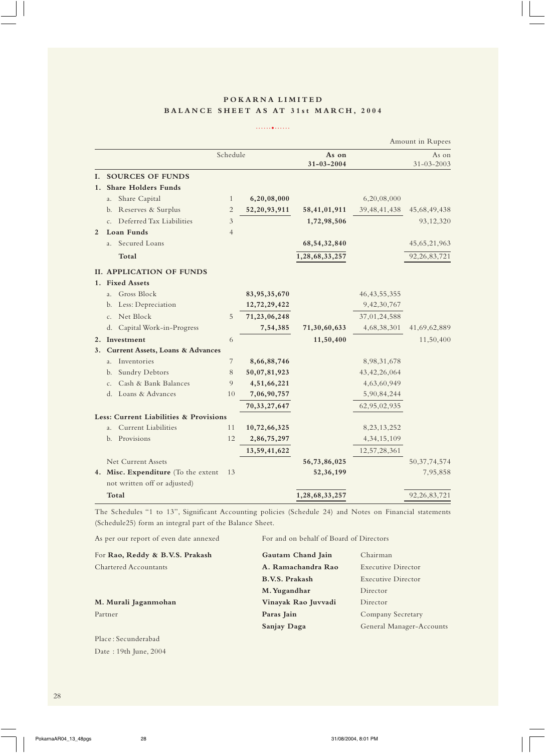# POKARNA LIMITED

## BALANCE SHEET AS AT 31st MARCH, 2004

Amount in Rupees

| | Schedule | | As on 31-03-2004 | | As on 31-03-2003 |
|---|---|---|---|---|---|
| **I. SOURCES OF FUNDS** | | | | | |
| **1. Share Holders Funds** | | | | | |
| a. Share Capital | 1 | 6,20,08,000 | | 6,20,08,000 | |
| b. Reserves & Surplus | 2 | 52,20,93,911 | 58,41,01,911 | 39,48,41,438 | 45,68,49,438 |
| c. Deferred Tax Liabilities | 3 | | 1,72,98,506 | | 93,12,320 |
| **2 Loan Funds** | 4 | | | | |
| a. Secured Loans | | | 68,54,32,840 | | 45,65,21,963 |
| **Total** | | | 1,28,68,33,257 | | 92,26,83,721 |
| **II. APPLICATION OF FUNDS** | | | | | |
| **1. Fixed Assets** | | | | | |
| a. Gross Block | | 83,95,35,670 | | 46,43,55,355 | |
| b. Less: Depreciation | | 12,72,29,422 | | 9,42,30,767 | |
| c. Net Block | 5 | 71,23,06,248 | | 37,01,24,588 | |
| d. Capital Work-in-Progress | | 7,54,385 | 71,30,60,633 | 4,68,38,301 | 41,69,62,889 |
| **2. Investment** | 6 | | 11,50,400 | | 11,50,400 |
| **3. Current Assets, Loans & Advances** | | | | | |
| a. Inventories | 7 | 8,66,88,746 | | 8,98,31,678 | |
| b. Sundry Debtors | 8 | 50,07,81,923 | | 43,42,26,064 | |
| c. Cash & Bank Balances | 9 | 4,51,66,221 | | 4,63,60,949 | |
| d. Loans & Advances | 10 | 7,06,90,757 | | 5,90,84,244 | |
| | | 70,33,27,647 | | 62,95,02,935 | |
| **Less: Current Liabilities & Provisions** | | | | | |
| a. Current Liabilities | 11 | 10,72,66,325 | | 8,23,13,252 | |
| b. Provisions | 12 | 2,86,75,297 | | 4,34,15,109 | |
| | | 13,59,41,622 | | 12,57,28,361 | |
| Net Current Assets | | | 56,73,86,025 | | 50,37,74,574 |
| **4. Misc. Expenditure** (To the extent not written off or adjusted) | 13 | | 52,36,199 | | 7,95,858 |
| **Total** | | | 1,28,68,33,257 | | 92,26,83,721 |

The Schedules "1 to 13", Significant Accounting policies (Schedule 24) and Notes on Financial statements (Schedule25) form an integral part of the Balance Sheet.

As per our report of even date annexed

For **Rao, Reddy & B.V.S. Prakash**
Chartered Accountants

**M. Murali Jaganmohan**
Partner

Place : Secunderabad
Date : 19th June, 2004

For and on behalf of Board of Directors

**Gautam Chand Jain** — Chairman
**A. Ramachandra Rao** — Executive Director
**B.V.S. Prakash** — Executive Director
**M. Yugandhar** — Director
**Vinayak Rao Juvvadi** — Director
**Paras Jain** — Company Secretary
**Sanjay Daga** — General Manager-Accounts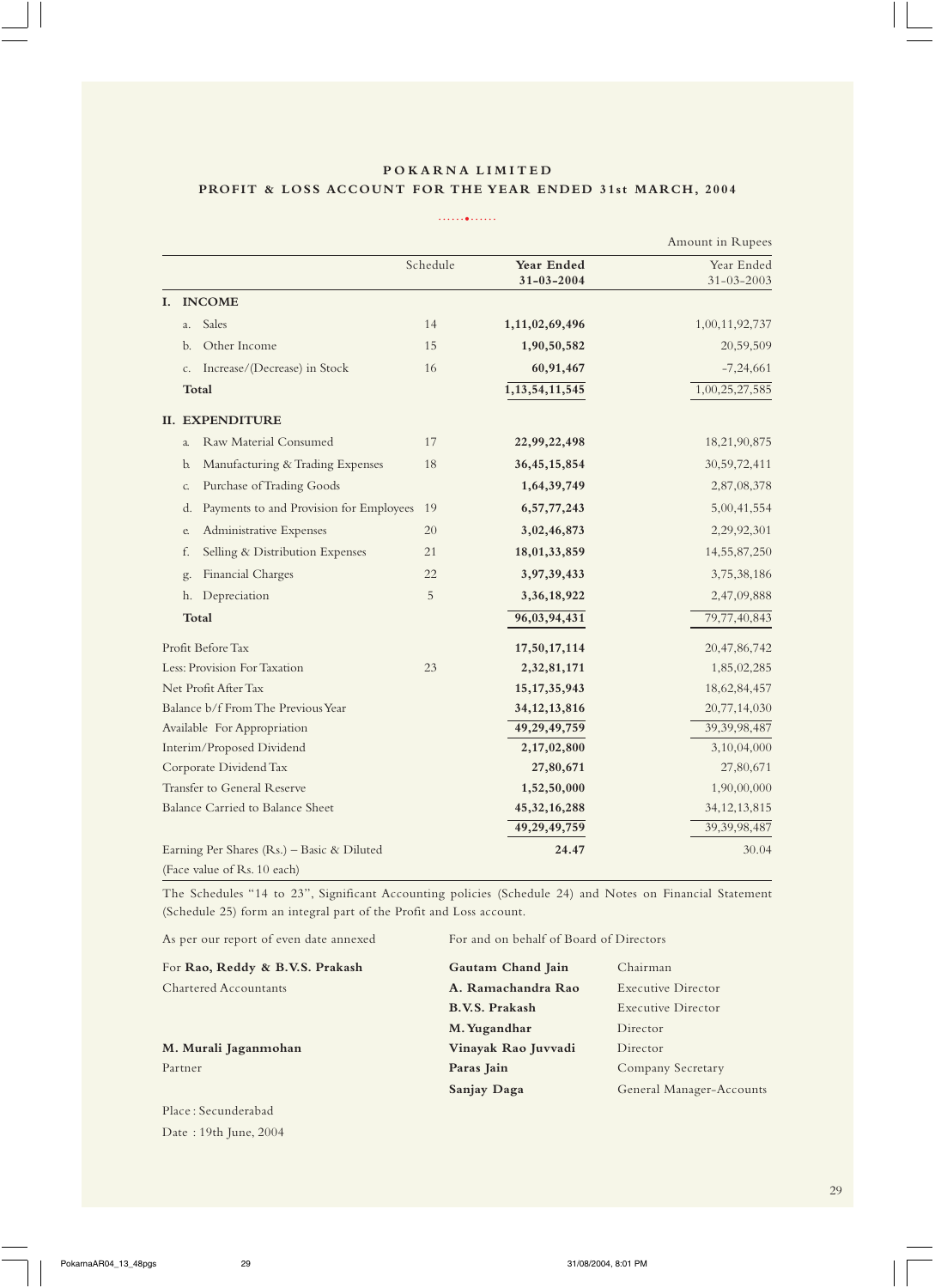# POKARNA LIMITED

## PROFIT & LOSS ACCOUNT FOR THE YEAR ENDED 31st MARCH, 2004

Amount in Rupees

| | Schedule | **Year Ended 31-03-2004** | Year Ended 31-03-2003 |
|---|---|---|---|
| **I. INCOME** | | | |
| a. Sales | 14 | **1,11,02,69,496** | 1,00,11,92,737 |
| b. Other Income | 15 | **1,90,50,582** | 20,59,509 |
| c. Increase/(Decrease) in Stock | 16 | **60,91,467** | -7,24,661 |
| **Total** | | **1,13,54,11,545** | 1,00,25,27,585 |
| **II. EXPENDITURE** | | | |
| a. Raw Material Consumed | 17 | **22,99,22,498** | 18,21,90,875 |
| b. Manufacturing & Trading Expenses | 18 | **36,45,15,854** | 30,59,72,411 |
| c. Purchase of Trading Goods | | **1,64,39,749** | 2,87,08,378 |
| d. Payments to and Provision for Employees | 19 | **6,57,77,243** | 5,00,41,554 |
| e. Administrative Expenses | 20 | **3,02,46,873** | 2,29,92,301 |
| f. Selling & Distribution Expenses | 21 | **18,01,33,859** | 14,55,87,250 |
| g. Financial Charges | 22 | **3,97,39,433** | 3,75,38,186 |
| h. Depreciation | 5 | **3,36,18,922** | 2,47,09,888 |
| **Total** | | **96,03,94,431** | 79,77,40,843 |
| Profit Before Tax | | **17,50,17,114** | 20,47,86,742 |
| Less: Provision For Taxation | 23 | **2,32,81,171** | 1,85,02,285 |
| Net Profit After Tax | | **15,17,35,943** | 18,62,84,457 |
| Balance b/f From The Previous Year | | **34,12,13,816** | 20,77,14,030 |
| Available For Appropriation | | **49,29,49,759** | 39,39,98,487 |
| Interim/Proposed Dividend | | **2,17,02,800** | 3,10,04,000 |
| Corporate Dividend Tax | | **27,80,671** | 27,80,671 |
| Transfer to General Reserve | | **1,52,50,000** | 1,90,00,000 |
| Balance Carried to Balance Sheet | | **45,32,16,288** | 34,12,13,815 |
| | | **49,29,49,759** | 39,39,98,487 |
| Earning Per Shares (Rs.) – Basic & Diluted (Face value of Rs. 10 each) | | **24.47** | 30.04 |

The Schedules "14 to 23", Significant Accounting policies (Schedule 24) and Notes on Financial Statement (Schedule 25) form an integral part of the Profit and Loss account.

As per our report of even date annexed

For **Rao, Reddy & B.V.S. Prakash**
Chartered Accountants

**M. Murali Jaganmohan**
Partner

Place : Secunderabad
Date : 19th June, 2004

For and on behalf of Board of Directors

| | |
|---|---|
| **Gautam Chand Jain** | Chairman |
| **A. Ramachandra Rao** | Executive Director |
| **B.V.S. Prakash** | Executive Director |
| **M. Yugandhar** | Director |
| **Vinayak Rao Juvvadi** | Director |
| **Paras Jain** | Company Secretary |
| **Sanjay Daga** | General Manager-Accounts |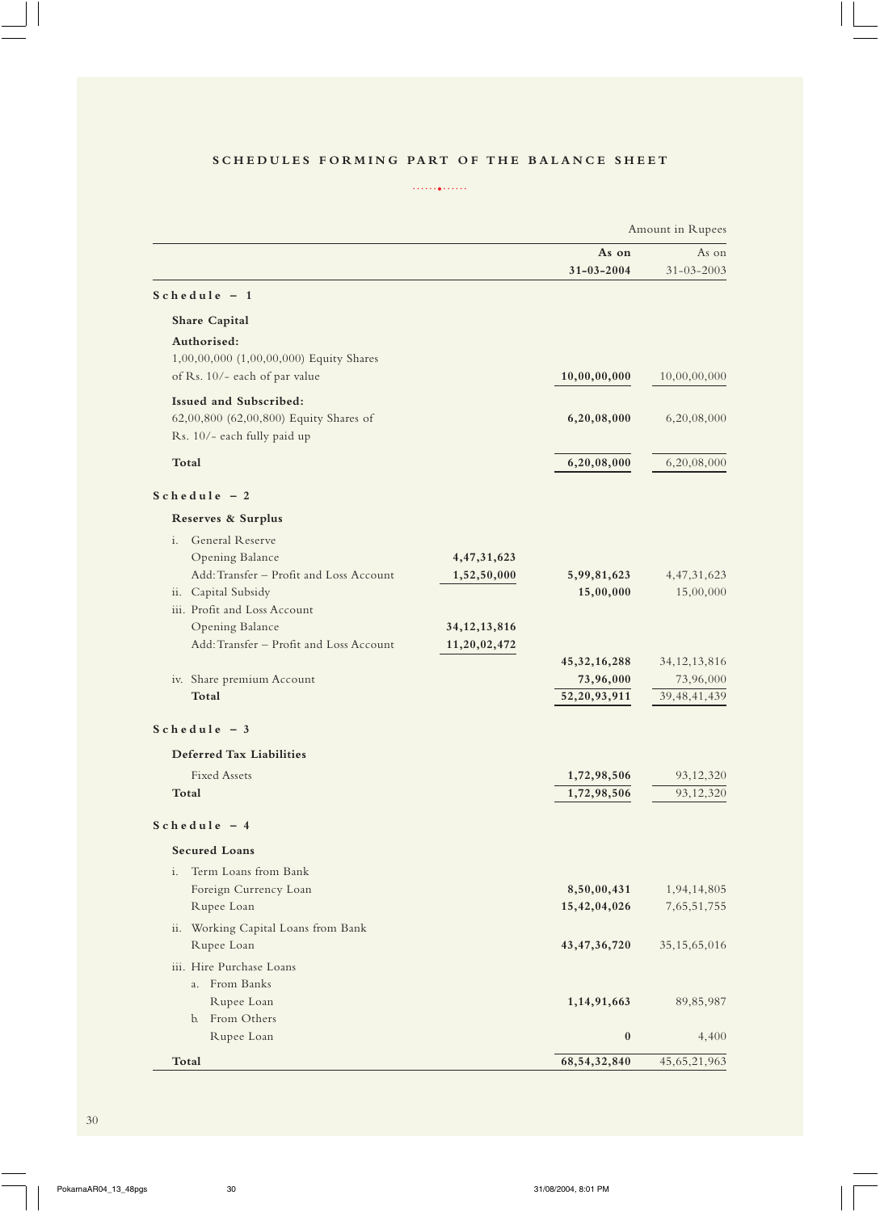## SCHEDULES FORMING PART OF THE BALANCE SHEET

Amount in Rupees

| | | As on 31-03-2004 | As on 31-03-2003 |
|---|---|---|---|
| **Schedule – 1** | | | |
| **Share Capital** | | | |
| **Authorised:** | | | |
| 1,00,00,000 (1,00,00,000) Equity Shares of Rs. 10/- each of par value | | **10,00,00,000** | 10,00,00,000 |
| **Issued and Subscribed:** | | | |
| 62,00,800 (62,00,800) Equity Shares of Rs. 10/- each fully paid up | | **6,20,08,000** | 6,20,08,000 |
| **Total** | | **6,20,08,000** | 6,20,08,000 |
| **Schedule – 2** | | | |
| **Reserves & Surplus** | | | |
| i. General Reserve | | | |
| Opening Balance | **4,47,31,623** | | |
| Add: Transfer – Profit and Loss Account | **1,52,50,000** | **5,99,81,623** | 4,47,31,623 |
| ii. Capital Subsidy | | **15,00,000** | 15,00,000 |
| iii. Profit and Loss Account | | | |
| Opening Balance | **34,12,13,816** | | |
| Add: Transfer – Profit and Loss Account | **11,20,02,472** | | |
| | | **45,32,16,288** | 34,12,13,816 |
| iv. Share premium Account | | **73,96,000** | 73,96,000 |
| **Total** | | **52,20,93,911** | 39,48,41,439 |
| **Schedule – 3** | | | |
| **Deferred Tax Liabilities** | | | |
| Fixed Assets | | **1,72,98,506** | 93,12,320 |
| **Total** | | **1,72,98,506** | 93,12,320 |
| **Schedule – 4** | | | |
| **Secured Loans** | | | |
| i. Term Loans from Bank | | | |
| Foreign Currency Loan | | **8,50,00,431** | 1,94,14,805 |
| Rupee Loan | | **15,42,04,026** | 7,65,51,755 |
| ii. Working Capital Loans from Bank | | | |
| Rupee Loan | | **43,47,36,720** | 35,15,65,016 |
| iii. Hire Purchase Loans | | | |
| a. From Banks | | | |
| Rupee Loan | | **1,14,91,663** | 89,85,987 |
| b. From Others | | | |
| Rupee Loan | | **0** | 4,400 |
| **Total** | | **68,54,32,840** | 45,65,21,963 |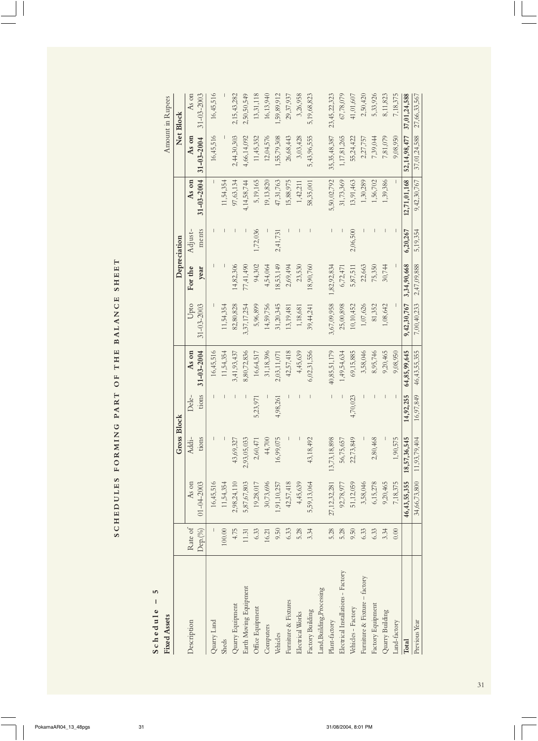# SCHEDULES FORMING PART OF THE BALANCE SHEET

**Schedule – 5**

**Fixed Assets**

Amount in Rupees

| Description | Rate of Dep.(%) | Gross Block | | | | Depreciation | | | | Net Block | |
|---|---|---|---|---|---|---|---|---|---|---|---|
| | | As on 01-04-2003 | Additions | Deletions | As on 31-03-2004 | Upto 31-03-2003 | For the year | Adjustments | As on 31-03-2004 | As on 31-03-2004 | As on 31-03-2003 |
| Quarry Land | – | 16,45,516 | – | – | 16,45,516 | – | – | – | – | 16,45,516 | 16,45,516 |
| Sheds | 100.00 | 11,54,354 | – | – | 11,54,354 | 11,54,354 | – | – | 11,54,354 | – | – |
| Quarry Equipment | 4.75 | 2,98,24,110 | 43,69,327 | – | 3,41,93,437 | 82,80,828 | 14,82,306 | – | 97,63,134 | 2,44,30,303 | 2,15,43,282 |
| Earth Moving Equipment | 11.31 | 5,87,67,803 | 2,93,05,033 | – | 8,80,72,836 | 3,37,17,254 | 77,41,490 | – | 4,14,58,744 | 4,66,14,092 | 2,50,50,549 |
| Office Equipment | 6.33 | 19,28,017 | 2,60,471 | 5,23,971 | 16,64,517 | 5,96,899 | 94,302 | 1,72,036 | 5,19,165 | 11,45,352 | 13,31,118 |
| Computers | 16.21 | 30,73,696 | 44,700 | – | 31,18,396 | 14,59,756 | 4,54,064 | – | 19,13,820 | 12,04,576 | 16,13,940 |
| Vehicles | 9.50 | 1,91,10,257 | 16,99,075 | 4,98,261 | 2,03,11,071 | 31,20,345 | 18,53,149 | 2,41,731 | 47,31,763 | 1,55,79,308 | 1,59,89,912 |
| Furniture & Fixtures | 6.33 | 42,57,418 | – | – | 42,57,418 | 13,19,481 | 2,69,494 | – | 15,88,975 | 26,68,443 | 29,37,937 |
| Electrical Works | 5.28 | 4,45,639 | – | – | 4,45,639 | 1,18,681 | 23,530 | – | 1,42,211 | 3,03,428 | 3,26,958 |
| Factory Building | 3.34 | 5,59,13,064 | 43,18,492 | – | 6,02,31,556 | 39,44,241 | 18,90,760 | – | 58,35,001 | 5,43,96,555 | 5,19,68,823 |
| Land,Building,Processing Plant-factory | 5.28 | 27,12,32,281 | 13,73,18,898 | – | 40,85,51,179 | 3,67,09,958 | 1,82,92,834 | – | 5,50,02,792 | 35,35,48,387 | 23,45,22,323 |
| Electrical Installations - Factory | 5.28 | 92,78,977 | 56,75,657 | – | 1,49,54,634 | 25,00,898 | 6,72,471 | – | 31,73,369 | 1,17,81,265 | 67,78,079 |
| Vehicles - Factory | 9.50 | 51,12,059 | 22,73,849 | 4,70,023 | 69,15,885 | 10,10,452 | 5,87,511 | 2,06,500 | 13,91,463 | 55,24,422 | 41,01,607 |
| Furniture & Fixture – factory | 6.33 | 3,58,046 | – | – | 3,58,046 | 1,07,626 | 22,663 | – | 1,30,289 | 2,27,757 | 2,50,420 |
| Factory Equipment | 6.33 | 6,15,278 | 2,80,468 | – | 8,95,746 | 81,352 | 75,350 | – | 1,56,702 | 7,39,044 | 5,33,926 |
| Quarry Building | 3.34 | 9,20,465 | – | – | 9,20,465 | 1,08,642 | 30,744 | – | 1,39,386 | 7,81,079 | 8,11,823 |
| Land-factory | 0.00 | 7,18,375 | 1,90,575 | – | 9,08,950 | – | – | – | – | 9,08,950 | 7,18,375 |
| **Total** | | **46,43,55,355** | **18,57,36,545** | **14,92,255** | **64,85,99,645** | **9,42,30,767** | **3,34,90,668** | **6,20,267** | **12,71,01,168** | **52,14,98,477** | **37,01,24,588** |
| Previous Year | | 34,66,73,800 | 11,93,79,404 | 16,97,849 | 46,43,55,355 | 7,00,40,233 | 2,47,09,888 | 5,19,354 | 9,42,30,767 | 37,01,24,588 | 27,66,33,567 |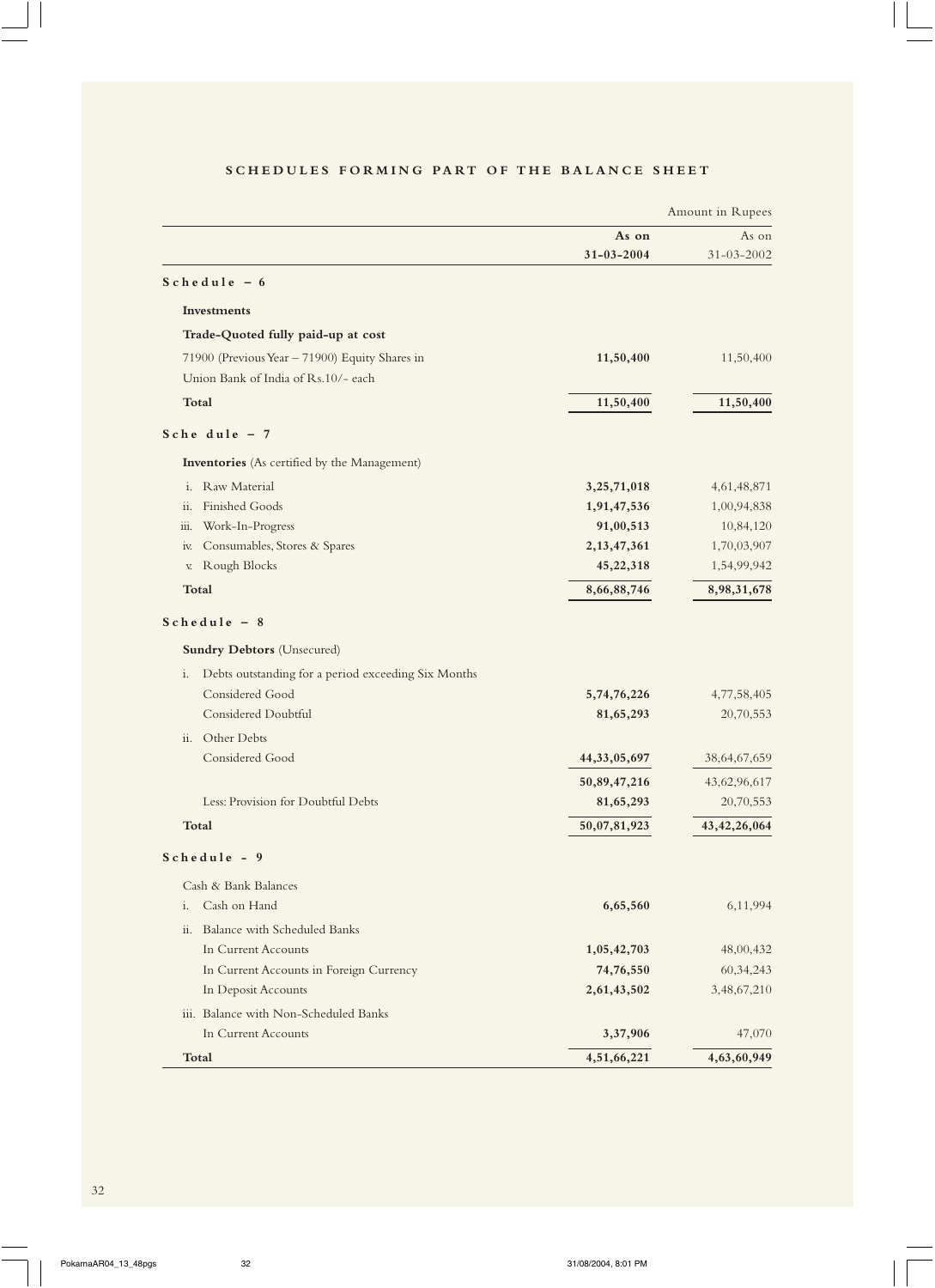## SCHEDULES FORMING PART OF THE BALANCE SHEET

Amount in Rupees

| | As on 31-03-2004 | As on 31-03-2002 |
|---|---|---|
| **Schedule – 6** | | |
| **Investments** | | |
| **Trade-Quoted fully paid-up at cost** | | |
| 71900 (Previous Year – 71900) Equity Shares in Union Bank of India of Rs.10/- each | **11,50,400** | 11,50,400 |
| **Total** | **11,50,400** | **11,50,400** |
| **Schedule – 7** | | |
| **Inventories** (As certified by the Management) | | |
| i. Raw Material | **3,25,71,018** | 4,61,48,871 |
| ii. Finished Goods | **1,91,47,536** | 1,00,94,838 |
| iii. Work-In-Progress | **91,00,513** | 10,84,120 |
| iv. Consumables, Stores & Spares | **2,13,47,361** | 1,70,03,907 |
| v. Rough Blocks | **45,22,318** | 1,54,99,942 |
| **Total** | **8,66,88,746** | **8,98,31,678** |
| **Schedule – 8** | | |
| **Sundry Debtors** (Unsecured) | | |
| i. Debts outstanding for a period exceeding Six Months | | |
| Considered Good | **5,74,76,226** | 4,77,58,405 |
| Considered Doubtful | **81,65,293** | 20,70,553 |
| ii. Other Debts | | |
| Considered Good | **44,33,05,697** | 38,64,67,659 |
| | **50,89,47,216** | 43,62,96,617 |
| Less: Provision for Doubtful Debts | **81,65,293** | 20,70,553 |
| **Total** | **50,07,81,923** | **43,42,26,064** |
| **Schedule - 9** | | |
| Cash & Bank Balances | | |
| i. Cash on Hand | **6,65,560** | 6,11,994 |
| ii. Balance with Scheduled Banks | | |
| In Current Accounts | **1,05,42,703** | 48,00,432 |
| In Current Accounts in Foreign Currency | **74,76,550** | 60,34,243 |
| In Deposit Accounts | **2,61,43,502** | 3,48,67,210 |
| iii. Balance with Non-Scheduled Banks | | |
| In Current Accounts | **3,37,906** | 47,070 |
| **Total** | **4,51,66,221** | **4,63,60,949** |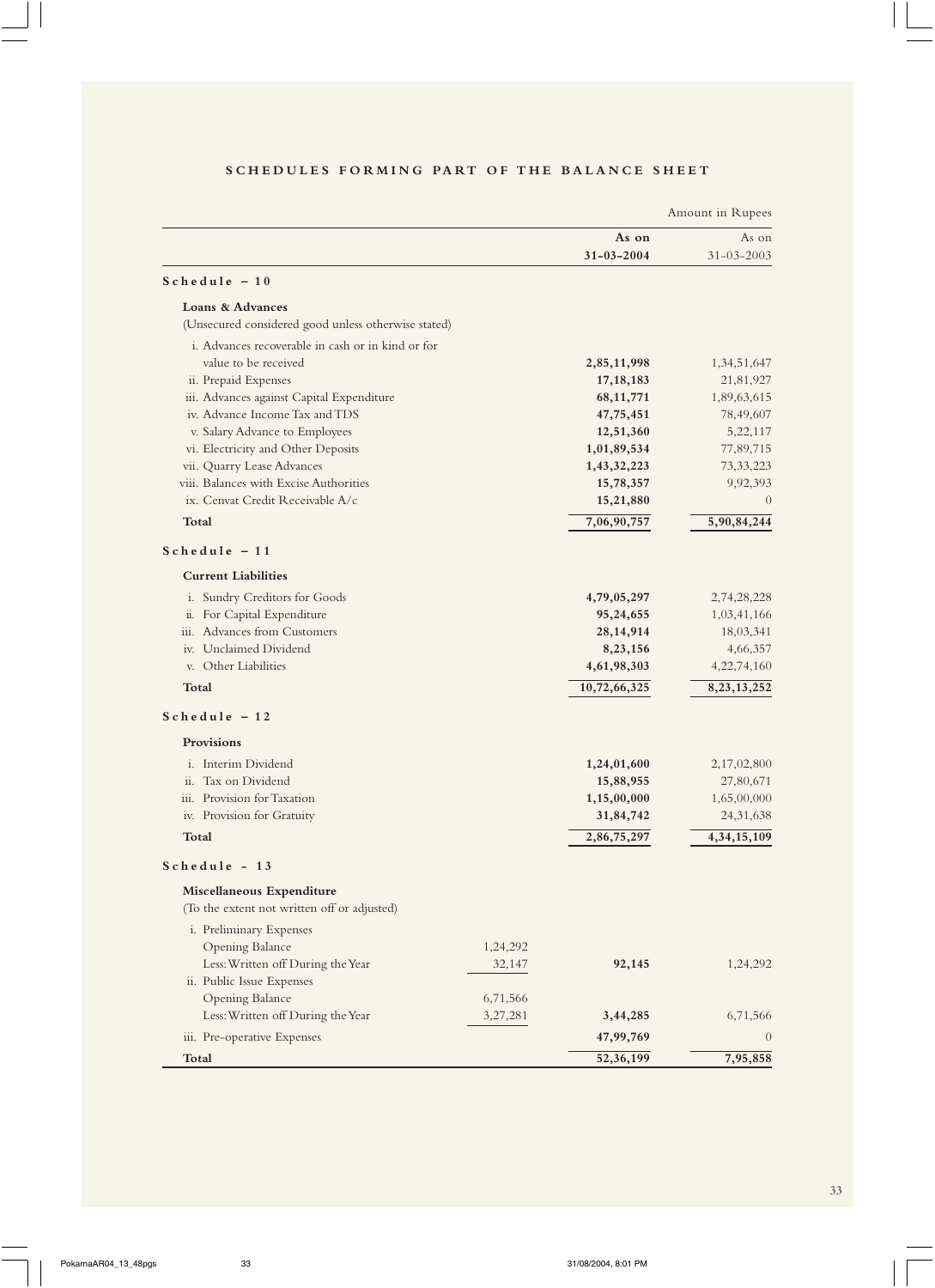## SCHEDULES FORMING PART OF THE BALANCE SHEET

Amount in Rupees

| | | As on 31-03-2004 | As on 31-03-2003 |
|---|---|---|---|
| **Schedule – 10** | | | |
| **Loans & Advances** | | | |
| (Unsecured considered good unless otherwise stated) | | | |
| i. Advances recoverable in cash or in kind or for value to be received | | **2,85,11,998** | 1,34,51,647 |
| ii. Prepaid Expenses | | **17,18,183** | 21,81,927 |
| iii. Advances against Capital Expenditure | | **68,11,771** | 1,89,63,615 |
| iv. Advance Income Tax and TDS | | **47,75,451** | 78,49,607 |
| v. Salary Advance to Employees | | **12,51,360** | 5,22,117 |
| vi. Electricity and Other Deposits | | **1,01,89,534** | 77,89,715 |
| vii. Quarry Lease Advances | | **1,43,32,223** | 73,33,223 |
| viii. Balances with Excise Authorities | | **15,78,357** | 9,92,393 |
| ix. Cenvat Credit Receivable A/c | | **15,21,880** | 0 |
| **Total** | | **7,06,90,757** | **5,90,84,244** |
| **Schedule – 11** | | | |
| **Current Liabilities** | | | |
| i. Sundry Creditors for Goods | | **4,79,05,297** | 2,74,28,228 |
| ii. For Capital Expenditure | | **95,24,655** | 1,03,41,166 |
| iii. Advances from Customers | | **28,14,914** | 18,03,341 |
| iv. Unclaimed Dividend | | **8,23,156** | 4,66,357 |
| v. Other Liabilities | | **4,61,98,303** | 4,22,74,160 |
| **Total** | | **10,72,66,325** | **8,23,13,252** |
| **Schedule – 12** | | | |
| **Provisions** | | | |
| i. Interim Dividend | | **1,24,01,600** | 2,17,02,800 |
| ii. Tax on Dividend | | **15,88,955** | 27,80,671 |
| iii. Provision for Taxation | | **1,15,00,000** | 1,65,00,000 |
| iv. Provision for Gratuity | | **31,84,742** | 24,31,638 |
| **Total** | | **2,86,75,297** | **4,34,15,109** |
| **Schedule - 13** | | | |
| **Miscellaneous Expenditure** | | | |
| (To the extent not written off or adjusted) | | | |
| i. Preliminary Expenses | | | |
| Opening Balance | 1,24,292 | | |
| Less: Written off During the Year | 32,147 | **92,145** | 1,24,292 |
| ii. Public Issue Expenses | | | |
| Opening Balance | 6,71,566 | | |
| Less: Written off During the Year | 3,27,281 | **3,44,285** | 6,71,566 |
| iii. Pre-operative Expenses | | **47,99,769** | 0 |
| **Total** | | **52,36,199** | **7,95,858** |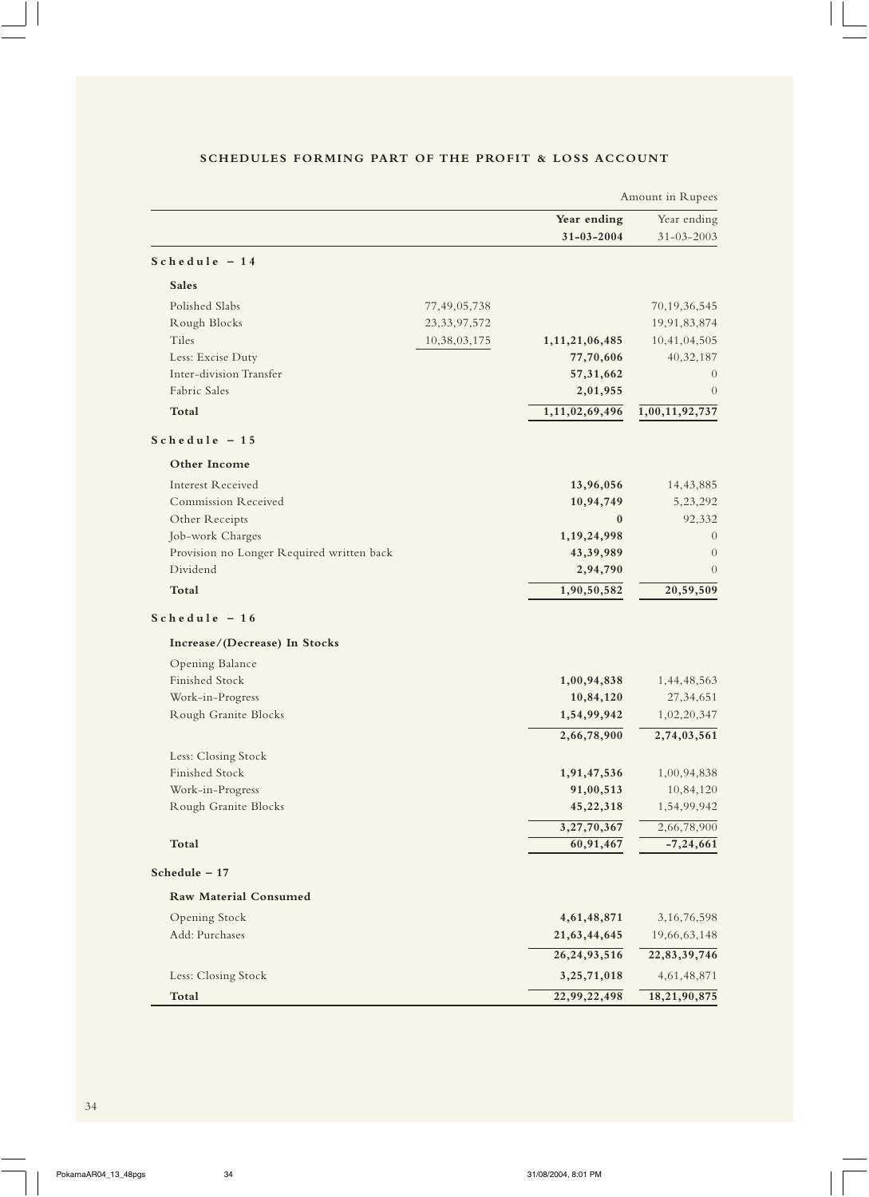## SCHEDULES FORMING PART OF THE PROFIT & LOSS ACCOUNT

Amount in Rupees

| | | **Year ending 31-03-2004** | Year ending 31-03-2003 |
|---|---|---|---|
| **Schedule – 14** | | | |
| **Sales** | | | |
| Polished Slabs | 77,49,05,738 | | 70,19,36,545 |
| Rough Blocks | 23,33,97,572 | | 19,91,83,874 |
| Tiles | 10,38,03,175 | **1,11,21,06,485** | 10,41,04,505 |
| Less: Excise Duty | | **77,70,606** | 40,32,187 |
| Inter-division Transfer | | **57,31,662** | 0 |
| Fabric Sales | | **2,01,955** | 0 |
| **Total** | | **1,11,02,69,496** | **1,00,11,92,737** |
| **Schedule – 15** | | | |
| **Other Income** | | | |
| Interest Received | | **13,96,056** | 14,43,885 |
| Commission Received | | **10,94,749** | 5,23,292 |
| Other Receipts | | **0** | 92,332 |
| Job-work Charges | | **1,19,24,998** | 0 |
| Provision no Longer Required written back | | **43,39,989** | 0 |
| Dividend | | **2,94,790** | 0 |
| **Total** | | **1,90,50,582** | **20,59,509** |
| **Schedule – 16** | | | |
| **Increase/(Decrease) In Stocks** | | | |
| Opening Balance | | | |
| Finished Stock | | **1,00,94,838** | 1,44,48,563 |
| Work-in-Progress | | **10,84,120** | 27,34,651 |
| Rough Granite Blocks | | **1,54,99,942** | 1,02,20,347 |
| | | **2,66,78,900** | **2,74,03,561** |
| Less: Closing Stock | | | |
| Finished Stock | | **1,91,47,536** | 1,00,94,838 |
| Work-in-Progress | | **91,00,513** | 10,84,120 |
| Rough Granite Blocks | | **45,22,318** | 1,54,99,942 |
| | | **3,27,70,367** | 2,66,78,900 |
| **Total** | | **60,91,467** | **-7,24,661** |
| **Schedule – 17** | | | |
| **Raw Material Consumed** | | | |
| Opening Stock | | **4,61,48,871** | 3,16,76,598 |
| Add: Purchases | | **21,63,44,645** | 19,66,63,148 |
| | | **26,24,93,516** | **22,83,39,746** |
| Less: Closing Stock | | **3,25,71,018** | 4,61,48,871 |
| **Total** | | **22,99,22,498** | **18,21,90,875** |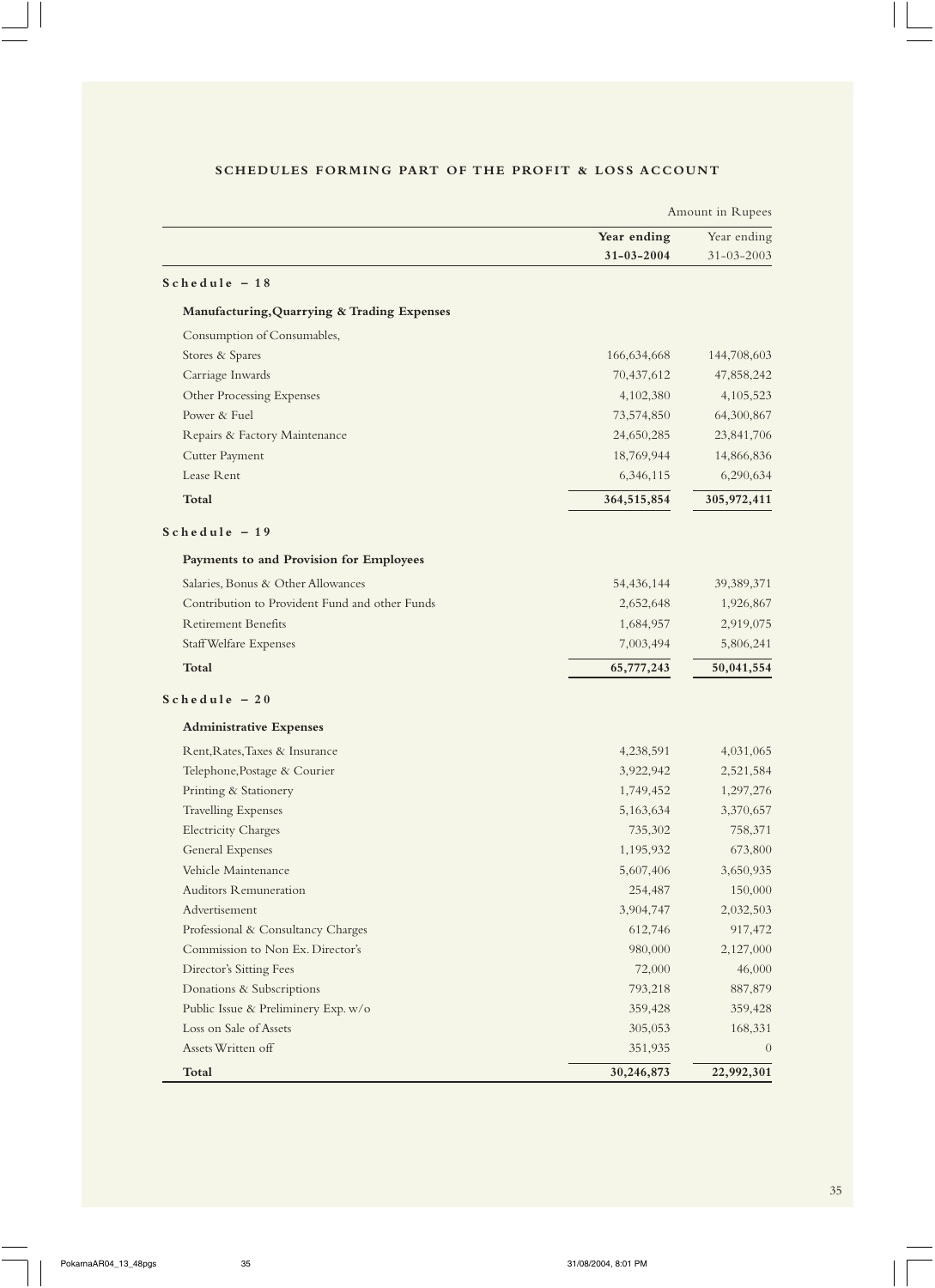## SCHEDULES FORMING PART OF THE PROFIT & LOSS ACCOUNT

Amount in Rupees

| | Year ending 31-03-2004 | Year ending 31-03-2003 |
|---|---|---|
| **Schedule – 18** | | |
| **Manufacturing, Quarrying & Trading Expenses** | | |
| Consumption of Consumables, | | |
| Stores & Spares | 166,634,668 | 144,708,603 |
| Carriage Inwards | 70,437,612 | 47,858,242 |
| Other Processing Expenses | 4,102,380 | 4,105,523 |
| Power & Fuel | 73,574,850 | 64,300,867 |
| Repairs & Factory Maintenance | 24,650,285 | 23,841,706 |
| Cutter Payment | 18,769,944 | 14,866,836 |
| Lease Rent | 6,346,115 | 6,290,634 |
| **Total** | **364,515,854** | **305,972,411** |
| **Schedule – 19** | | |
| **Payments to and Provision for Employees** | | |
| Salaries, Bonus & Other Allowances | 54,436,144 | 39,389,371 |
| Contribution to Provident Fund and other Funds | 2,652,648 | 1,926,867 |
| Retirement Benefits | 1,684,957 | 2,919,075 |
| Staff Welfare Expenses | 7,003,494 | 5,806,241 |
| **Total** | **65,777,243** | **50,041,554** |
| **Schedule – 20** | | |
| **Administrative Expenses** | | |
| Rent, Rates, Taxes & Insurance | 4,238,591 | 4,031,065 |
| Telephone, Postage & Courier | 3,922,942 | 2,521,584 |
| Printing & Stationery | 1,749,452 | 1,297,276 |
| Travelling Expenses | 5,163,634 | 3,370,657 |
| Electricity Charges | 735,302 | 758,371 |
| General Expenses | 1,195,932 | 673,800 |
| Vehicle Maintenance | 5,607,406 | 3,650,935 |
| Auditors Remuneration | 254,487 | 150,000 |
| Advertisement | 3,904,747 | 2,032,503 |
| Professional & Consultancy Charges | 612,746 | 917,472 |
| Commission to Non Ex. Director's | 980,000 | 2,127,000 |
| Director's Sitting Fees | 72,000 | 46,000 |
| Donations & Subscriptions | 793,218 | 887,879 |
| Public Issue & Preliminery Exp. w/o | 359,428 | 359,428 |
| Loss on Sale of Assets | 305,053 | 168,331 |
| Assets Written off | 351,935 | 0 |
| **Total** | **30,246,873** | **22,992,301** |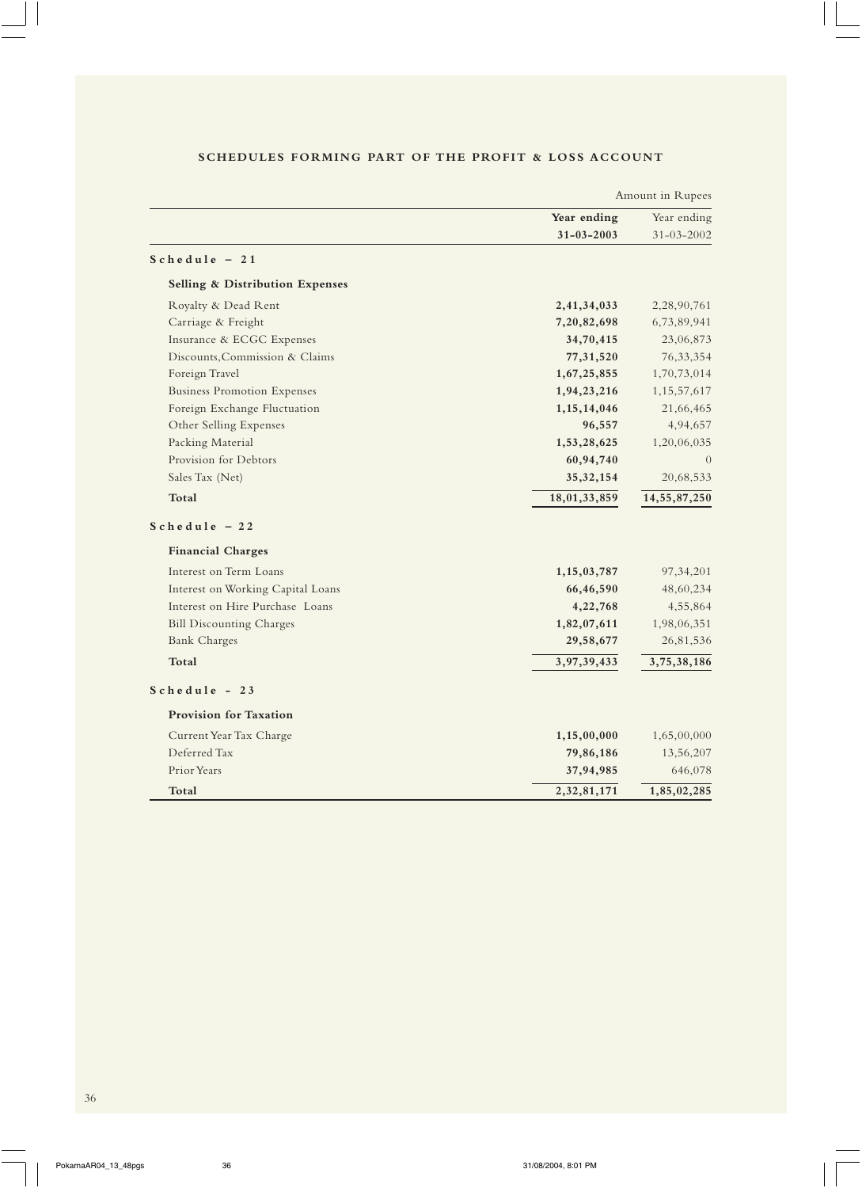## SCHEDULES FORMING PART OF THE PROFIT & LOSS ACCOUNT

Amount in Rupees

| | **Year ending 31-03-2003** | Year ending 31-03-2002 |
|---|---|---|
| **Schedule – 21** | | |
| **Selling & Distribution Expenses** | | |
| Royalty & Dead Rent | **2,41,34,033** | 2,28,90,761 |
| Carriage & Freight | **7,20,82,698** | 6,73,89,941 |
| Insurance & ECGC Expenses | **34,70,415** | 23,06,873 |
| Discounts,Commission & Claims | **77,31,520** | 76,33,354 |
| Foreign Travel | **1,67,25,855** | 1,70,73,014 |
| Business Promotion Expenses | **1,94,23,216** | 1,15,57,617 |
| Foreign Exchange Fluctuation | **1,15,14,046** | 21,66,465 |
| Other Selling Expenses | **96,557** | 4,94,657 |
| Packing Material | **1,53,28,625** | 1,20,06,035 |
| Provision for Debtors | **60,94,740** | 0 |
| Sales Tax (Net) | **35,32,154** | 20,68,533 |
| **Total** | **18,01,33,859** | **14,55,87,250** |
| **Schedule – 22** | | |
| **Financial Charges** | | |
| Interest on Term Loans | **1,15,03,787** | 97,34,201 |
| Interest on Working Capital Loans | **66,46,590** | 48,60,234 |
| Interest on Hire Purchase Loans | **4,22,768** | 4,55,864 |
| Bill Discounting Charges | **1,82,07,611** | 1,98,06,351 |
| Bank Charges | **29,58,677** | 26,81,536 |
| **Total** | **3,97,39,433** | **3,75,38,186** |
| **Schedule - 23** | | |
| **Provision for Taxation** | | |
| Current Year Tax Charge | **1,15,00,000** | 1,65,00,000 |
| Deferred Tax | **79,86,186** | 13,56,207 |
| Prior Years | **37,94,985** | 646,078 |
| **Total** | **2,32,81,171** | **1,85,02,285** |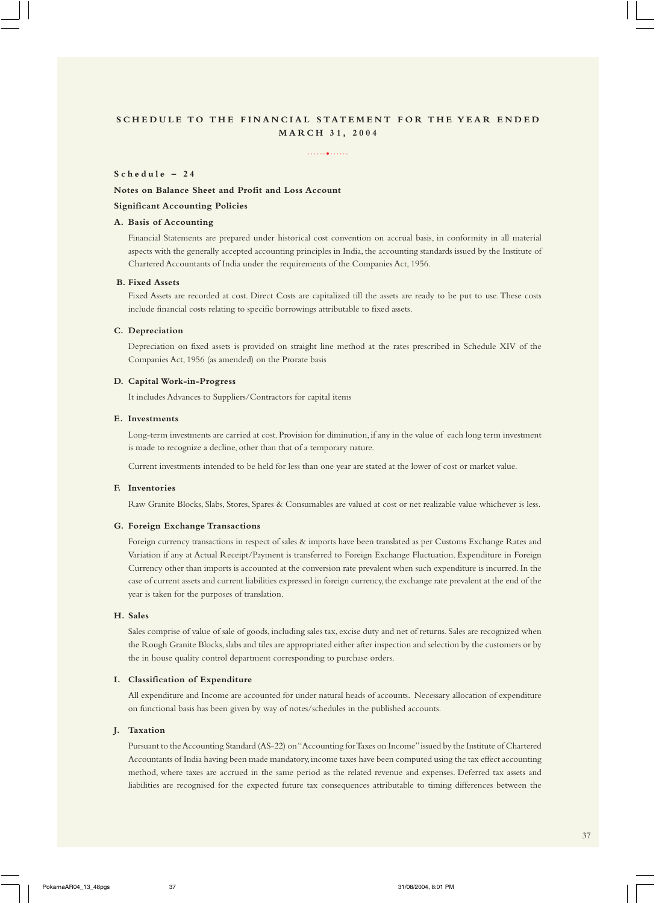# SCHEDULE TO THE FINANCIAL STATEMENT FOR THE YEAR ENDED MARCH 31, 2004

## Schedule – 24

### Notes on Balance Sheet and Profit and Loss Account

### Significant Accounting Policies

**A. Basis of Accounting**

Financial Statements are prepared under historical cost convention on accrual basis, in conformity in all material aspects with the generally accepted accounting principles in India, the accounting standards issued by the Institute of Chartered Accountants of India under the requirements of the Companies Act, 1956.

**B. Fixed Assets**

Fixed Assets are recorded at cost. Direct Costs are capitalized till the assets are ready to be put to use. These costs include financial costs relating to specific borrowings attributable to fixed assets.

**C. Depreciation**

Depreciation on fixed assets is provided on straight line method at the rates prescribed in Schedule XIV of the Companies Act, 1956 (as amended) on the Prorate basis

**D. Capital Work-in-Progress**

It includes Advances to Suppliers/Contractors for capital items

**E. Investments**

Long-term investments are carried at cost. Provision for diminution, if any in the value of each long term investment is made to recognize a decline, other than that of a temporary nature.

Current investments intended to be held for less than one year are stated at the lower of cost or market value.

**F. Inventories**

Raw Granite Blocks, Slabs, Stores, Spares & Consumables are valued at cost or net realizable value whichever is less.

**G. Foreign Exchange Transactions**

Foreign currency transactions in respect of sales & imports have been translated as per Customs Exchange Rates and Variation if any at Actual Receipt/Payment is transferred to Foreign Exchange Fluctuation. Expenditure in Foreign Currency other than imports is accounted at the conversion rate prevalent when such expenditure is incurred. In the case of current assets and current liabilities expressed in foreign currency, the exchange rate prevalent at the end of the year is taken for the purposes of translation.

**H. Sales**

Sales comprise of value of sale of goods, including sales tax, excise duty and net of returns. Sales are recognized when the Rough Granite Blocks, slabs and tiles are appropriated either after inspection and selection by the customers or by the in house quality control department corresponding to purchase orders.

**I. Classification of Expenditure**

All expenditure and Income are accounted for under natural heads of accounts. Necessary allocation of expenditure on functional basis has been given by way of notes/schedules in the published accounts.

**J. Taxation**

Pursuant to the Accounting Standard (AS-22) on "Accounting for Taxes on Income" issued by the Institute of Chartered Accountants of India having been made mandatory, income taxes have been computed using the tax effect accounting method, where taxes are accrued in the same period as the related revenue and expenses. Deferred tax assets and liabilities are recognised for the expected future tax consequences attributable to timing differences between the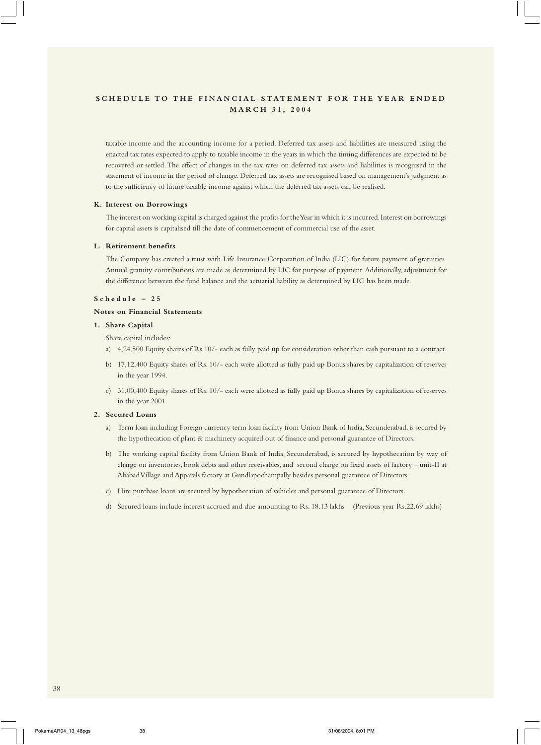## SCHEDULE TO THE FINANCIAL STATEMENT FOR THE YEAR ENDED MARCH 31, 2004

taxable income and the accounting income for a period. Deferred tax assets and liabilities are measured using the enacted tax rates expected to apply to taxable income in the years in which the timing differences are expected to be recovered or settled. The effect of changes in the tax rates on deferred tax assets and liabilities is recognised in the statement of income in the period of change. Deferred tax assets are recognised based on management's judgment as to the sufficiency of future taxable income against which the deferred tax assets can be realised.

**K. Interest on Borrowings**

The interest on working capital is charged against the profits for the Year in which it is incurred. Interest on borrowings for capital assets is capitalised till the date of commencement of commercial use of the asset.

**L. Retirement benefits**

The Company has created a trust with Life Insurance Corporation of India (LIC) for future payment of gratuities. Annual gratuity contributions are made as determined by LIC for purpose of payment. Additionally, adjustment for the difference between the fund balance and the actuarial liability as determined by LIC has been made.

### Schedule – 25

**Notes on Financial Statements**

**1. Share Capital**

Share capital includes:

a) 4,24,500 Equity shares of Rs.10/- each as fully paid up for consideration other than cash pursuant to a contract.

b) 17,12,400 Equity shares of Rs. 10/- each were allotted as fully paid up Bonus shares by capitalization of reserves in the year 1994.

c) 31,00,400 Equity shares of Rs. 10/- each were allotted as fully paid up Bonus shares by capitalization of reserves in the year 2001.

**2. Secured Loans**

a) Term loan including Foreign currency term loan facility from Union Bank of India, Secunderabad, is secured by the hypothecation of plant & machinery acquired out of finance and personal guarantee of Directors.

b) The working capital facility from Union Bank of India, Secunderabad, is secured by hypothecation by way of charge on inventories, book debts and other receivables, and second charge on fixed assets of factory – unit-II at Aliabad Village and Apparels factory at Gundlapochampally besides personal guarantee of Directors.

c) Hire purchase loans are secured by hypothecation of vehicles and personal guarantee of Directors.

d) Secured loans include interest accrued and due amounting to Rs. 18.13 lakhs (Previous year Rs.22.69 lakhs)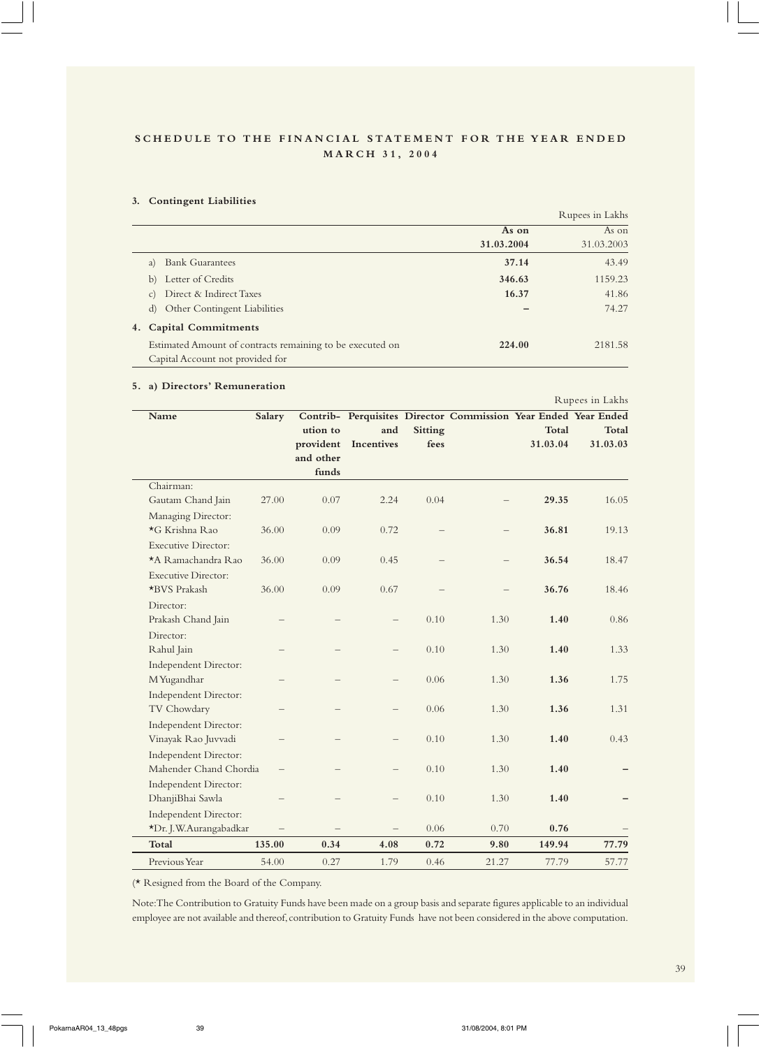## SCHEDULE TO THE FINANCIAL STATEMENT FOR THE YEAR ENDED MARCH 31, 2004

### 3. Contingent Liabilities

Rupees in Lakhs

| | As on 31.03.2004 | As on 31.03.2003 |
|---|---|---|
| a) Bank Guarantees | **37.14** | 43.49 |
| b) Letter of Credits | **346.63** | 1159.23 |
| c) Direct & Indirect Taxes | **16.37** | 41.86 |
| d) Other Contingent Liabilities | – | 74.27 |

### 4. Capital Commitments

| | As on 31.03.2004 | As on 31.03.2003 |
|---|---|---|
| Estimated Amount of contracts remaining to be executed on Capital Account not provided for | **224.00** | 2181.58 |

### 5. a) Directors' Remuneration

Rupees in Lakhs

| Name | Salary | Contribution to provident and other funds | Perquisites and Incentives | Director Sitting fees | Commission | Year Ended Total 31.03.04 | Year Ended Total 31.03.03 |
|---|---|---|---|---|---|---|---|
| Chairman: Gautam Chand Jain | 27.00 | 0.07 | 2.24 | 0.04 | – | **29.35** | 16.05 |
| Managing Director: *G Krishna Rao | 36.00 | 0.09 | 0.72 | – | – | **36.81** | 19.13 |
| Executive Director: *A Ramachandra Rao | 36.00 | 0.09 | 0.45 | – | – | **36.54** | 18.47 |
| Executive Director: *BVS Prakash | 36.00 | 0.09 | 0.67 | – | – | **36.76** | 18.46 |
| Director: Prakash Chand Jain | – | – | – | 0.10 | 1.30 | **1.40** | 0.86 |
| Director: Rahul Jain | – | – | – | 0.10 | 1.30 | **1.40** | 1.33 |
| Independent Director: M Yugandhar | – | – | – | 0.06 | 1.30 | **1.36** | 1.75 |
| Independent Director: TV Chowdary | – | – | – | 0.06 | 1.30 | **1.36** | 1.31 |
| Independent Director: Vinayak Rao Juvvadi | – | – | – | 0.10 | 1.30 | **1.40** | 0.43 |
| Independent Director: Mahender Chand Chordia | – | – | – | 0.10 | 1.30 | **1.40** | – |
| Independent Director: DhanjiBhai Sawla | – | – | – | 0.10 | 1.30 | **1.40** | – |
| Independent Director: *Dr. J.W.Aurangabadkar | – | – | – | 0.06 | 0.70 | **0.76** | – |
| **Total** | **135.00** | **0.34** | **4.08** | **0.72** | **9.80** | **149.94** | **77.79** |
| Previous Year | 54.00 | 0.27 | 1.79 | 0.46 | 21.27 | 77.79 | 57.77 |

(* Resigned from the Board of the Company.

Note:The Contribution to Gratuity Funds have been made on a group basis and separate figures applicable to an individual employee are not available and thereof, contribution to Gratuity Funds have not been considered in the above computation.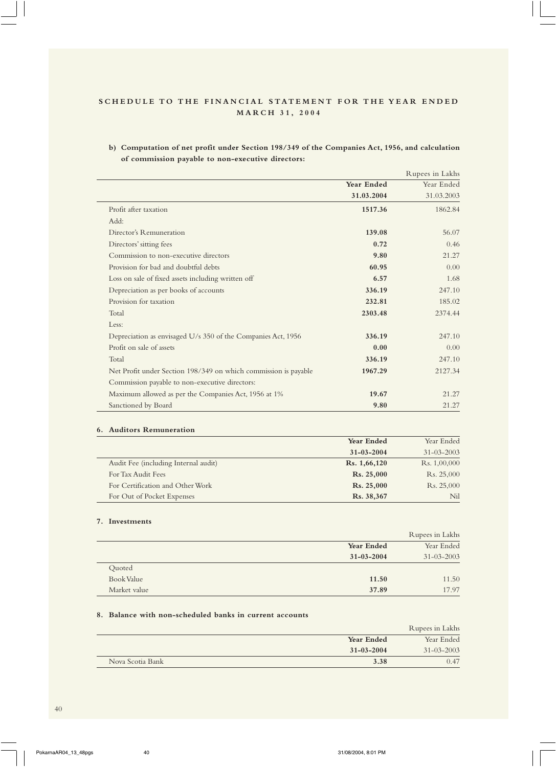## SCHEDULE TO THE FINANCIAL STATEMENT FOR THE YEAR ENDED MARCH 31, 2004

**b) Computation of net profit under Section 198/349 of the Companies Act, 1956, and calculation of commission payable to non-executive directors:**

| | | Rupees in Lakhs |
|---|---|---|
| | **Year Ended** | Year Ended |
| | **31.03.2004** | 31.03.2003 |
| Profit after taxation | **1517.36** | 1862.84 |
| Add: | | |
| Director's Remuneration | **139.08** | 56.07 |
| Directors' sitting fees | **0.72** | 0.46 |
| Commission to non-executive directors | **9.80** | 21.27 |
| Provision for bad and doubtful debts | **60.95** | 0.00 |
| Loss on sale of fixed assets including written off | **6.57** | 1.68 |
| Depreciation as per books of accounts | **336.19** | 247.10 |
| Provision for taxation | **232.81** | 185.02 |
| Total | **2303.48** | 2374.44 |
| Less: | | |
| Depreciation as envisaged U/s 350 of the Companies Act, 1956 | **336.19** | 247.10 |
| Profit on sale of assets | **0.00** | 0.00 |
| Total | **336.19** | 247.10 |
| Net Profit under Section 198/349 on which commission is payable | **1967.29** | 2127.34 |
| Commission payable to non-executive directors: | | |
| Maximum allowed as per the Companies Act, 1956 at 1% | **19.67** | 21.27 |
| Sanctioned by Board | **9.80** | 21.27 |

### 6. Auditors Remuneration

| | **Year Ended** | Year Ended |
|---|---|---|
| | **31-03-2004** | 31-03-2003 |
| Audit Fee (including Internal audit) | **Rs. 1,66,120** | Rs. 1,00,000 |
| For Tax Audit Fees | **Rs. 25,000** | Rs. 25,000 |
| For Certification and Other Work | **Rs. 25,000** | Rs. 25,000 |
| For Out of Pocket Expenses | **Rs. 38,367** | Nil |

### 7. Investments

| | | Rupees in Lakhs |
|---|---|---|
| | **Year Ended** | Year Ended |
| | **31-03-2004** | 31-03-2003 |
| Quoted | | |
| Book Value | **11.50** | 11.50 |
| Market value | **37.89** | 17.97 |

### 8. Balance with non-scheduled banks in current accounts

| | | Rupees in Lakhs |
|---|---|---|
| | **Year Ended** | Year Ended |
| | **31-03-2004** | 31-03-2003 |
| Nova Scotia Bank | **3.38** | 0.47 |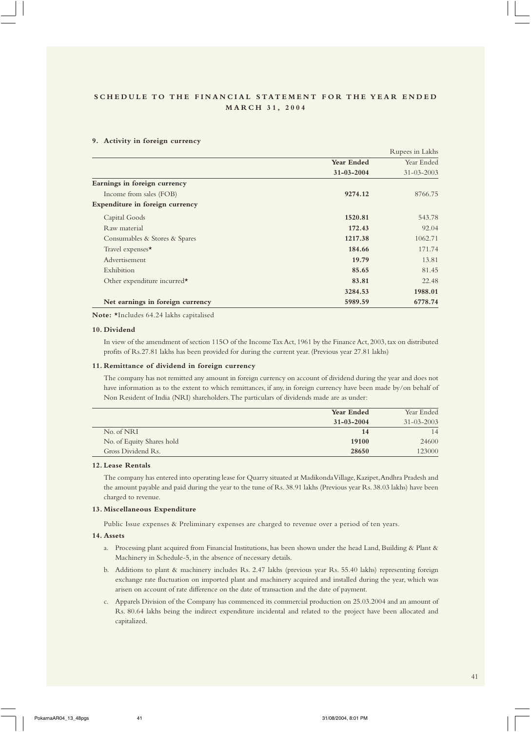## SCHEDULE TO THE FINANCIAL STATEMENT FOR THE YEAR ENDED MARCH 31, 2004

**9. Activity in foreign currency**

Rupees in Lakhs

| | **Year Ended 31-03-2004** | Year Ended 31-03-2003 |
|---|---|---|
| **Earnings in foreign currency** | | |
| Income from sales (FOB) | **9274.12** | 8766.75 |
| **Expenditure in foreign currency** | | |
| Capital Goods | **1520.81** | 543.78 |
| Raw material | **172.43** | 92.04 |
| Consumables & Stores & Spares | **1217.38** | 1062.71 |
| Travel expenses* | **184.66** | 171.74 |
| Advertisement | **19.79** | 13.81 |
| Exhibition | **85.65** | 81.45 |
| Other expenditure incurred* | **83.81** | 22.48 |
| | **3284.53** | **1988.01** |
| **Net earnings in foreign currency** | **5989.59** | **6778.74** |

**Note:** *Includes 64.24 lakhs capitalised

**10. Dividend**

In view of the amendment of section 115O of the Income Tax Act, 1961 by the Finance Act, 2003, tax on distributed profits of Rs.27.81 lakhs has been provided for during the current year. (Previous year 27.81 lakhs)

**11. Remittance of dividend in foreign currency**

The company has not remitted any amount in foreign currency on account of dividend during the year and does not have information as to the extent to which remittances, if any, in foreign currency have been made by/on behalf of Non Resident of India (NRI) shareholders. The particulars of dividends made are as under:

| | **Year Ended 31-03-2004** | Year Ended 31-03-2003 |
|---|---|---|
| No. of NRI | **14** | 14 |
| No. of Equity Shares hold | **19100** | 24600 |
| Gross Dividend Rs. | **28650** | 123000 |

**12. Lease Rentals**

The company has entered into operating lease for Quarry situated at Madikonda Village, Kazipet, Andhra Pradesh and the amount payable and paid during the year to the tune of Rs. 38.91 lakhs (Previous year Rs. 38.03 lakhs) have been charged to revenue.

**13. Miscellaneous Expenditure**

Public Issue expenses & Preliminary expenses are charged to revenue over a period of ten years.

**14. Assets**

a. Processing plant acquired from Financial Institutions, has been shown under the head Land, Building & Plant & Machinery in Schedule-5, in the absence of necessary details.

b. Additions to plant & machinery includes Rs. 2.47 lakhs (previous year Rs. 55.40 lakhs) representing foreign exchange rate fluctuation on imported plant and machinery acquired and installed during the year, which was arisen on account of rate difference on the date of transaction and the date of payment.

c. Apparels Division of the Company has commenced its commercial production on 25.03.2004 and an amount of Rs. 80.64 lakhs being the indirect expenditure incidental and related to the project have been allocated and capitalized.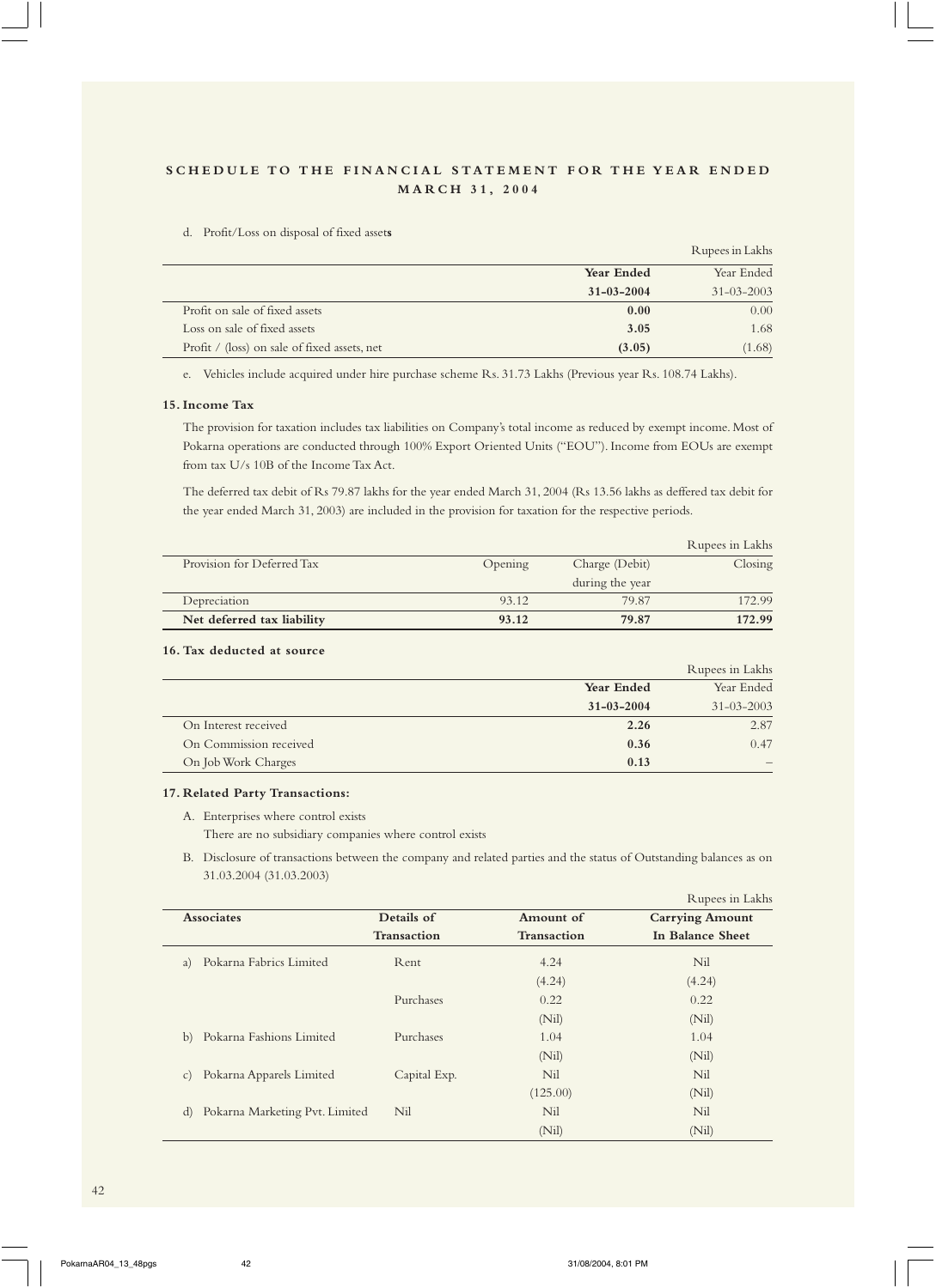## SCHEDULE TO THE FINANCIAL STATEMENT FOR THE YEAR ENDED MARCH 31, 2004

d. Profit/Loss on disposal of fixed assets

Rupees in Lakhs

| | **Year Ended 31-03-2004** | Year Ended 31-03-2003 |
|---|---|---|
| Profit on sale of fixed assets | **0.00** | 0.00 |
| Loss on sale of fixed assets | **3.05** | 1.68 |
| Profit / (loss) on sale of fixed assets, net | **(3.05)** | (1.68) |

e. Vehicles include acquired under hire purchase scheme Rs. 31.73 Lakhs (Previous year Rs. 108.74 Lakhs).

### 15. Income Tax

The provision for taxation includes tax liabilities on Company's total income as reduced by exempt income. Most of Pokarna operations are conducted through 100% Export Oriented Units ("EOU"). Income from EOUs are exempt from tax U/s 10B of the Income Tax Act.

The deferred tax debit of Rs 79.87 lakhs for the year ended March 31, 2004 (Rs 13.56 lakhs as deffered tax debit for the year ended March 31, 2003) are included in the provision for taxation for the respective periods.

Rupees in Lakhs

| Provision for Deferred Tax | Opening | Charge (Debit) during the year | Closing |
|---|---|---|---|
| Depreciation | 93.12 | 79.87 | 172.99 |
| **Net deferred tax liability** | **93.12** | **79.87** | **172.99** |

### 16. Tax deducted at source

Rupees in Lakhs

| | **Year Ended 31-03-2004** | Year Ended 31-03-2003 |
|---|---|---|
| On Interest received | **2.26** | 2.87 |
| On Commission received | **0.36** | 0.47 |
| On Job Work Charges | **0.13** | – |

### 17. Related Party Transactions:

A. Enterprises where control exists

There are no subsidiary companies where control exists

B. Disclosure of transactions between the company and related parties and the status of Outstanding balances as on 31.03.2004 (31.03.2003)

Rupees in Lakhs

| **Associates** | **Details of Transaction** | **Amount of Transaction** | **Carrying Amount In Balance Sheet** |
|---|---|---|---|
| a) Pokarna Fabrics Limited | Rent | 4.24 | Nil |
| | | (4.24) | (4.24) |
| | Purchases | 0.22 | 0.22 |
| | | (Nil) | (Nil) |
| b) Pokarna Fashions Limited | Purchases | 1.04 | 1.04 |
| | | (Nil) | (Nil) |
| c) Pokarna Apparels Limited | Capital Exp. | Nil | Nil |
| | | (125.00) | (Nil) |
| d) Pokarna Marketing Pvt. Limited | Nil | Nil | Nil |
| | | (Nil) | (Nil) |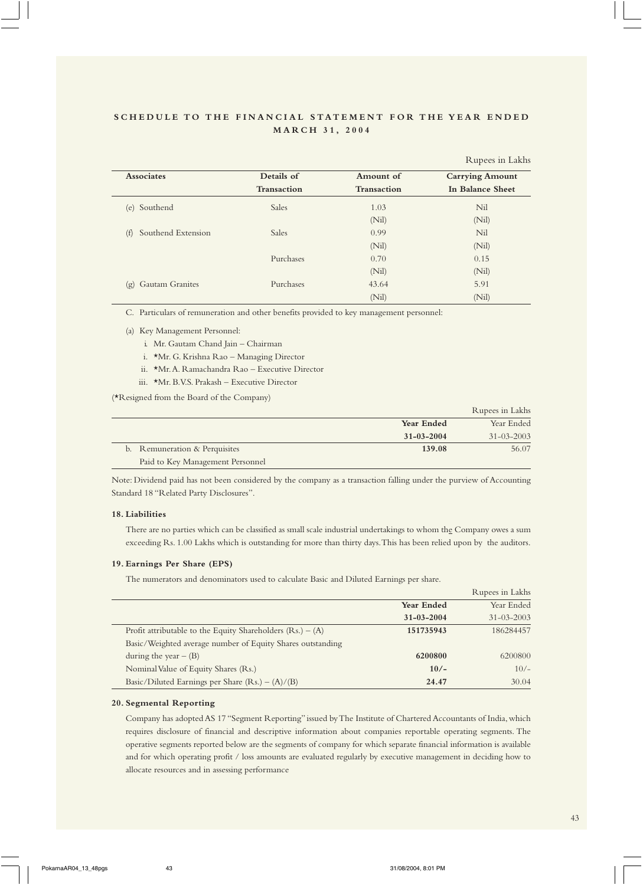## SCHEDULE TO THE FINANCIAL STATEMENT FOR THE YEAR ENDED MARCH 31, 2004

Rupees in Lakhs

| Associates | Details of Transaction | Amount of Transaction | Carrying Amount In Balance Sheet |
|---|---|---|---|
| (e) Southend | Sales | 1.03 | Nil |
| | | (Nil) | (Nil) |
| (f) Southend Extension | Sales | 0.99 | Nil |
| | | (Nil) | (Nil) |
| | Purchases | 0.70 | 0.15 |
| | | (Nil) | (Nil) |
| (g) Gautam Granites | Purchases | 43.64 | 5.91 |
| | | (Nil) | (Nil) |

C. Particulars of remuneration and other benefits provided to key management personnel:

(a) Key Management Personnel:

i. Mr. Gautam Chand Jain – Chairman

i. *Mr. G. Krishna Rao – Managing Director

ii. *Mr. A. Ramachandra Rao – Executive Director

iii. *Mr. B.V.S. Prakash – Executive Director

(*Resigned from the Board of the Company)

Rupees in Lakhs

| | **Year Ended 31-03-2004** | Year Ended 31-03-2003 |
|---|---|---|
| b. Remuneration & Perquisites Paid to Key Management Personnel | **139.08** | 56.07 |

Note: Dividend paid has not been considered by the company as a transaction falling under the purview of Accounting Standard 18 "Related Party Disclosures".

### 18. Liabilities

There are no parties which can be classified as small scale industrial undertakings to whom the Company owes a sum exceeding Rs. 1.00 Lakhs which is outstanding for more than thirty days. This has been relied upon by the auditors.

### 19. Earnings Per Share (EPS)

The numerators and denominators used to calculate Basic and Diluted Earnings per share.

Rupees in Lakhs

| | **Year Ended 31-03-2004** | Year Ended 31-03-2003 |
|---|---|---|
| Profit attributable to the Equity Shareholders (Rs.) – (A) | **151735943** | 186284457 |
| Basic/Weighted average number of Equity Shares outstanding during the year – (B) | **6200800** | 6200800 |
| Nominal Value of Equity Shares (Rs.) | **10/-** | 10/- |
| Basic/Diluted Earnings per Share (Rs.) – (A)/(B) | **24.47** | 30.04 |

### 20. Segmental Reporting

Company has adopted AS 17 "Segment Reporting" issued by The Institute of Chartered Accountants of India, which requires disclosure of financial and descriptive information about companies reportable operating segments. The operative segments reported below are the segments of company for which separate financial information is available and for which operating profit / loss amounts are evaluated regularly by executive management in deciding how to allocate resources and in assessing performance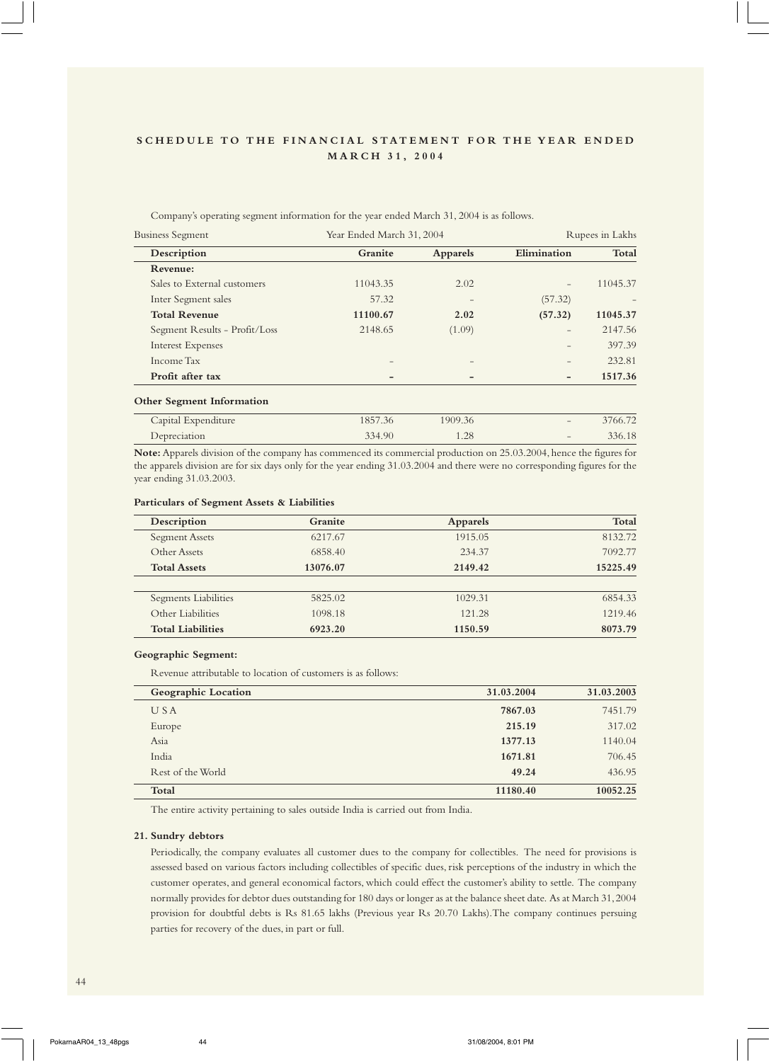## SCHEDULE TO THE FINANCIAL STATEMENT FOR THE YEAR ENDED MARCH 31, 2004

Company's operating segment information for the year ended March 31, 2004 is as follows.

Business Segment — Year Ended March 31, 2004 — Rupees in Lakhs

| Description | Granite | Apparels | Elimination | Total |
|---|---|---|---|---|
| **Revenue:** | | | | |
| Sales to External customers | 11043.35 | 2.02 | – | 11045.37 |
| Inter Segment sales | 57.32 | – | (57.32) | – |
| **Total Revenue** | **11100.67** | **2.02** | **(57.32)** | **11045.37** |
| Segment Results - Profit/Loss | 2148.65 | (1.09) | – | 2147.56 |
| Interest Expenses | | | – | 397.39 |
| Income Tax | – | – | – | 232.81 |
| **Profit after tax** | **–** | **–** | **–** | **1517.36** |

**Other Segment Information**

| | | | | |
|---|---|---|---|---|
| Capital Expenditure | 1857.36 | 1909.36 | – | 3766.72 |
| Depreciation | 334.90 | 1.28 | – | 336.18 |

**Note:** Apparels division of the company has commenced its commercial production on 25.03.2004, hence the figures for the apparels division are for six days only for the year ending 31.03.2004 and there were no corresponding figures for the year ending 31.03.2003.

**Particulars of Segment Assets & Liabilities**

| Description | Granite | Apparels | Total |
|---|---|---|---|
| Segment Assets | 6217.67 | 1915.05 | 8132.72 |
| Other Assets | 6858.40 | 234.37 | 7092.77 |
| **Total Assets** | **13076.07** | **2149.42** | **15225.49** |
| Segments Liabilities | 5825.02 | 1029.31 | 6854.33 |
| Other Liabilities | 1098.18 | 121.28 | 1219.46 |
| **Total Liabilities** | **6923.20** | **1150.59** | **8073.79** |

**Geographic Segment:**

Revenue attributable to location of customers is as follows:

| Geographic Location | 31.03.2004 | 31.03.2003 |
|---|---|---|
| U S A | **7867.03** | 7451.79 |
| Europe | **215.19** | 317.02 |
| Asia | **1377.13** | 1140.04 |
| India | **1671.81** | 706.45 |
| Rest of the World | **49.24** | 436.95 |
| **Total** | **11180.40** | **10052.25** |

The entire activity pertaining to sales outside India is carried out from India.

**21. Sundry debtors**

Periodically, the company evaluates all customer dues to the company for collectibles. The need for provisions is assessed based on various factors including collectibles of specific dues, risk perceptions of the industry in which the customer operates, and general economical factors, which could effect the customer's ability to settle. The company normally provides for debtor dues outstanding for 180 days or longer as at the balance sheet date. As at March 31, 2004 provision for doubtful debts is Rs 81.65 lakhs (Previous year Rs 20.70 Lakhs).The company continues persuing parties for recovery of the dues, in part or full.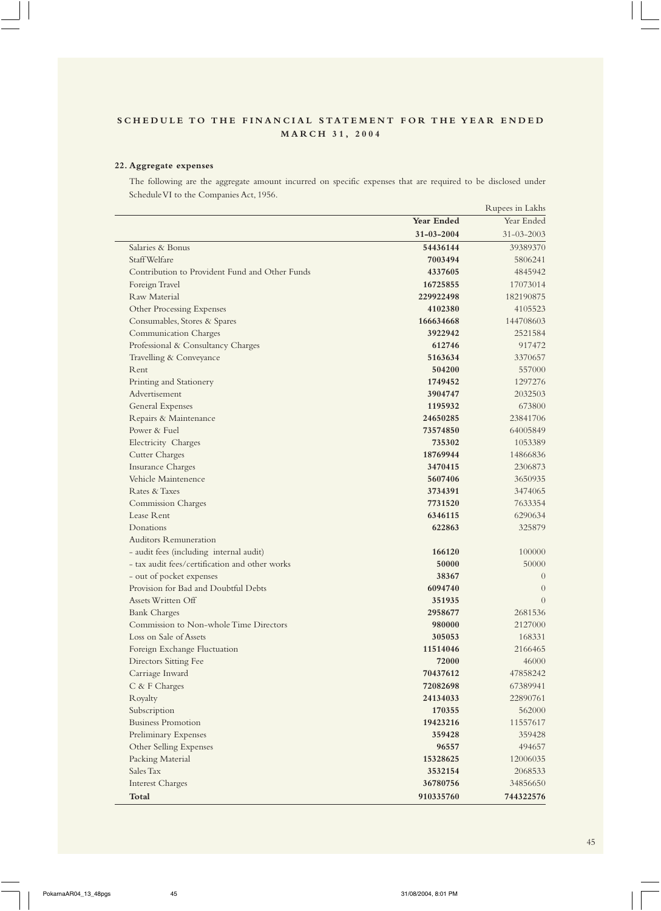## SCHEDULE TO THE FINANCIAL STATEMENT FOR THE YEAR ENDED MARCH 31, 2004

### 22. Aggregate expenses

The following are the aggregate amount incurred on specific expenses that are required to be disclosed under Schedule VI to the Companies Act, 1956.

Rupees in Lakhs

| | Year Ended 31-03-2004 | Year Ended 31-03-2003 |
|---|---|---|
| Salaries & Bonus | **54436144** | 39389370 |
| Staff Welfare | **7003494** | 5806241 |
| Contribution to Provident Fund and Other Funds | **4337605** | 4845942 |
| Foreign Travel | **16725855** | 17073014 |
| Raw Material | **229922498** | 182190875 |
| Other Processing Expenses | **4102380** | 4105523 |
| Consumables, Stores & Spares | **166634668** | 144708603 |
| Communication Charges | **3922942** | 2521584 |
| Professional & Consultancy Charges | **612746** | 917472 |
| Travelling & Conveyance | **5163634** | 3370657 |
| Rent | **504200** | 557000 |
| Printing and Stationery | **1749452** | 1297276 |
| Advertisement | **3904747** | 2032503 |
| General Expenses | **1195932** | 673800 |
| Repairs & Maintenance | **24650285** | 23841706 |
| Power & Fuel | **73574850** | 64005849 |
| Electricity Charges | **735302** | 1053389 |
| Cutter Charges | **18769944** | 14866836 |
| Insurance Charges | **3470415** | 2306873 |
| Vehicle Maintenence | **5607406** | 3650935 |
| Rates & Taxes | **3734391** | 3474065 |
| Commission Charges | **7731520** | 7633354 |
| Lease Rent | **6346115** | 6290634 |
| Donations | **622863** | 325879 |
| Auditors Remuneration | | |
| - audit fees (including internal audit) | **166120** | 100000 |
| - tax audit fees/certification and other works | **50000** | 50000 |
| - out of pocket expenses | **38367** | 0 |
| Provision for Bad and Doubtful Debts | **6094740** | 0 |
| Assets Written Off | **351935** | 0 |
| Bank Charges | **2958677** | 2681536 |
| Commission to Non-whole Time Directors | **980000** | 2127000 |
| Loss on Sale of Assets | **305053** | 168331 |
| Foreign Exchange Fluctuation | **11514046** | 2166465 |
| Directors Sitting Fee | **72000** | 46000 |
| Carriage Inward | **70437612** | 47858242 |
| C & F Charges | **72082698** | 67389941 |
| Royalty | **24134033** | 22890761 |
| Subscription | **170355** | 562000 |
| Business Promotion | **19423216** | 11557617 |
| Preliminary Expenses | **359428** | 359428 |
| Other Selling Expenses | **96557** | 494657 |
| Packing Material | **15328625** | 12006035 |
| Sales Tax | **3532154** | 2068533 |
| Interest Charges | **36780756** | 34856650 |
| **Total** | **910335760** | **744322576** |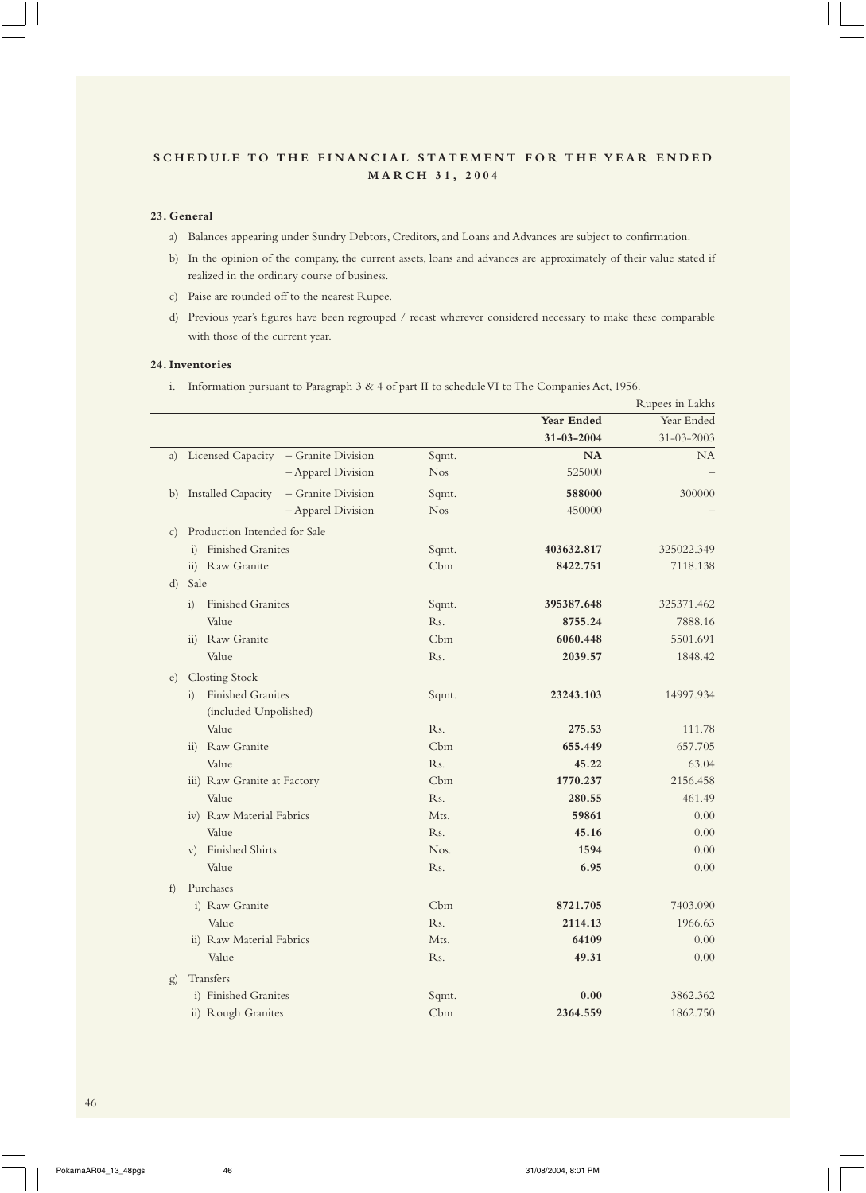## SCHEDULE TO THE FINANCIAL STATEMENT FOR THE YEAR ENDED MARCH 31, 2004

### 23. General

a) Balances appearing under Sundry Debtors, Creditors, and Loans and Advances are subject to confirmation.

b) In the opinion of the company, the current assets, loans and advances are approximately of their value stated if realized in the ordinary course of business.

c) Paise are rounded off to the nearest Rupee.

d) Previous year's figures have been regrouped / recast wherever considered necessary to make these comparable with those of the current year.

### 24. Inventories

i. Information pursuant to Paragraph 3 & 4 of part II to schedule VI to The Companies Act, 1956.

Rupees in Lakhs

| | | | | **Year Ended 31-03-2004** | Year Ended 31-03-2003 |
|---|---|---|---|---|---|
| a) | Licensed Capacity | – Granite Division | Sqmt. | **NA** | NA |
| | | – Apparel Division | Nos | 525000 | – |
| b) | Installed Capacity | – Granite Division | Sqmt. | **588000** | 300000 |
| | | – Apparel Division | Nos | 450000 | – |
| c) | Production Intended for Sale | | | | |
| | i) Finished Granites | | Sqmt. | **403632.817** | 325022.349 |
| | ii) Raw Granite | | Cbm | **8422.751** | 7118.138 |
| d) | Sale | | | | |
| | i) Finished Granites | | Sqmt. | **395387.648** | 325371.462 |
| | Value | | Rs. | **8755.24** | 7888.16 |
| | ii) Raw Granite | | Cbm | **6060.448** | 5501.691 |
| | Value | | Rs. | **2039.57** | 1848.42 |
| e) | Clostiing Stock | | | | |
| | i) Finished Granites (included Unpolished) | | Sqmt. | **23243.103** | 14997.934 |
| | Value | | Rs. | **275.53** | 111.78 |
| | ii) Raw Granite | | Cbm | **655.449** | 657.705 |
| | Value | | Rs. | **45.22** | 63.04 |
| | iii) Raw Granite at Factory | | Cbm | **1770.237** | 2156.458 |
| | Value | | Rs. | **280.55** | 461.49 |
| | iv) Raw Material Fabrics | | Mts. | **59861** | 0.00 |
| | Value | | Rs. | **45.16** | 0.00 |
| | v) Finished Shirts | | Nos. | **1594** | 0.00 |
| | Value | | Rs. | **6.95** | 0.00 |
| f) | Purchases | | | | |
| | i) Raw Granite | | Cbm | **8721.705** | 7403.090 |
| | Value | | Rs. | **2114.13** | 1966.63 |
| | ii) Raw Material Fabrics | | Mts. | **64109** | 0.00 |
| | Value | | Rs. | **49.31** | 0.00 |
| g) | Transfers | | | | |
| | i) Finished Granites | | Sqmt. | **0.00** | 3862.362 |
| | ii) Rough Granites | | Cbm | **2364.559** | 1862.750 |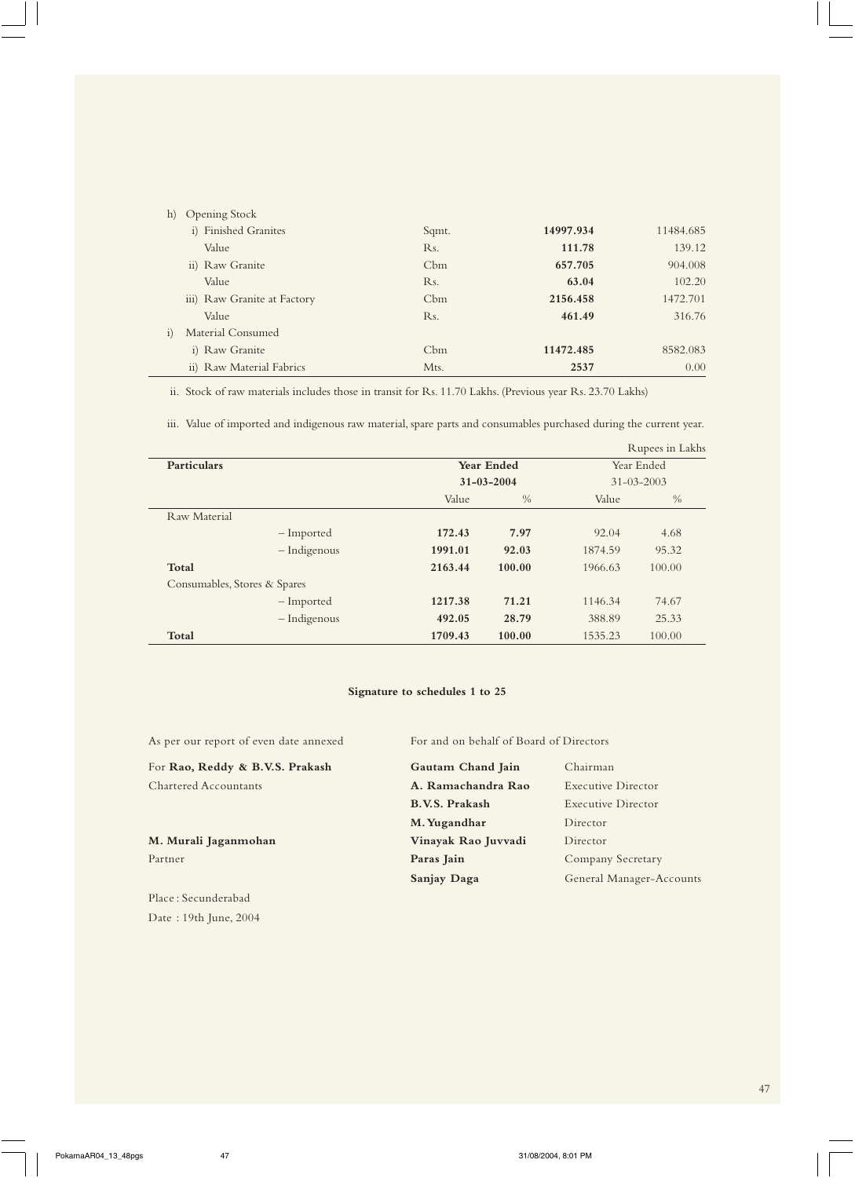| | | | |
|---|---|---|---|
| h) Opening Stock | | | |
| i) Finished Granites | Sqmt. | **14997.934** | 11484.685 |
| Value | Rs. | **111.78** | 139.12 |
| ii) Raw Granite | Cbm | **657.705** | 904.008 |
| Value | Rs. | **63.04** | 102.20 |
| iii) Raw Granite at Factory | Cbm | **2156.458** | 1472.701 |
| Value | Rs. | **461.49** | 316.76 |
| i) Material Consumed | | | |
| i) Raw Granite | Cbm | **11472.485** | 8582.083 |
| ii) Raw Material Fabrics | Mts. | **2537** | 0.00 |

ii. Stock of raw materials includes those in transit for Rs. 11.70 Lakhs. (Previous year Rs. 23.70 Lakhs)

iii. Value of imported and indigenous raw material, spare parts and consumables purchased during the current year.

Rupees in Lakhs

| **Particulars** | | **Year Ended 31-03-2004** | | Year Ended 31-03-2003 | |
|---|---|---|---|---|---|
| | | Value | % | Value | % |
| Raw Material | | | | | |
| | – Imported | **172.43** | **7.97** | 92.04 | 4.68 |
| | – Indigenous | **1991.01** | **92.03** | 1874.59 | 95.32 |
| **Total** | | **2163.44** | **100.00** | 1966.63 | 100.00 |
| Consumables, Stores & Spares | | | | | |
| | – Imported | **1217.38** | **71.21** | 1146.34 | 74.67 |
| | – Indigenous | **492.05** | **28.79** | 388.89 | 25.33 |
| **Total** | | **1709.43** | **100.00** | 1535.23 | 100.00 |

**Signature to schedules 1 to 25**

As per our report of even date annexed

For **Rao, Reddy & B.V.S. Prakash**
Chartered Accountants

**M. Murali Jaganmohan**
Partner

Place : Secunderabad
Date : 19th June, 2004

For and on behalf of Board of Directors

| | |
|---|---|
| **Gautam Chand Jain** | Chairman |
| **A. Ramachandra Rao** | Executive Director |
| **B.V.S. Prakash** | Executive Director |
| **M. Yugandhar** | Director |
| **Vinayak Rao Juvvadi** | Director |
| **Paras Jain** | Company Secretary |
| **Sanjay Daga** | General Manager-Accounts |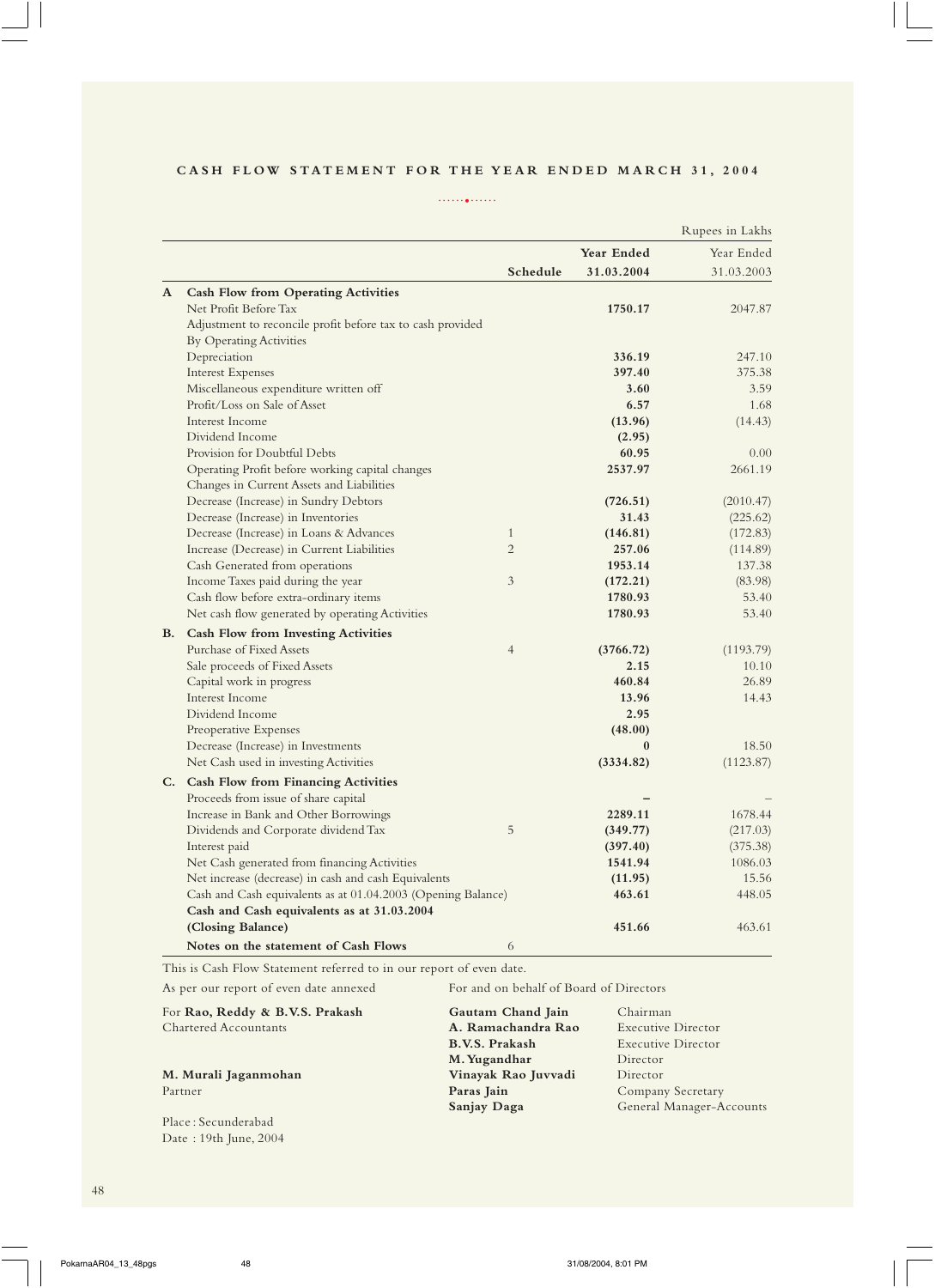# CASH FLOW STATEMENT FOR THE YEAR ENDED MARCH 31, 2004

Rupees in Lakhs

| | | Schedule | Year Ended 31.03.2004 | Year Ended 31.03.2003 |
|---|---|---|---|---|
| **A** | **Cash Flow from Operating Activities** | | | |
| | Net Profit Before Tax | | **1750.17** | 2047.87 |
| | Adjustment to reconcile profit before tax to cash provided By Operating Activities | | | |
| | Depreciation | | **336.19** | 247.10 |
| | Interest Expenses | | **397.40** | 375.38 |
| | Miscellaneous expenditure written off | | **3.60** | 3.59 |
| | Profit/Loss on Sale of Asset | | **6.57** | 1.68 |
| | Interest Income | | **(13.96)** | (14.43) |
| | Dividend Income | | **(2.95)** | |
| | Provision for Doubtful Debts | | **60.95** | 0.00 |
| | Operating Profit before working capital changes | | **2537.97** | 2661.19 |
| | Changes in Current Assets and Liabilities | | | |
| | Decrease (Increase) in Sundry Debtors | | **(726.51)** | (2010.47) |
| | Decrease (Increase) in Inventories | | **31.43** | (225.62) |
| | Decrease (Increase) in Loans & Advances | 1 | **(146.81)** | (172.83) |
| | Increase (Decrease) in Current Liabilities | 2 | **257.06** | (114.89) |
| | Cash Generated from operations | | **1953.14** | 137.38 |
| | Income Taxes paid during the year | 3 | **(172.21)** | (83.98) |
| | Cash flow before extra-ordinary items | | **1780.93** | 53.40 |
| | Net cash flow generated by operating Activities | | **1780.93** | 53.40 |
| **B.** | **Cash Flow from Investing Activities** | | | |
| | Purchase of Fixed Assets | 4 | **(3766.72)** | (1193.79) |
| | Sale proceeds of Fixed Assets | | **2.15** | 10.10 |
| | Capital work in progress | | **460.84** | 26.89 |
| | Interest Income | | **13.96** | 14.43 |
| | Dividend Income | | **2.95** | |
| | Preoperative Expenses | | **(48.00)** | |
| | Decrease (Increase) in Investments | | **0** | 18.50 |
| | Net Cash used in investing Activities | | **(3334.82)** | (1123.87) |
| **C.** | **Cash Flow from Financing Activities** | | | |
| | Proceeds from issue of share capital | | **–** | – |
| | Increase in Bank and Other Borrowings | | **2289.11** | 1678.44 |
| | Dividends and Corporate dividend Tax | 5 | **(349.77)** | (217.03) |
| | Interest paid | | **(397.40)** | (375.38) |
| | Net Cash generated from financing Activities | | **1541.94** | 1086.03 |
| | Net increase (decrease) in cash and cash Equivalents | | **(11.95)** | 15.56 |
| | Cash and Cash equivalents as at 01.04.2003 (Opening Balance) | | **463.61** | 448.05 |
| | **Cash and Cash equivalents as at 31.03.2004 (Closing Balance)** | | **451.66** | 463.61 |
| | **Notes on the statement of Cash Flows** | 6 | | |

This is Cash Flow Statement referred to in our report of even date.

As per our report of even date annexed

For **Rao, Reddy & B.V.S. Prakash**
Chartered Accountants

**M. Murali Jaganmohan**
Partner

Place : Secunderabad
Date : 19th June, 2004

For and on behalf of Board of Directors

| | |
|---|---|
| **Gautam Chand Jain** | Chairman |
| **A. Ramachandra Rao** | Executive Director |
| **B.V.S. Prakash** | Executive Director |
| **M. Yugandhar** | Director |
| **Vinayak Rao Juvvadi** | Director |
| **Paras Jain** | Company Secretary |
| **Sanjay Daga** | General Manager-Accounts |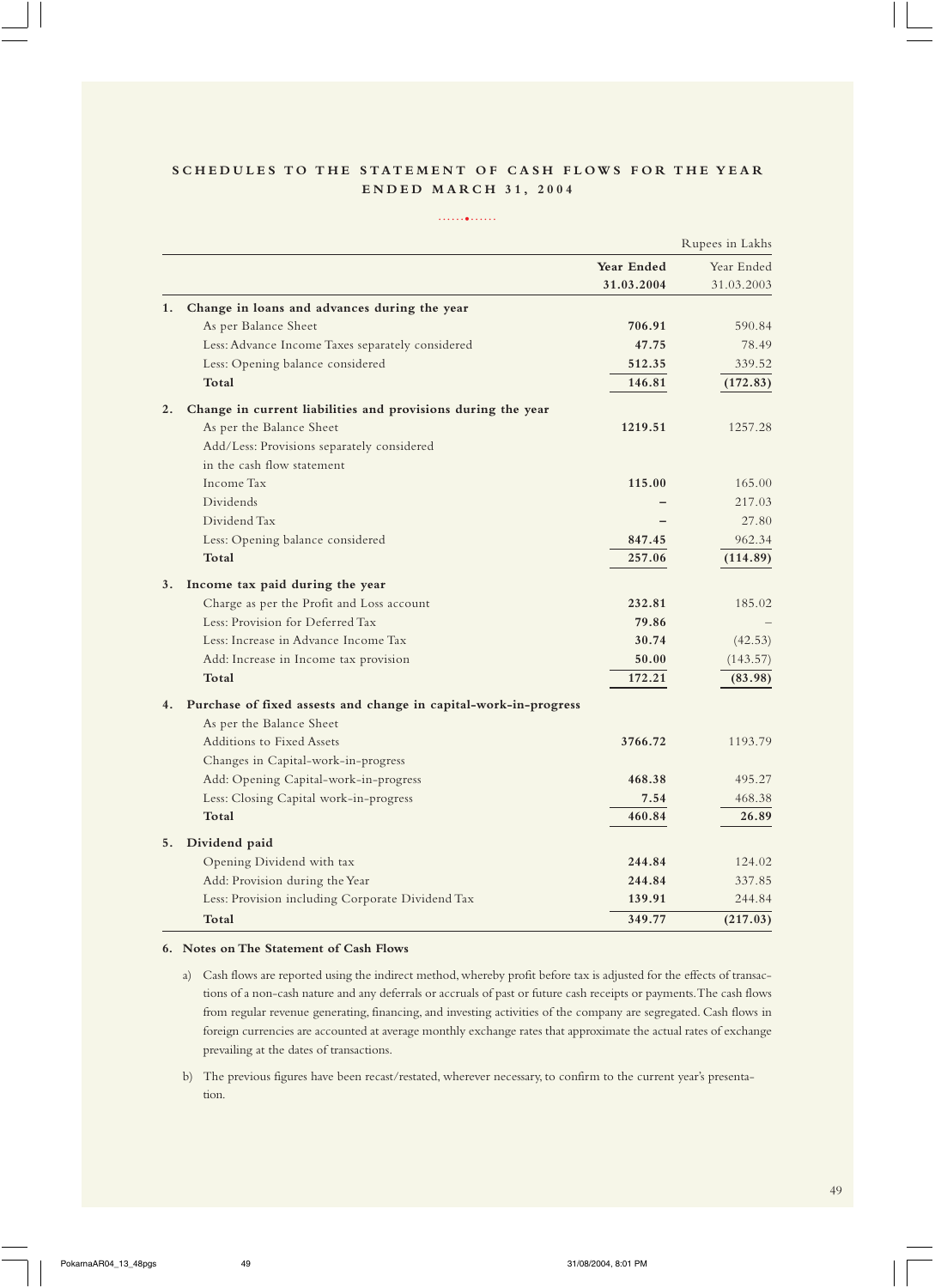## SCHEDULES TO THE STATEMENT OF CASH FLOWS FOR THE YEAR ENDED MARCH 31, 2004

Rupees in Lakhs

| | | **Year Ended 31.03.2004** | Year Ended 31.03.2003 |
|---|---|---|---|
| **1.** | **Change in loans and advances during the year** | | |
| | As per Balance Sheet | **706.91** | 590.84 |
| | Less: Advance Income Taxes separately considered | **47.75** | 78.49 |
| | Less: Opening balance considered | **512.35** | 339.52 |
| | **Total** | **146.81** | **(172.83)** |
| **2.** | **Change in current liabilities and provisions during the year** | | |
| | As per the Balance Sheet | **1219.51** | 1257.28 |
| | Add/Less: Provisions separately considered in the cash flow statement | | |
| | Income Tax | **115.00** | 165.00 |
| | Dividends | **–** | 217.03 |
| | Dividend Tax | **–** | 27.80 |
| | Less: Opening balance considered | **847.45** | 962.34 |
| | **Total** | **257.06** | **(114.89)** |
| **3.** | **Income tax paid during the year** | | |
| | Charge as per the Profit and Loss account | **232.81** | 185.02 |
| | Less: Provision for Deferred Tax | **79.86** | – |
| | Less: Increase in Advance Income Tax | **30.74** | (42.53) |
| | Add: Increase in Income tax provision | **50.00** | (143.57) |
| | **Total** | **172.21** | **(83.98)** |
| **4.** | **Purchase of fixed assests and change in capital-work-in-progress** | | |
| | As per the Balance Sheet | | |
| | Additions to Fixed Assets | **3766.72** | 1193.79 |
| | Changes in Capital-work-in-progress | | |
| | Add: Opening Capital-work-in-progress | **468.38** | 495.27 |
| | Less: Closing Capital work-in-progress | **7.54** | 468.38 |
| | **Total** | **460.84** | **26.89** |
| **5.** | **Dividend paid** | | |
| | Opening Dividend with tax | **244.84** | 124.02 |
| | Add: Provision during the Year | **244.84** | 337.85 |
| | Less: Provision including Corporate Dividend Tax | **139.91** | 244.84 |
| | **Total** | **349.77** | **(217.03)** |

**6. Notes on The Statement of Cash Flows**

a) Cash flows are reported using the indirect method, whereby profit before tax is adjusted for the effects of transactions of a non-cash nature and any deferrals or accruals of past or future cash receipts or payments. The cash flows from regular revenue generating, financing, and investing activities of the company are segregated. Cash flows in foreign currencies are accounted at average monthly exchange rates that approximate the actual rates of exchange prevailing at the dates of transactions.

b) The previous figures have been recast/restated, wherever necessary, to confirm to the current year's presentation.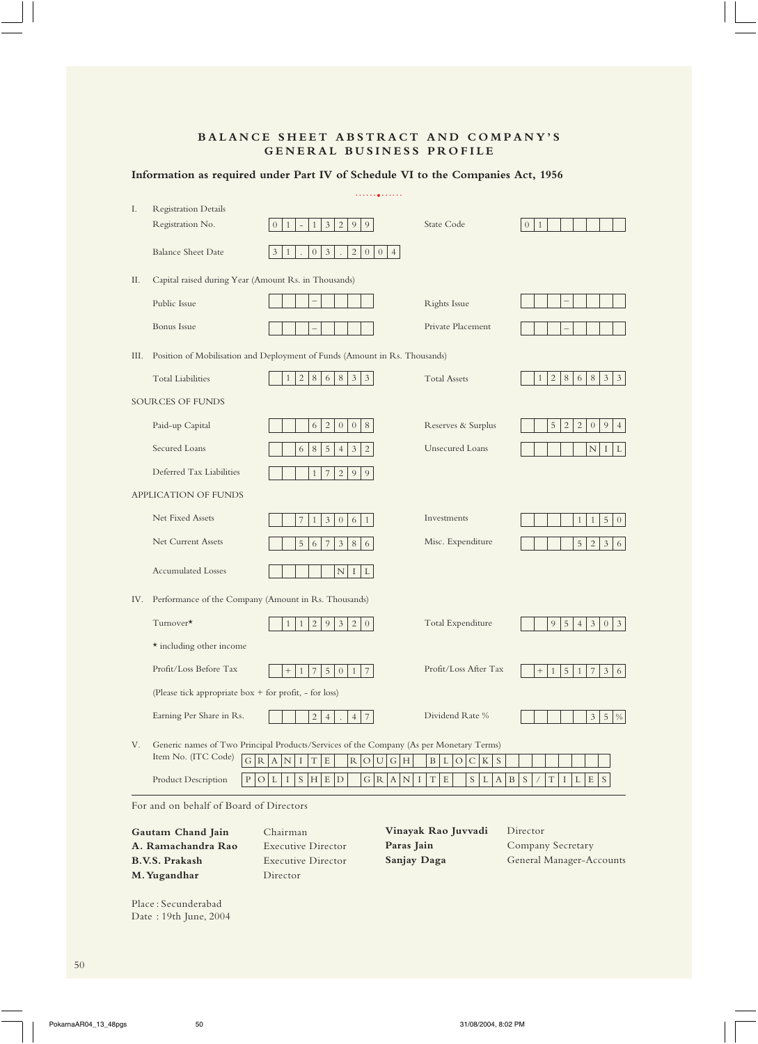# BALANCE SHEET ABSTRACT AND COMPANY'S GENERAL BUSINESS PROFILE

**Information as required under Part IV of Schedule VI to the Companies Act, 1956**

I. Registration Details

| | | | |
|---|---|---|---|
| Registration No. | 01-13299 | State Code | 01 |
| Balance Sheet Date | 31.03.2004 | | |

II. Capital raised during Year (Amount Rs. in Thousands)

| | | | |
|---|---|---|---|
| Public Issue | – | Rights Issue | – |
| Bonus Issue | – | Private Placement | – |

III. Position of Mobilisation and Deployment of Funds (Amount in Rs. Thousands)

| | | | |
|---|---|---|---|
| Total Liabilities | 1286833 | Total Assets | 1286833 |

SOURCES OF FUNDS

| | | | |
|---|---|---|---|
| Paid-up Capital | 62008 | Reserves & Surplus | 522094 |
| Secured Loans | 685432 | Unsecured Loans | NIL |
| Deferred Tax Liabilities | 17299 | | |

APPLICATION OF FUNDS

| | | | |
|---|---|---|---|
| Net Fixed Assets | 713061 | Investments | 1150 |
| Net Current Assets | 567386 | Misc. Expenditure | 5236 |
| Accumulated Losses | NIL | | |

IV. Performance of the Company (Amount in Rs. Thousands)

| | | | |
|---|---|---|---|
| Turnover* | 1129320 | Total Expenditure | 954303 |

* including other income

| | | | |
|---|---|---|---|
| Profit/Loss Before Tax | + 175017 | Profit/Loss After Tax | + 151736 |

(Please tick appropriate box + for profit, - for loss)

| | | | |
|---|---|---|---|
| Earning Per Share in Rs. | 24.47 | Dividend Rate % | 35 % |

V. Generic names of Two Principal Products/Services of the Company (As per Monetary Terms)

| | |
|---|---|
| Item No. (ITC Code) | GRANITE ROUGH BLOCKS |
| Product Description | POLISHED GRANITE SLABS/TILES |

For and on behalf of Board of Directors

**Gautam Chand Jain** — Chairman
**A. Ramachandra Rao** — Executive Director
**B.V.S. Prakash** — Executive Director
**M. Yugandhar** — Director
**Vinayak Rao Juvvadi** — Director
**Paras Jain** — Company Secretary
**Sanjay Daga** — General Manager-Accounts

Place : Secunderabad
Date : 19th June, 2004